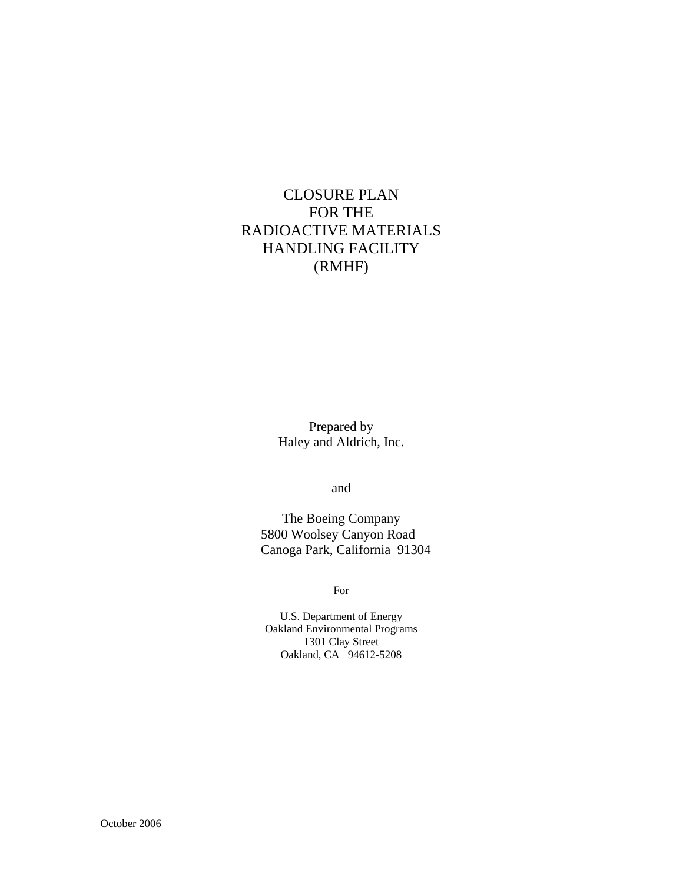# CLOSURE PLAN FOR THE RADIOACTIVE MATERIALS HANDLING FACILITY (RMHF)

Prepared by
Haley and Aldrich, Inc.

and

The Boeing Company
5800 Woolsey Canyon Road
Canoga Park, California 91304

For

U.S. Department of Energy
Oakland Environmental Programs
1301 Clay Street
Oakland, CA 94612-5208

October 2006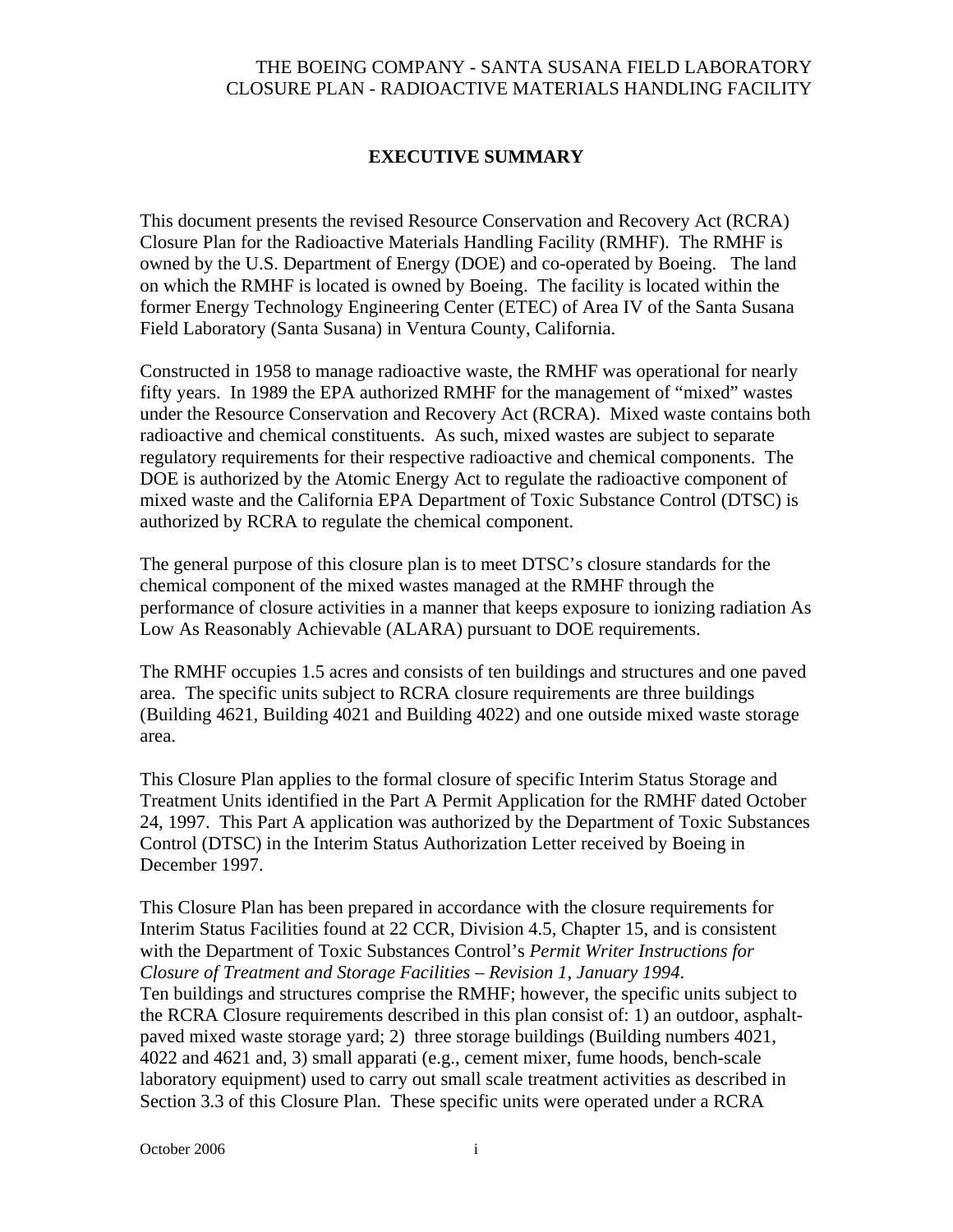# EXECUTIVE SUMMARY

This document presents the revised Resource Conservation and Recovery Act (RCRA) Closure Plan for the Radioactive Materials Handling Facility (RMHF). The RMHF is owned by the U.S. Department of Energy (DOE) and co-operated by Boeing. The land on which the RMHF is located is owned by Boeing. The facility is located within the former Energy Technology Engineering Center (ETEC) of Area IV of the Santa Susana Field Laboratory (Santa Susana) in Ventura County, California.

Constructed in 1958 to manage radioactive waste, the RMHF was operational for nearly fifty years. In 1989 the EPA authorized RMHF for the management of "mixed" wastes under the Resource Conservation and Recovery Act (RCRA). Mixed waste contains both radioactive and chemical constituents. As such, mixed wastes are subject to separate regulatory requirements for their respective radioactive and chemical components. The DOE is authorized by the Atomic Energy Act to regulate the radioactive component of mixed waste and the California EPA Department of Toxic Substance Control (DTSC) is authorized by RCRA to regulate the chemical component.

The general purpose of this closure plan is to meet DTSC's closure standards for the chemical component of the mixed wastes managed at the RMHF through the performance of closure activities in a manner that keeps exposure to ionizing radiation As Low As Reasonably Achievable (ALARA) pursuant to DOE requirements.

The RMHF occupies 1.5 acres and consists of ten buildings and structures and one paved area. The specific units subject to RCRA closure requirements are three buildings (Building 4621, Building 4021 and Building 4022) and one outside mixed waste storage area.

This Closure Plan applies to the formal closure of specific Interim Status Storage and Treatment Units identified in the Part A Permit Application for the RMHF dated October 24, 1997. This Part A application was authorized by the Department of Toxic Substances Control (DTSC) in the Interim Status Authorization Letter received by Boeing in December 1997.

This Closure Plan has been prepared in accordance with the closure requirements for Interim Status Facilities found at 22 CCR, Division 4.5, Chapter 15, and is consistent with the Department of Toxic Substances Control's *Permit Writer Instructions for Closure of Treatment and Storage Facilities – Revision 1, January 1994*.
Ten buildings and structures comprise the RMHF; however, the specific units subject to the RCRA Closure requirements described in this plan consist of: 1) an outdoor, asphalt-paved mixed waste storage yard; 2) three storage buildings (Building numbers 4021, 4022 and 4621 and, 3) small apparati (e.g., cement mixer, fume hoods, bench-scale laboratory equipment) used to carry out small scale treatment activities as described in Section 3.3 of this Closure Plan. These specific units were operated under a RCRA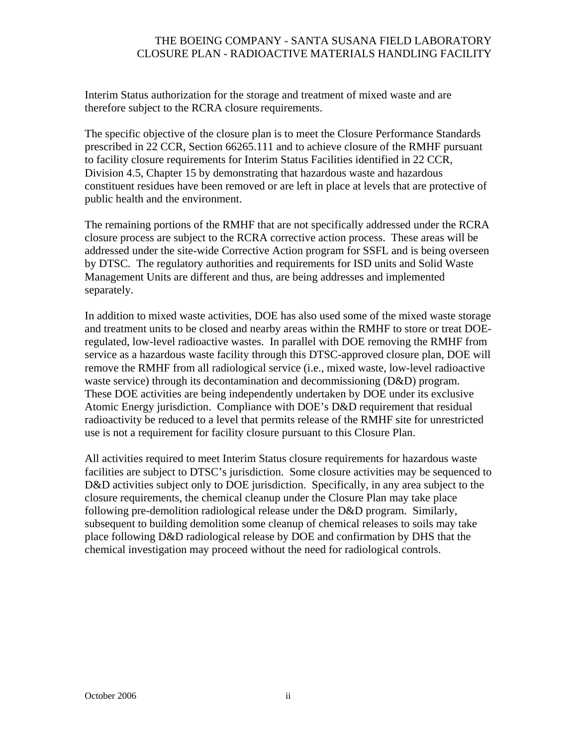Interim Status authorization for the storage and treatment of mixed waste and are therefore subject to the RCRA closure requirements.

The specific objective of the closure plan is to meet the Closure Performance Standards prescribed in 22 CCR, Section 66265.111 and to achieve closure of the RMHF pursuant to facility closure requirements for Interim Status Facilities identified in 22 CCR, Division 4.5, Chapter 15 by demonstrating that hazardous waste and hazardous constituent residues have been removed or are left in place at levels that are protective of public health and the environment.

The remaining portions of the RMHF that are not specifically addressed under the RCRA closure process are subject to the RCRA corrective action process. These areas will be addressed under the site-wide Corrective Action program for SSFL and is being overseen by DTSC. The regulatory authorities and requirements for ISD units and Solid Waste Management Units are different and thus, are being addresses and implemented separately.

In addition to mixed waste activities, DOE has also used some of the mixed waste storage and treatment units to be closed and nearby areas within the RMHF to store or treat DOE-regulated, low-level radioactive wastes. In parallel with DOE removing the RMHF from service as a hazardous waste facility through this DTSC-approved closure plan, DOE will remove the RMHF from all radiological service (i.e., mixed waste, low-level radioactive waste service) through its decontamination and decommissioning (D&D) program. These DOE activities are being independently undertaken by DOE under its exclusive Atomic Energy jurisdiction. Compliance with DOE's D&D requirement that residual radioactivity be reduced to a level that permits release of the RMHF site for unrestricted use is not a requirement for facility closure pursuant to this Closure Plan.

All activities required to meet Interim Status closure requirements for hazardous waste facilities are subject to DTSC's jurisdiction. Some closure activities may be sequenced to D&D activities subject only to DOE jurisdiction. Specifically, in any area subject to the closure requirements, the chemical cleanup under the Closure Plan may take place following pre-demolition radiological release under the D&D program. Similarly, subsequent to building demolition some cleanup of chemical releases to soils may take place following D&D radiological release by DOE and confirmation by DHS that the chemical investigation may proceed without the need for radiological controls.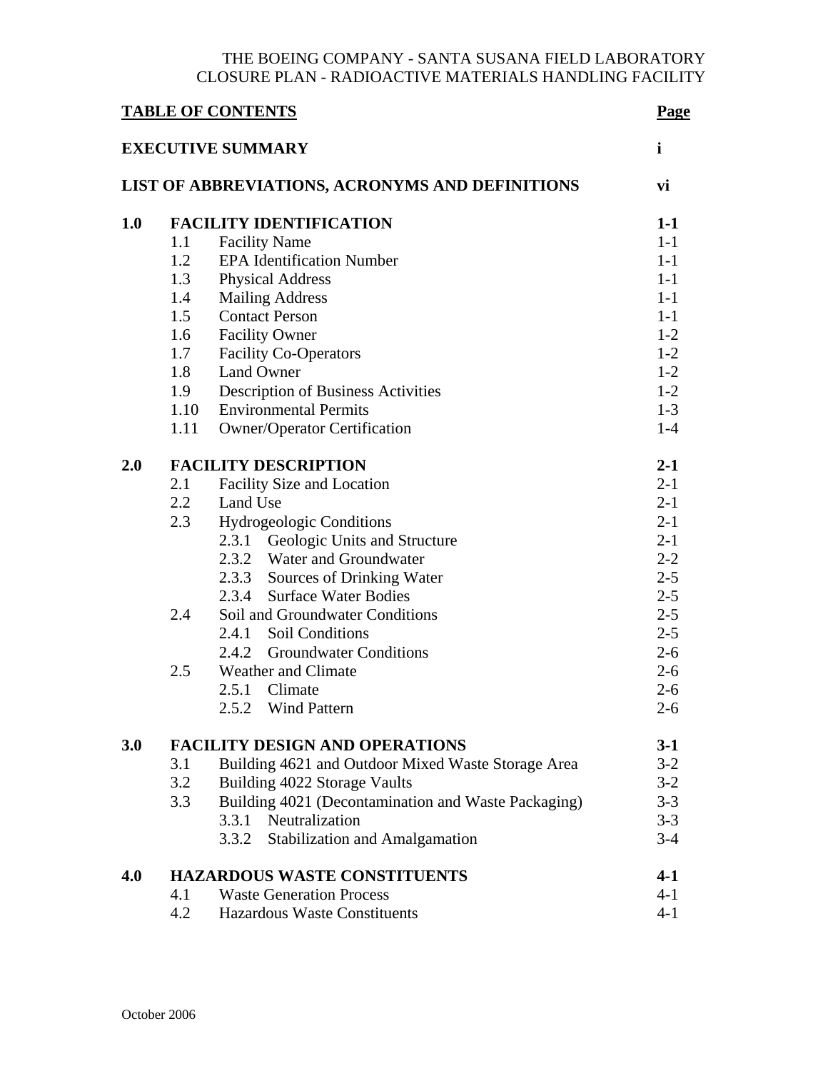## TABLE OF CONTENTS

| | | Page |
|---|---|---|
| **EXECUTIVE SUMMARY** | | **i** |
| **LIST OF ABBREVIATIONS, ACRONYMS AND DEFINITIONS** | | **vi** |
| **1.0** | **FACILITY IDENTIFICATION** | **1-1** |
| 1.1 | Facility Name | 1-1 |
| 1.2 | EPA Identification Number | 1-1 |
| 1.3 | Physical Address | 1-1 |
| 1.4 | Mailing Address | 1-1 |
| 1.5 | Contact Person | 1-1 |
| 1.6 | Facility Owner | 1-2 |
| 1.7 | Facility Co-Operators | 1-2 |
| 1.8 | Land Owner | 1-2 |
| 1.9 | Description of Business Activities | 1-2 |
| 1.10 | Environmental Permits | 1-3 |
| 1.11 | Owner/Operator Certification | 1-4 |
| **2.0** | **FACILITY DESCRIPTION** | **2-1** |
| 2.1 | Facility Size and Location | 2-1 |
| 2.2 | Land Use | 2-1 |
| 2.3 | Hydrogeologic Conditions | 2-1 |
| 2.3.1 | Geologic Units and Structure | 2-1 |
| 2.3.2 | Water and Groundwater | 2-2 |
| 2.3.3 | Sources of Drinking Water | 2-5 |
| 2.3.4 | Surface Water Bodies | 2-5 |
| 2.4 | Soil and Groundwater Conditions | 2-5 |
| 2.4.1 | Soil Conditions | 2-5 |
| 2.4.2 | Groundwater Conditions | 2-6 |
| 2.5 | Weather and Climate | 2-6 |
| 2.5.1 | Climate | 2-6 |
| 2.5.2 | Wind Pattern | 2-6 |
| **3.0** | **FACILITY DESIGN AND OPERATIONS** | **3-1** |
| 3.1 | Building 4621 and Outdoor Mixed Waste Storage Area | 3-2 |
| 3.2 | Building 4022 Storage Vaults | 3-2 |
| 3.3 | Building 4021 (Decontamination and Waste Packaging) | 3-3 |
| 3.3.1 | Neutralization | 3-3 |
| 3.3.2 | Stabilization and Amalgamation | 3-4 |
| **4.0** | **HAZARDOUS WASTE CONSTITUENTS** | **4-1** |
| 4.1 | Waste Generation Process | 4-1 |
| 4.2 | Hazardous Waste Constituents | 4-1 |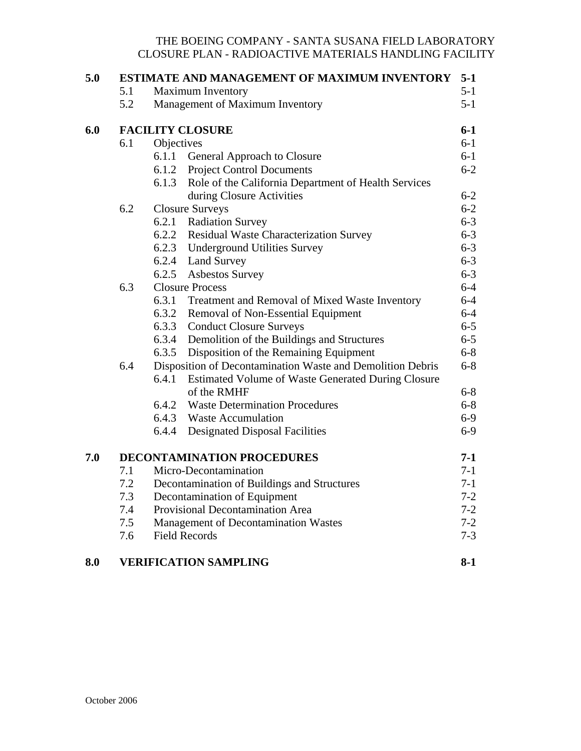| | | | |
|---|---|---|---|
| **5.0** | **ESTIMATE AND MANAGEMENT OF MAXIMUM INVENTORY** | | **5-1** |
| | 5.1 | Maximum Inventory | 5-1 |
| | 5.2 | Management of Maximum Inventory | 5-1 |
| **6.0** | **FACILITY CLOSURE** | | **6-1** |
| | 6.1 | Objectives | 6-1 |
| | | 6.1.1 General Approach to Closure | 6-1 |
| | | 6.1.2 Project Control Documents | 6-2 |
| | | 6.1.3 Role of the California Department of Health Services during Closure Activities | 6-2 |
| | 6.2 | Closure Surveys | 6-2 |
| | | 6.2.1 Radiation Survey | 6-3 |
| | | 6.2.2 Residual Waste Characterization Survey | 6-3 |
| | | 6.2.3 Underground Utilities Survey | 6-3 |
| | | 6.2.4 Land Survey | 6-3 |
| | | 6.2.5 Asbestos Survey | 6-3 |
| | 6.3 | Closure Process | 6-4 |
| | | 6.3.1 Treatment and Removal of Mixed Waste Inventory | 6-4 |
| | | 6.3.2 Removal of Non-Essential Equipment | 6-4 |
| | | 6.3.3 Conduct Closure Surveys | 6-5 |
| | | 6.3.4 Demolition of the Buildings and Structures | 6-5 |
| | | 6.3.5 Disposition of the Remaining Equipment | 6-8 |
| | 6.4 | Disposition of Decontamination Waste and Demolition Debris | 6-8 |
| | | 6.4.1 Estimated Volume of Waste Generated During Closure of the RMHF | 6-8 |
| | | 6.4.2 Waste Determination Procedures | 6-8 |
| | | 6.4.3 Waste Accumulation | 6-9 |
| | | 6.4.4 Designated Disposal Facilities | 6-9 |
| **7.0** | **DECONTAMINATION PROCEDURES** | | **7-1** |
| | 7.1 | Micro-Decontamination | 7-1 |
| | 7.2 | Decontamination of Buildings and Structures | 7-1 |
| | 7.3 | Decontamination of Equipment | 7-2 |
| | 7.4 | Provisional Decontamination Area | 7-2 |
| | 7.5 | Management of Decontamination Wastes | 7-2 |
| | 7.6 | Field Records | 7-3 |
| **8.0** | **VERIFICATION SAMPLING** | | **8-1** |

October 2006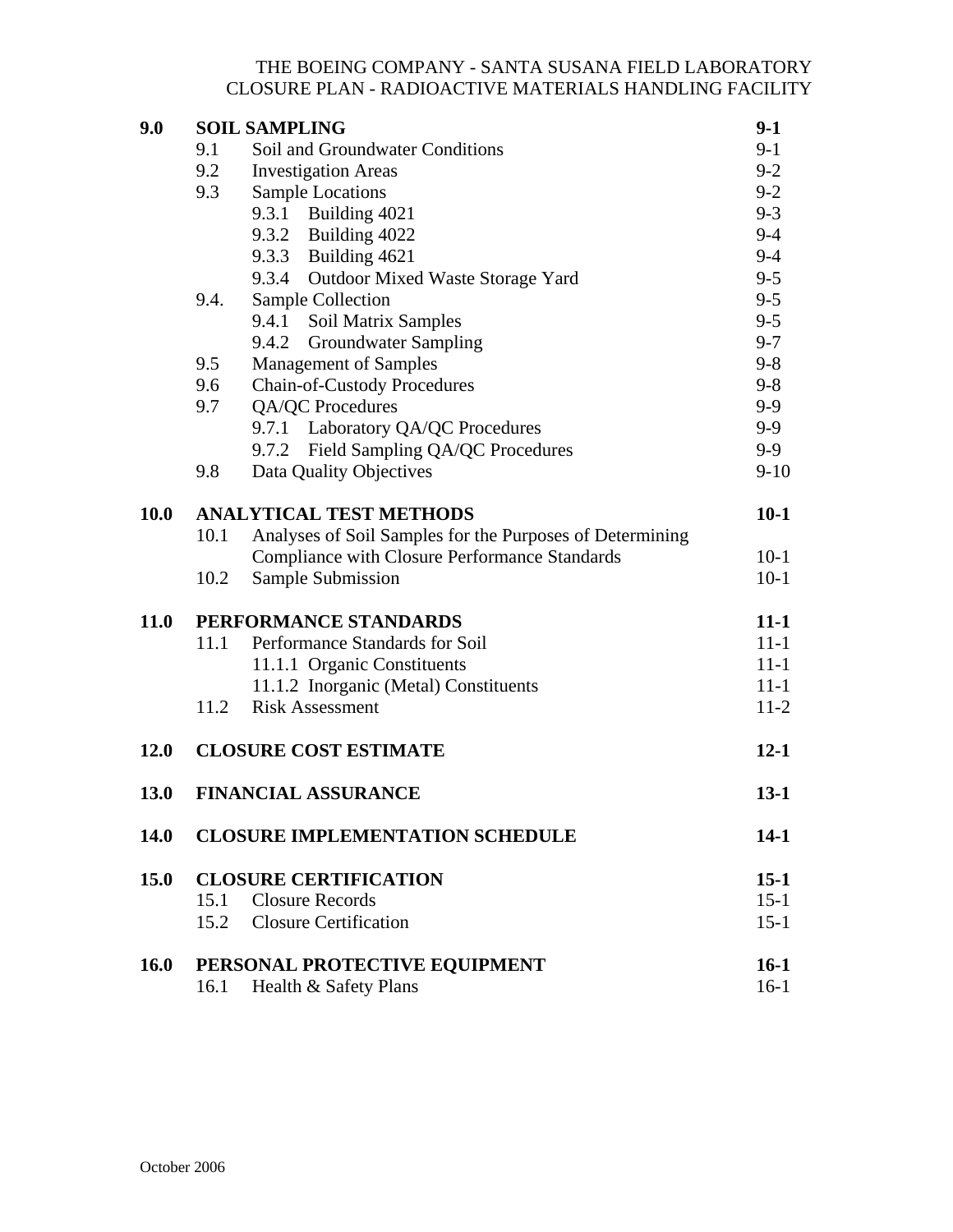| | | | |
|---|---|---|---|
| **9.0** | **SOIL SAMPLING** | | **9-1** |
| | 9.1 | Soil and Groundwater Conditions | 9-1 |
| | 9.2 | Investigation Areas | 9-2 |
| | 9.3 | Sample Locations | 9-2 |
| | | 9.3.1 Building 4021 | 9-3 |
| | | 9.3.2 Building 4022 | 9-4 |
| | | 9.3.3 Building 4621 | 9-4 |
| | | 9.3.4 Outdoor Mixed Waste Storage Yard | 9-5 |
| | 9.4. | Sample Collection | 9-5 |
| | | 9.4.1 Soil Matrix Samples | 9-5 |
| | | 9.4.2 Groundwater Sampling | 9-7 |
| | 9.5 | Management of Samples | 9-8 |
| | 9.6 | Chain-of-Custody Procedures | 9-8 |
| | 9.7 | QA/QC Procedures | 9-9 |
| | | 9.7.1 Laboratory QA/QC Procedures | 9-9 |
| | | 9.7.2 Field Sampling QA/QC Procedures | 9-9 |
| | 9.8 | Data Quality Objectives | 9-10 |
| **10.0** | **ANALYTICAL TEST METHODS** | | **10-1** |
| | 10.1 | Analyses of Soil Samples for the Purposes of Determining Compliance with Closure Performance Standards | 10-1 |
| | 10.2 | Sample Submission | 10-1 |
| **11.0** | **PERFORMANCE STANDARDS** | | **11-1** |
| | 11.1 | Performance Standards for Soil | 11-1 |
| | | 11.1.1 Organic Constituents | 11-1 |
| | | 11.1.2 Inorganic (Metal) Constituents | 11-1 |
| | 11.2 | Risk Assessment | 11-2 |
| **12.0** | **CLOSURE COST ESTIMATE** | | **12-1** |
| **13.0** | **FINANCIAL ASSURANCE** | | **13-1** |
| **14.0** | **CLOSURE IMPLEMENTATION SCHEDULE** | | **14-1** |
| **15.0** | **CLOSURE CERTIFICATION** | | **15-1** |
| | 15.1 | Closure Records | 15-1 |
| | 15.2 | Closure Certification | 15-1 |
| **16.0** | **PERSONAL PROTECTIVE EQUIPMENT** | | **16-1** |
| | 16.1 | Health & Safety Plans | 16-1 |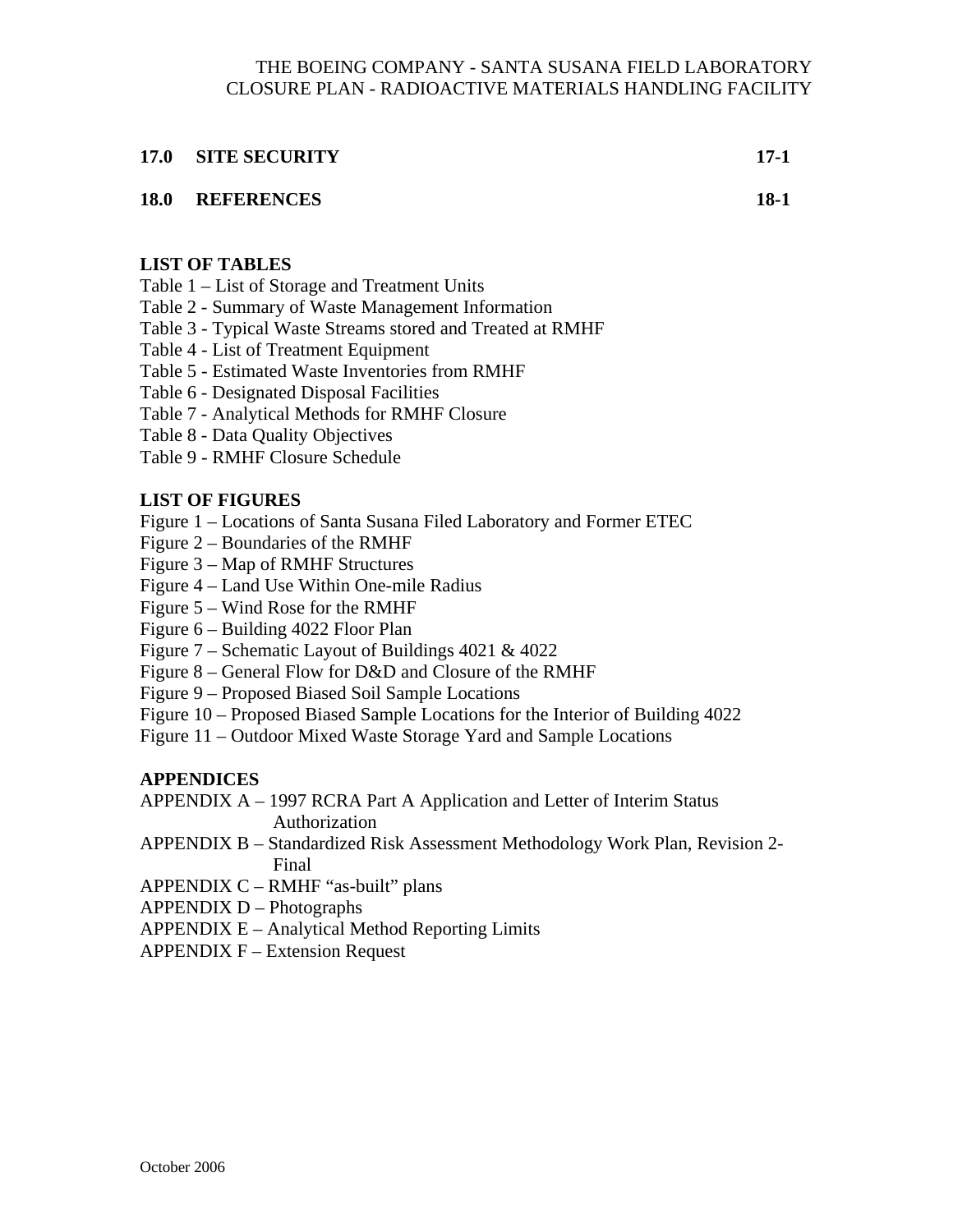**17.0 SITE SECURITY 17-1**

**18.0 REFERENCES 18-1**

**LIST OF TABLES**

Table 1 – List of Storage and Treatment Units
Table 2 - Summary of Waste Management Information
Table 3 - Typical Waste Streams stored and Treated at RMHF
Table 4 - List of Treatment Equipment
Table 5 - Estimated Waste Inventories from RMHF
Table 6 - Designated Disposal Facilities
Table 7 - Analytical Methods for RMHF Closure
Table 8 - Data Quality Objectives
Table 9 - RMHF Closure Schedule

**LIST OF FIGURES**

Figure 1 – Locations of Santa Susana Filed Laboratory and Former ETEC
Figure 2 – Boundaries of the RMHF
Figure 3 – Map of RMHF Structures
Figure 4 – Land Use Within One-mile Radius
Figure 5 – Wind Rose for the RMHF
Figure 6 – Building 4022 Floor Plan
Figure 7 – Schematic Layout of Buildings 4021 & 4022
Figure 8 – General Flow for D&D and Closure of the RMHF
Figure 9 – Proposed Biased Soil Sample Locations
Figure 10 – Proposed Biased Sample Locations for the Interior of Building 4022
Figure 11 – Outdoor Mixed Waste Storage Yard and Sample Locations

**APPENDICES**

APPENDIX A – 1997 RCRA Part A Application and Letter of Interim Status Authorization
APPENDIX B – Standardized Risk Assessment Methodology Work Plan, Revision 2-Final
APPENDIX C – RMHF "as-built" plans
APPENDIX D – Photographs
APPENDIX E – Analytical Method Reporting Limits
APPENDIX F – Extension Request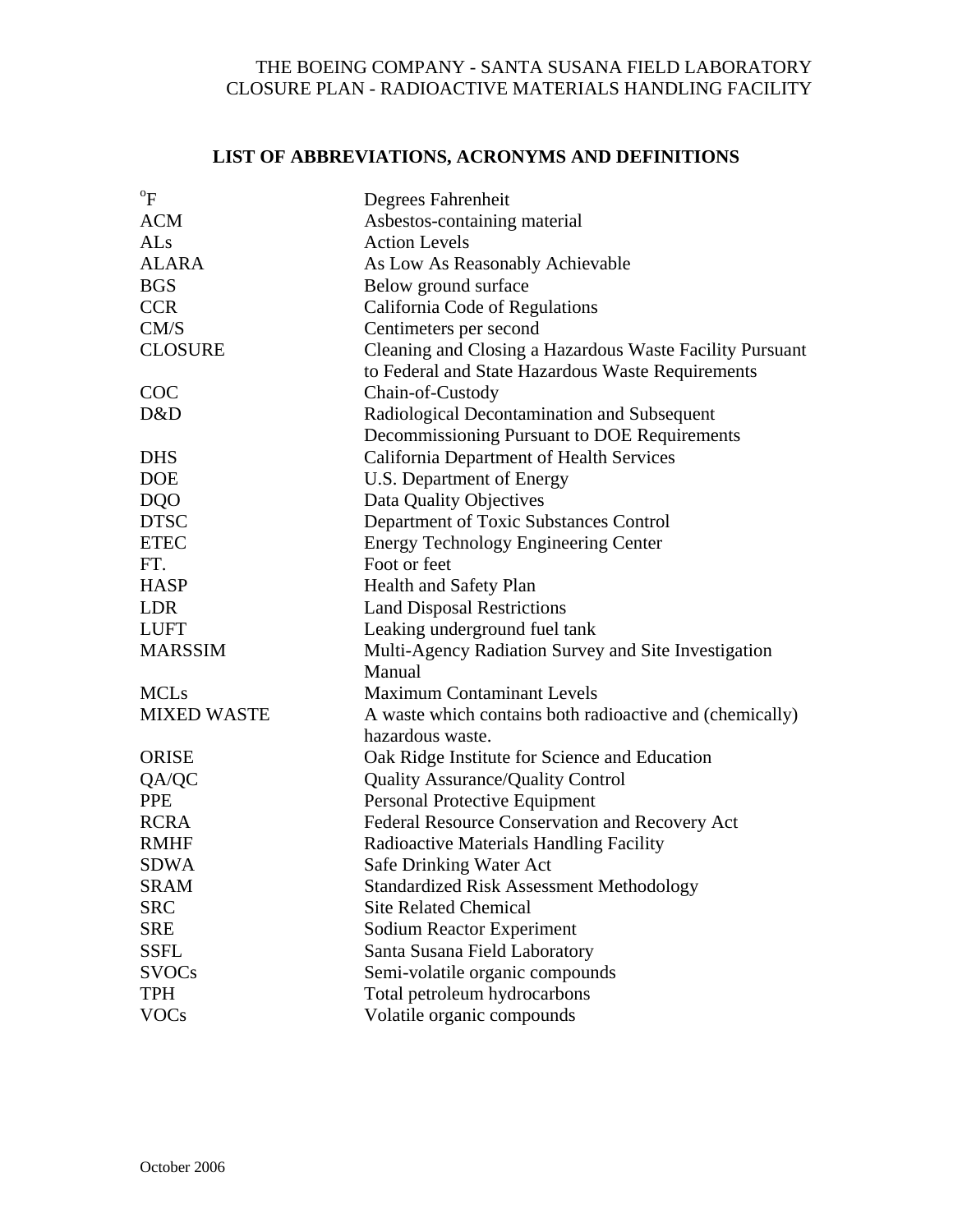## LIST OF ABBREVIATIONS, ACRONYMS AND DEFINITIONS

| | |
|---|---|
| $^{o}$F | Degrees Fahrenheit |
| ACM | Asbestos-containing material |
| ALs | Action Levels |
| ALARA | As Low As Reasonably Achievable |
| BGS | Below ground surface |
| CCR | California Code of Regulations |
| CM/S | Centimeters per second |
| CLOSURE | Cleaning and Closing a Hazardous Waste Facility Pursuant to Federal and State Hazardous Waste Requirements |
| COC | Chain-of-Custody |
| D&D | Radiological Decontamination and Subsequent Decommissioning Pursuant to DOE Requirements |
| DHS | California Department of Health Services |
| DOE | U.S. Department of Energy |
| DQO | Data Quality Objectives |
| DTSC | Department of Toxic Substances Control |
| ETEC | Energy Technology Engineering Center |
| FT. | Foot or feet |
| HASP | Health and Safety Plan |
| LDR | Land Disposal Restrictions |
| LUFT | Leaking underground fuel tank |
| MARSSIM | Multi-Agency Radiation Survey and Site Investigation Manual |
| MCLs | Maximum Contaminant Levels |
| MIXED WASTE | A waste which contains both radioactive and (chemically) hazardous waste. |
| ORISE | Oak Ridge Institute for Science and Education |
| QA/QC | Quality Assurance/Quality Control |
| PPE | Personal Protective Equipment |
| RCRA | Federal Resource Conservation and Recovery Act |
| RMHF | Radioactive Materials Handling Facility |
| SDWA | Safe Drinking Water Act |
| SRAM | Standardized Risk Assessment Methodology |
| SRC | Site Related Chemical |
| SRE | Sodium Reactor Experiment |
| SSFL | Santa Susana Field Laboratory |
| SVOCs | Semi-volatile organic compounds |
| TPH | Total petroleum hydrocarbons |
| VOCs | Volatile organic compounds |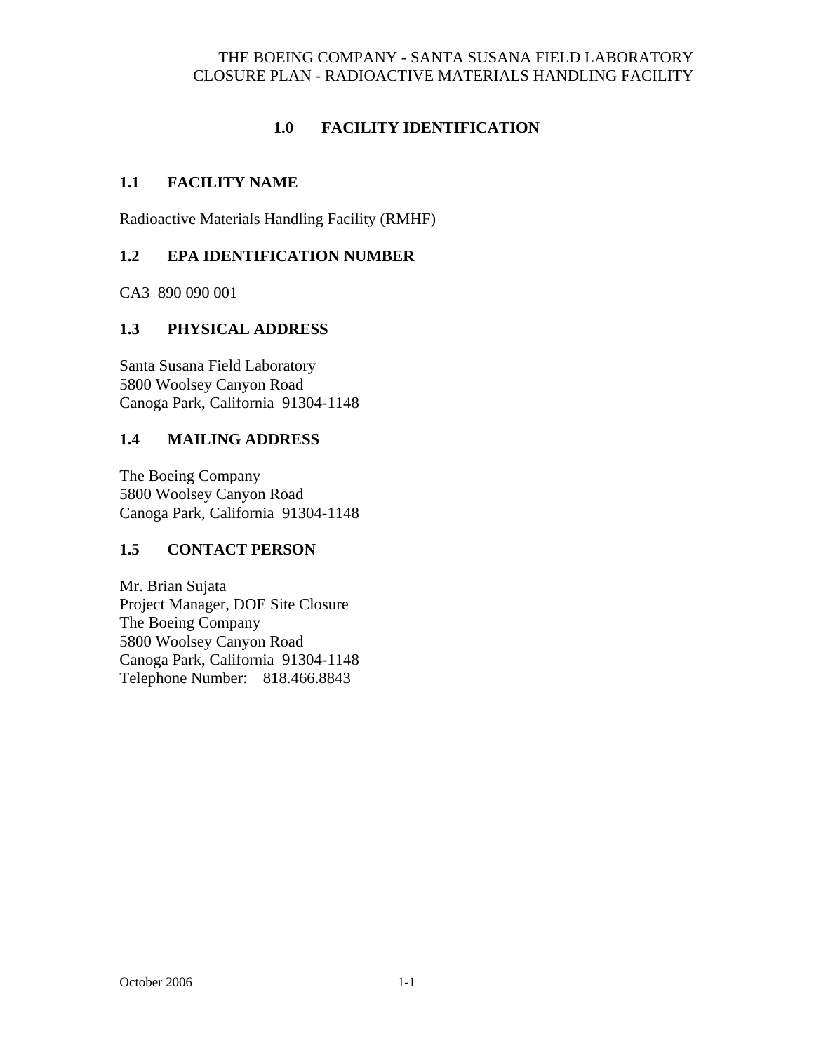# 1.0 FACILITY IDENTIFICATION

## 1.1 FACILITY NAME

Radioactive Materials Handling Facility (RMHF)

## 1.2 EPA IDENTIFICATION NUMBER

CA3 890 090 001

## 1.3 PHYSICAL ADDRESS

Santa Susana Field Laboratory
5800 Woolsey Canyon Road
Canoga Park, California 91304-1148

## 1.4 MAILING ADDRESS

The Boeing Company
5800 Woolsey Canyon Road
Canoga Park, California 91304-1148

## 1.5 CONTACT PERSON

Mr. Brian Sujata
Project Manager, DOE Site Closure
The Boeing Company
5800 Woolsey Canyon Road
Canoga Park, California 91304-1148
Telephone Number: 818.466.8843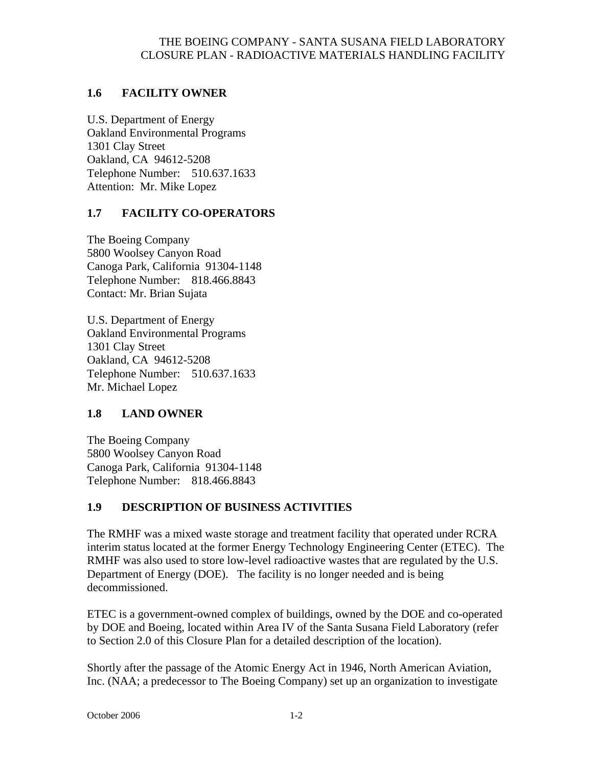## 1.6 FACILITY OWNER

U.S. Department of Energy  
Oakland Environmental Programs  
1301 Clay Street  
Oakland, CA 94612-5208  
Telephone Number: 510.637.1633  
Attention: Mr. Mike Lopez

## 1.7 FACILITY CO-OPERATORS

The Boeing Company  
5800 Woolsey Canyon Road  
Canoga Park, California 91304-1148  
Telephone Number: 818.466.8843  
Contact: Mr. Brian Sujata

U.S. Department of Energy  
Oakland Environmental Programs  
1301 Clay Street  
Oakland, CA 94612-5208  
Telephone Number: 510.637.1633  
Mr. Michael Lopez

## 1.8 LAND OWNER

The Boeing Company  
5800 Woolsey Canyon Road  
Canoga Park, California 91304-1148  
Telephone Number: 818.466.8843

## 1.9 DESCRIPTION OF BUSINESS ACTIVITIES

The RMHF was a mixed waste storage and treatment facility that operated under RCRA interim status located at the former Energy Technology Engineering Center (ETEC). The RMHF was also used to store low-level radioactive wastes that are regulated by the U.S. Department of Energy (DOE). The facility is no longer needed and is being decommissioned.

ETEC is a government-owned complex of buildings, owned by the DOE and co-operated by DOE and Boeing, located within Area IV of the Santa Susana Field Laboratory (refer to Section 2.0 of this Closure Plan for a detailed description of the location).

Shortly after the passage of the Atomic Energy Act in 1946, North American Aviation, Inc. (NAA; a predecessor to The Boeing Company) set up an organization to investigate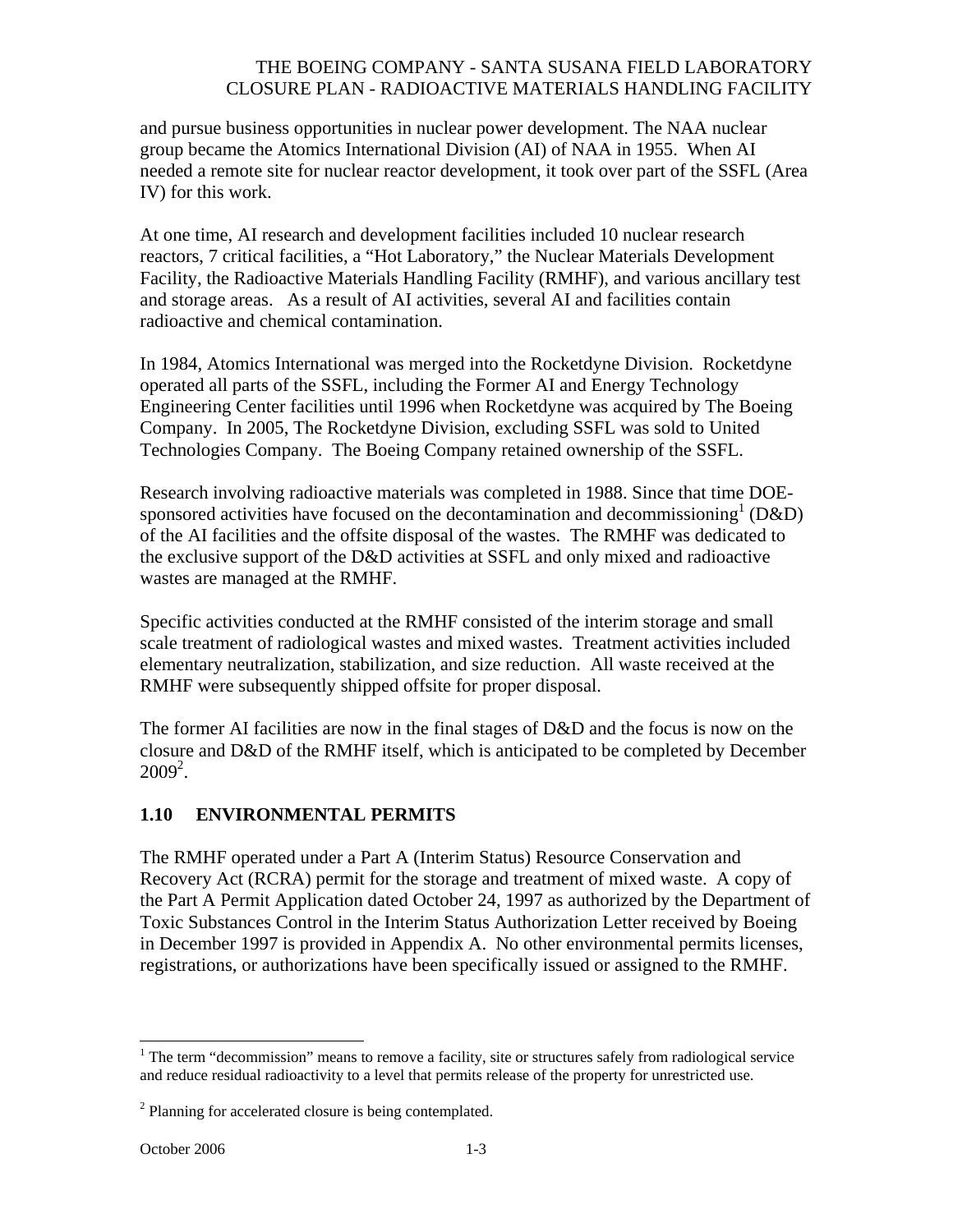and pursue business opportunities in nuclear power development. The NAA nuclear group became the Atomics International Division (AI) of NAA in 1955. When AI needed a remote site for nuclear reactor development, it took over part of the SSFL (Area IV) for this work.

At one time, AI research and development facilities included 10 nuclear research reactors, 7 critical facilities, a "Hot Laboratory," the Nuclear Materials Development Facility, the Radioactive Materials Handling Facility (RMHF), and various ancillary test and storage areas. As a result of AI activities, several AI and facilities contain radioactive and chemical contamination.

In 1984, Atomics International was merged into the Rocketdyne Division. Rocketdyne operated all parts of the SSFL, including the Former AI and Energy Technology Engineering Center facilities until 1996 when Rocketdyne was acquired by The Boeing Company. In 2005, The Rocketdyne Division, excluding SSFL was sold to United Technologies Company. The Boeing Company retained ownership of the SSFL.

Research involving radioactive materials was completed in 1988. Since that time DOE-sponsored activities have focused on the decontamination and decommissioning[1] (D&D) of the AI facilities and the offsite disposal of the wastes. The RMHF was dedicated to the exclusive support of the D&D activities at SSFL and only mixed and radioactive wastes are managed at the RMHF.

Specific activities conducted at the RMHF consisted of the interim storage and small scale treatment of radiological wastes and mixed wastes. Treatment activities included elementary neutralization, stabilization, and size reduction. All waste received at the RMHF were subsequently shipped offsite for proper disposal.

The former AI facilities are now in the final stages of D&D and the focus is now on the closure and D&D of the RMHF itself, which is anticipated to be completed by December 2009[2].

## 1.10 ENVIRONMENTAL PERMITS

The RMHF operated under a Part A (Interim Status) Resource Conservation and Recovery Act (RCRA) permit for the storage and treatment of mixed waste. A copy of the Part A Permit Application dated October 24, 1997 as authorized by the Department of Toxic Substances Control in the Interim Status Authorization Letter received by Boeing in December 1997 is provided in Appendix A. No other environmental permits licenses, registrations, or authorizations have been specifically issued or assigned to the RMHF.

---

[1] The term "decommission" means to remove a facility, site or structures safely from radiological service and reduce residual radioactivity to a level that permits release of the property for unrestricted use.

[2] Planning for accelerated closure is being contemplated.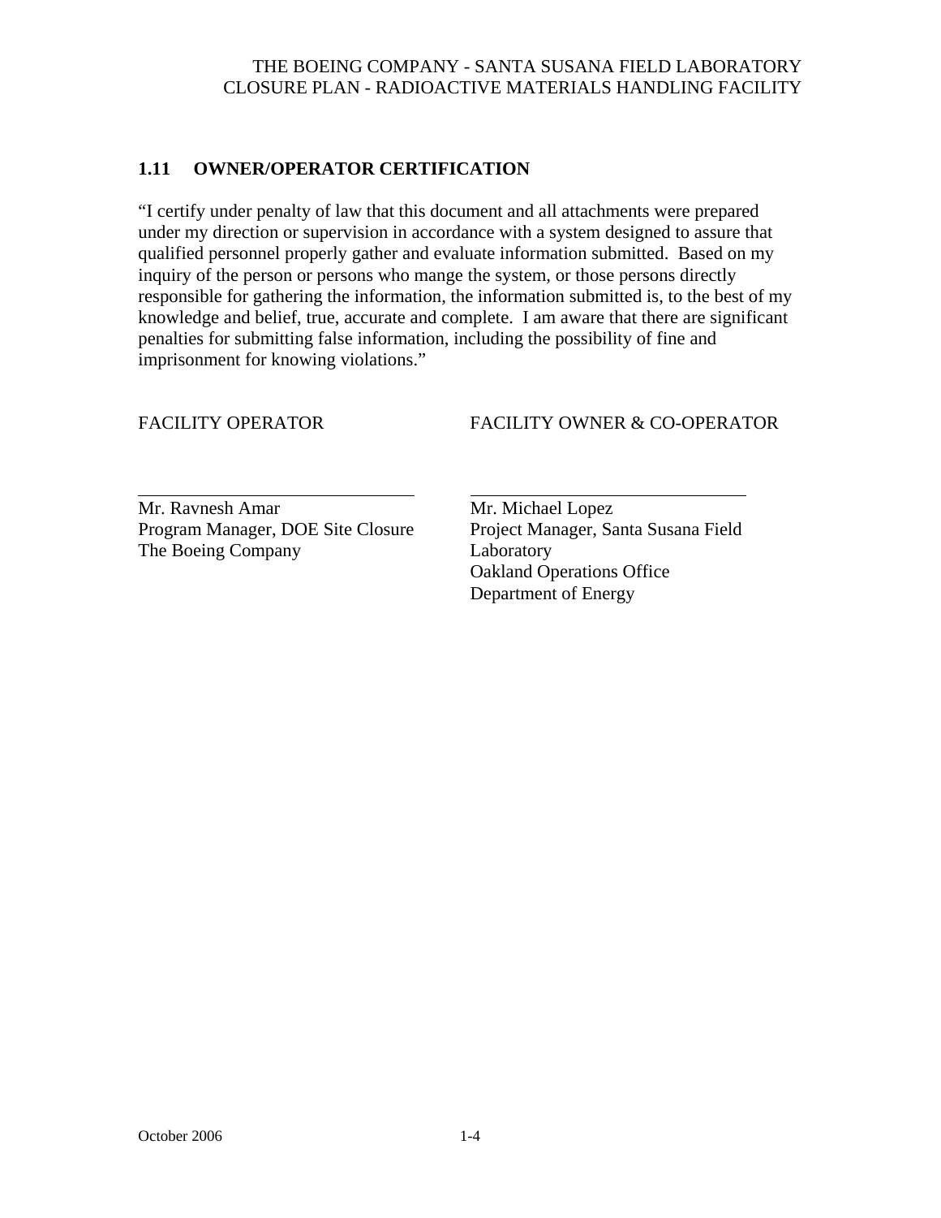## 1.11 OWNER/OPERATOR CERTIFICATION

"I certify under penalty of law that this document and all attachments were prepared under my direction or supervision in accordance with a system designed to assure that qualified personnel properly gather and evaluate information submitted. Based on my inquiry of the person or persons who mange the system, or those persons directly responsible for gathering the information, the information submitted is, to the best of my knowledge and belief, true, accurate and complete. I am aware that there are significant penalties for submitting false information, including the possibility of fine and imprisonment for knowing violations."

FACILITY OPERATOR

\_\_\_\_\_\_\_\_\_\_\_\_\_\_\_\_\_\_\_\_\_\_\_\_\_\_\_\_\_\_

Mr. Ravnesh Amar
Program Manager, DOE Site Closure
The Boeing Company

FACILITY OWNER & CO-OPERATOR

\_\_\_\_\_\_\_\_\_\_\_\_\_\_\_\_\_\_\_\_\_\_\_\_\_\_\_\_\_\_

Mr. Michael Lopez
Project Manager, Santa Susana Field Laboratory
Oakland Operations Office
Department of Energy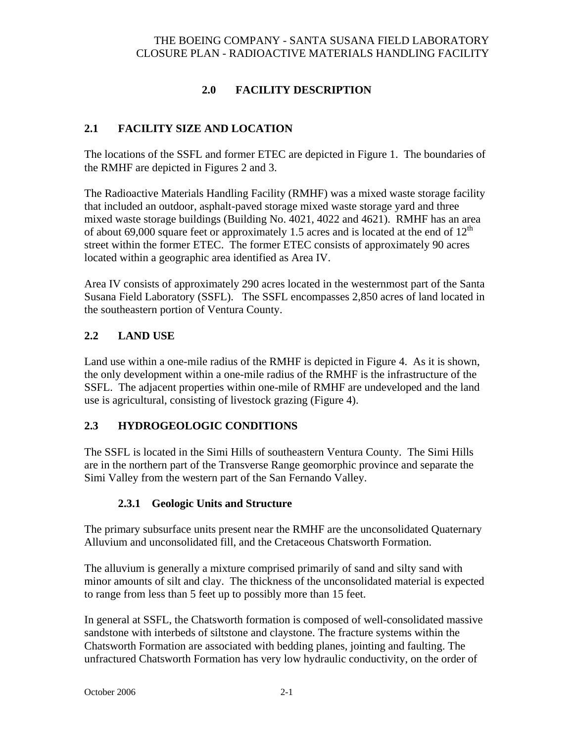# 2.0 FACILITY DESCRIPTION

## 2.1 FACILITY SIZE AND LOCATION

The locations of the SSFL and former ETEC are depicted in Figure 1. The boundaries of the RMHF are depicted in Figures 2 and 3.

The Radioactive Materials Handling Facility (RMHF) was a mixed waste storage facility that included an outdoor, asphalt-paved storage mixed waste storage yard and three mixed waste storage buildings (Building No. 4021, 4022 and 4621). RMHF has an area of about 69,000 square feet or approximately 1.5 acres and is located at the end of 12th street within the former ETEC. The former ETEC consists of approximately 90 acres located within a geographic area identified as Area IV.

Area IV consists of approximately 290 acres located in the westernmost part of the Santa Susana Field Laboratory (SSFL). The SSFL encompasses 2,850 acres of land located in the southeastern portion of Ventura County.

## 2.2 LAND USE

Land use within a one-mile radius of the RMHF is depicted in Figure 4. As it is shown, the only development within a one-mile radius of the RMHF is the infrastructure of the SSFL. The adjacent properties within one-mile of RMHF are undeveloped and the land use is agricultural, consisting of livestock grazing (Figure 4).

## 2.3 HYDROGEOLOGIC CONDITIONS

The SSFL is located in the Simi Hills of southeastern Ventura County. The Simi Hills are in the northern part of the Transverse Range geomorphic province and separate the Simi Valley from the western part of the San Fernando Valley.

### 2.3.1 Geologic Units and Structure

The primary subsurface units present near the RMHF are the unconsolidated Quaternary Alluvium and unconsolidated fill, and the Cretaceous Chatsworth Formation.

The alluvium is generally a mixture comprised primarily of sand and silty sand with minor amounts of silt and clay. The thickness of the unconsolidated material is expected to range from less than 5 feet up to possibly more than 15 feet.

In general at SSFL, the Chatsworth formation is composed of well-consolidated massive sandstone with interbeds of siltstone and claystone. The fracture systems within the Chatsworth Formation are associated with bedding planes, jointing and faulting. The unfractured Chatsworth Formation has very low hydraulic conductivity, on the order of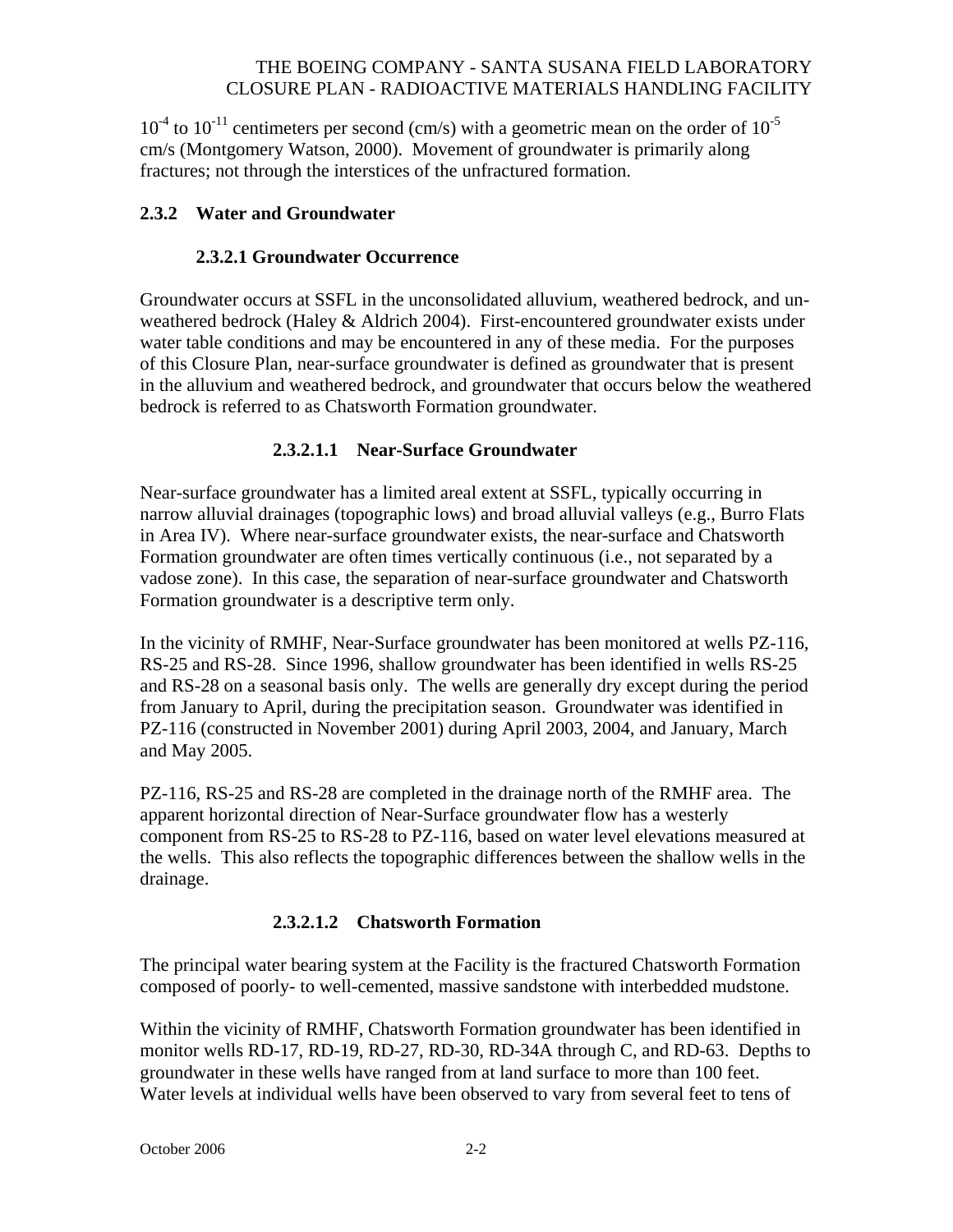$10^{-4}$ to $10^{-11}$ centimeters per second (cm/s) with a geometric mean on the order of $10^{-5}$ cm/s (Montgomery Watson, 2000). Movement of groundwater is primarily along fractures; not through the interstices of the unfractured formation.

### 2.3.2 Water and Groundwater

#### 2.3.2.1 Groundwater Occurrence

Groundwater occurs at SSFL in the unconsolidated alluvium, weathered bedrock, and un-weathered bedrock (Haley & Aldrich 2004). First-encountered groundwater exists under water table conditions and may be encountered in any of these media. For the purposes of this Closure Plan, near-surface groundwater is defined as groundwater that is present in the alluvium and weathered bedrock, and groundwater that occurs below the weathered bedrock is referred to as Chatsworth Formation groundwater.

##### 2.3.2.1.1 Near-Surface Groundwater

Near-surface groundwater has a limited areal extent at SSFL, typically occurring in narrow alluvial drainages (topographic lows) and broad alluvial valleys (e.g., Burro Flats in Area IV). Where near-surface groundwater exists, the near-surface and Chatsworth Formation groundwater are often times vertically continuous (i.e., not separated by a vadose zone). In this case, the separation of near-surface groundwater and Chatsworth Formation groundwater is a descriptive term only.

In the vicinity of RMHF, Near-Surface groundwater has been monitored at wells PZ-116, RS-25 and RS-28. Since 1996, shallow groundwater has been identified in wells RS-25 and RS-28 on a seasonal basis only. The wells are generally dry except during the period from January to April, during the precipitation season. Groundwater was identified in PZ-116 (constructed in November 2001) during April 2003, 2004, and January, March and May 2005.

PZ-116, RS-25 and RS-28 are completed in the drainage north of the RMHF area. The apparent horizontal direction of Near-Surface groundwater flow has a westerly component from RS-25 to RS-28 to PZ-116, based on water level elevations measured at the wells. This also reflects the topographic differences between the shallow wells in the drainage.

##### 2.3.2.1.2 Chatsworth Formation

The principal water bearing system at the Facility is the fractured Chatsworth Formation composed of poorly- to well-cemented, massive sandstone with interbedded mudstone.

Within the vicinity of RMHF, Chatsworth Formation groundwater has been identified in monitor wells RD-17, RD-19, RD-27, RD-30, RD-34A through C, and RD-63. Depths to groundwater in these wells have ranged from at land surface to more than 100 feet. Water levels at individual wells have been observed to vary from several feet to tens of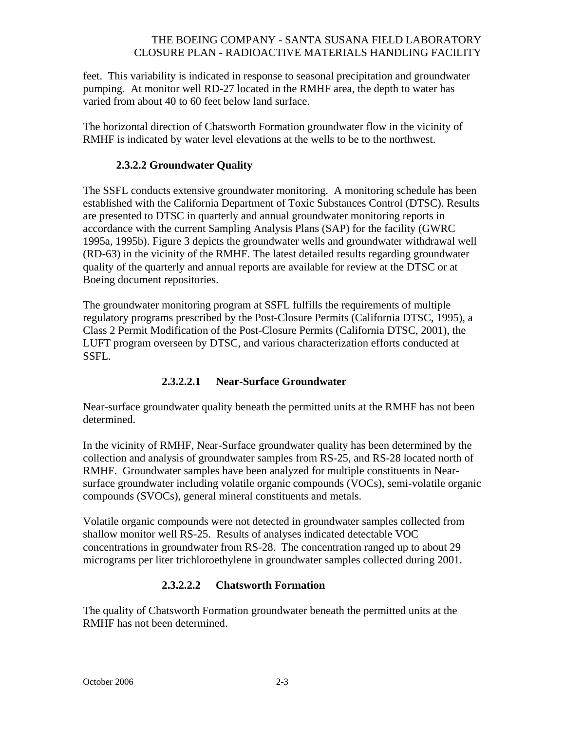feet. This variability is indicated in response to seasonal precipitation and groundwater pumping. At monitor well RD-27 located in the RMHF area, the depth to water has varied from about 40 to 60 feet below land surface.

The horizontal direction of Chatsworth Formation groundwater flow in the vicinity of RMHF is indicated by water level elevations at the wells to be to the northwest.

#### 2.3.2.2 Groundwater Quality

The SSFL conducts extensive groundwater monitoring. A monitoring schedule has been established with the California Department of Toxic Substances Control (DTSC). Results are presented to DTSC in quarterly and annual groundwater monitoring reports in accordance with the current Sampling Analysis Plans (SAP) for the facility (GWRC 1995a, 1995b). Figure 3 depicts the groundwater wells and groundwater withdrawal well (RD-63) in the vicinity of the RMHF. The latest detailed results regarding groundwater quality of the quarterly and annual reports are available for review at the DTSC or at Boeing document repositories.

The groundwater monitoring program at SSFL fulfills the requirements of multiple regulatory programs prescribed by the Post-Closure Permits (California DTSC, 1995), a Class 2 Permit Modification of the Post-Closure Permits (California DTSC, 2001), the LUFT program overseen by DTSC, and various characterization efforts conducted at SSFL.

##### 2.3.2.2.1 Near-Surface Groundwater

Near-surface groundwater quality beneath the permitted units at the RMHF has not been determined.

In the vicinity of RMHF, Near-Surface groundwater quality has been determined by the collection and analysis of groundwater samples from RS-25, and RS-28 located north of RMHF. Groundwater samples have been analyzed for multiple constituents in Near-surface groundwater including volatile organic compounds (VOCs), semi-volatile organic compounds (SVOCs), general mineral constituents and metals.

Volatile organic compounds were not detected in groundwater samples collected from shallow monitor well RS-25. Results of analyses indicated detectable VOC concentrations in groundwater from RS-28. The concentration ranged up to about 29 micrograms per liter trichloroethylene in groundwater samples collected during 2001.

##### 2.3.2.2.2 Chatsworth Formation

The quality of Chatsworth Formation groundwater beneath the permitted units at the RMHF has not been determined.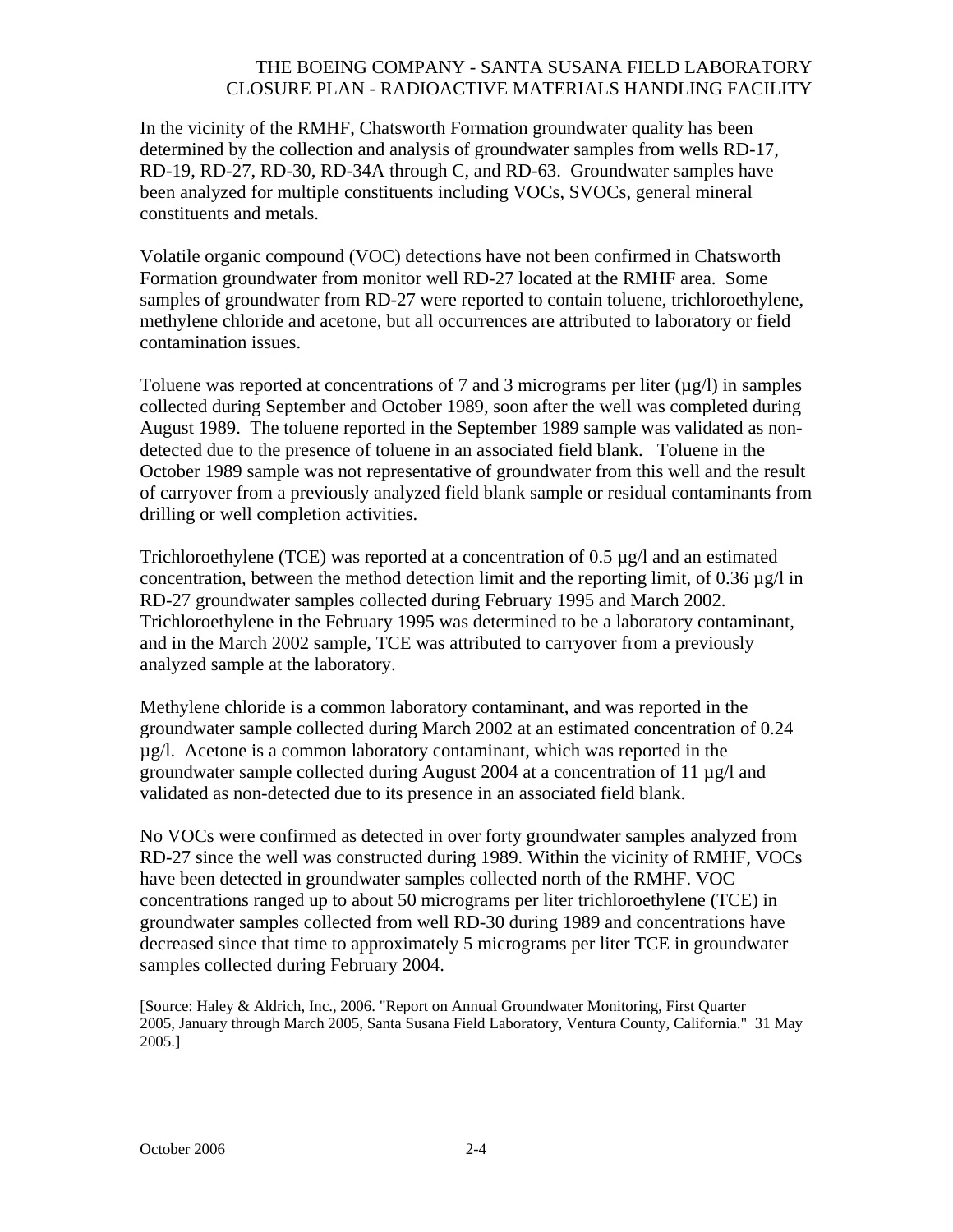In the vicinity of the RMHF, Chatsworth Formation groundwater quality has been determined by the collection and analysis of groundwater samples from wells RD-17, RD-19, RD-27, RD-30, RD-34A through C, and RD-63. Groundwater samples have been analyzed for multiple constituents including VOCs, SVOCs, general mineral constituents and metals.

Volatile organic compound (VOC) detections have not been confirmed in Chatsworth Formation groundwater from monitor well RD-27 located at the RMHF area. Some samples of groundwater from RD-27 were reported to contain toluene, trichloroethylene, methylene chloride and acetone, but all occurrences are attributed to laboratory or field contamination issues.

Toluene was reported at concentrations of 7 and 3 micrograms per liter (µg/l) in samples collected during September and October 1989, soon after the well was completed during August 1989. The toluene reported in the September 1989 sample was validated as non-detected due to the presence of toluene in an associated field blank. Toluene in the October 1989 sample was not representative of groundwater from this well and the result of carryover from a previously analyzed field blank sample or residual contaminants from drilling or well completion activities.

Trichloroethylene (TCE) was reported at a concentration of 0.5 µg/l and an estimated concentration, between the method detection limit and the reporting limit, of 0.36 µg/l in RD-27 groundwater samples collected during February 1995 and March 2002. Trichloroethylene in the February 1995 was determined to be a laboratory contaminant, and in the March 2002 sample, TCE was attributed to carryover from a previously analyzed sample at the laboratory.

Methylene chloride is a common laboratory contaminant, and was reported in the groundwater sample collected during March 2002 at an estimated concentration of 0.24 µg/l. Acetone is a common laboratory contaminant, which was reported in the groundwater sample collected during August 2004 at a concentration of 11 µg/l and validated as non-detected due to its presence in an associated field blank.

No VOCs were confirmed as detected in over forty groundwater samples analyzed from RD-27 since the well was constructed during 1989. Within the vicinity of RMHF, VOCs have been detected in groundwater samples collected north of the RMHF. VOC concentrations ranged up to about 50 micrograms per liter trichloroethylene (TCE) in groundwater samples collected from well RD-30 during 1989 and concentrations have decreased since that time to approximately 5 micrograms per liter TCE in groundwater samples collected during February 2004.

[Source: Haley & Aldrich, Inc., 2006. "Report on Annual Groundwater Monitoring, First Quarter 2005, January through March 2005, Santa Susana Field Laboratory, Ventura County, California." 31 May 2005.]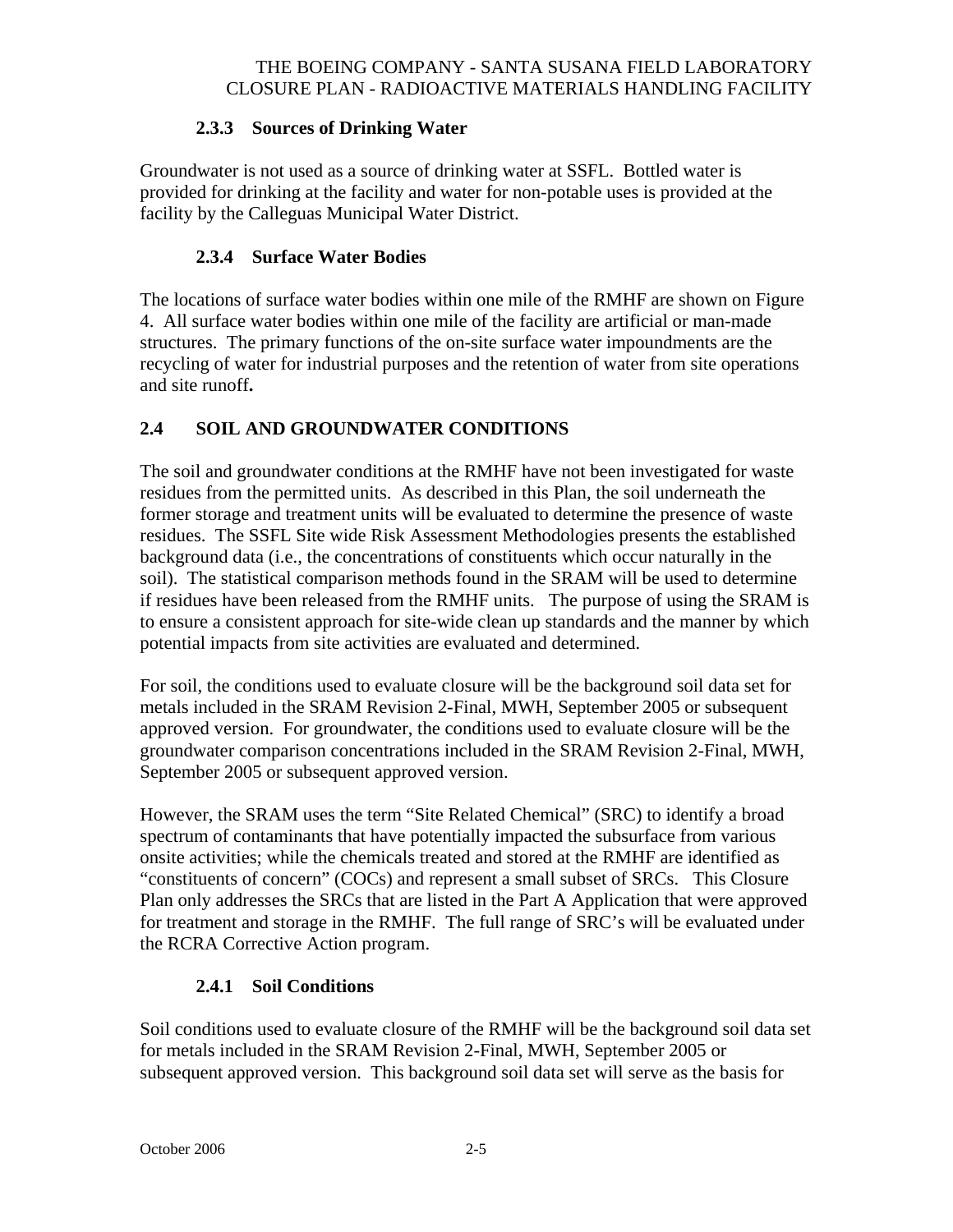### 2.3.3 Sources of Drinking Water

Groundwater is not used as a source of drinking water at SSFL. Bottled water is provided for drinking at the facility and water for non-potable uses is provided at the facility by the Calleguas Municipal Water District.

### 2.3.4 Surface Water Bodies

The locations of surface water bodies within one mile of the RMHF are shown on Figure 4. All surface water bodies within one mile of the facility are artificial or man-made structures. The primary functions of the on-site surface water impoundments are the recycling of water for industrial purposes and the retention of water from site operations and site runoff**.**

## 2.4 SOIL AND GROUNDWATER CONDITIONS

The soil and groundwater conditions at the RMHF have not been investigated for waste residues from the permitted units. As described in this Plan, the soil underneath the former storage and treatment units will be evaluated to determine the presence of waste residues. The SSFL Site wide Risk Assessment Methodologies presents the established background data (i.e., the concentrations of constituents which occur naturally in the soil). The statistical comparison methods found in the SRAM will be used to determine if residues have been released from the RMHF units. The purpose of using the SRAM is to ensure a consistent approach for site-wide clean up standards and the manner by which potential impacts from site activities are evaluated and determined.

For soil, the conditions used to evaluate closure will be the background soil data set for metals included in the SRAM Revision 2-Final, MWH, September 2005 or subsequent approved version. For groundwater, the conditions used to evaluate closure will be the groundwater comparison concentrations included in the SRAM Revision 2-Final, MWH, September 2005 or subsequent approved version.

However, the SRAM uses the term "Site Related Chemical" (SRC) to identify a broad spectrum of contaminants that have potentially impacted the subsurface from various onsite activities; while the chemicals treated and stored at the RMHF are identified as "constituents of concern" (COCs) and represent a small subset of SRCs. This Closure Plan only addresses the SRCs that are listed in the Part A Application that were approved for treatment and storage in the RMHF. The full range of SRC's will be evaluated under the RCRA Corrective Action program.

### 2.4.1 Soil Conditions

Soil conditions used to evaluate closure of the RMHF will be the background soil data set for metals included in the SRAM Revision 2-Final, MWH, September 2005 or subsequent approved version. This background soil data set will serve as the basis for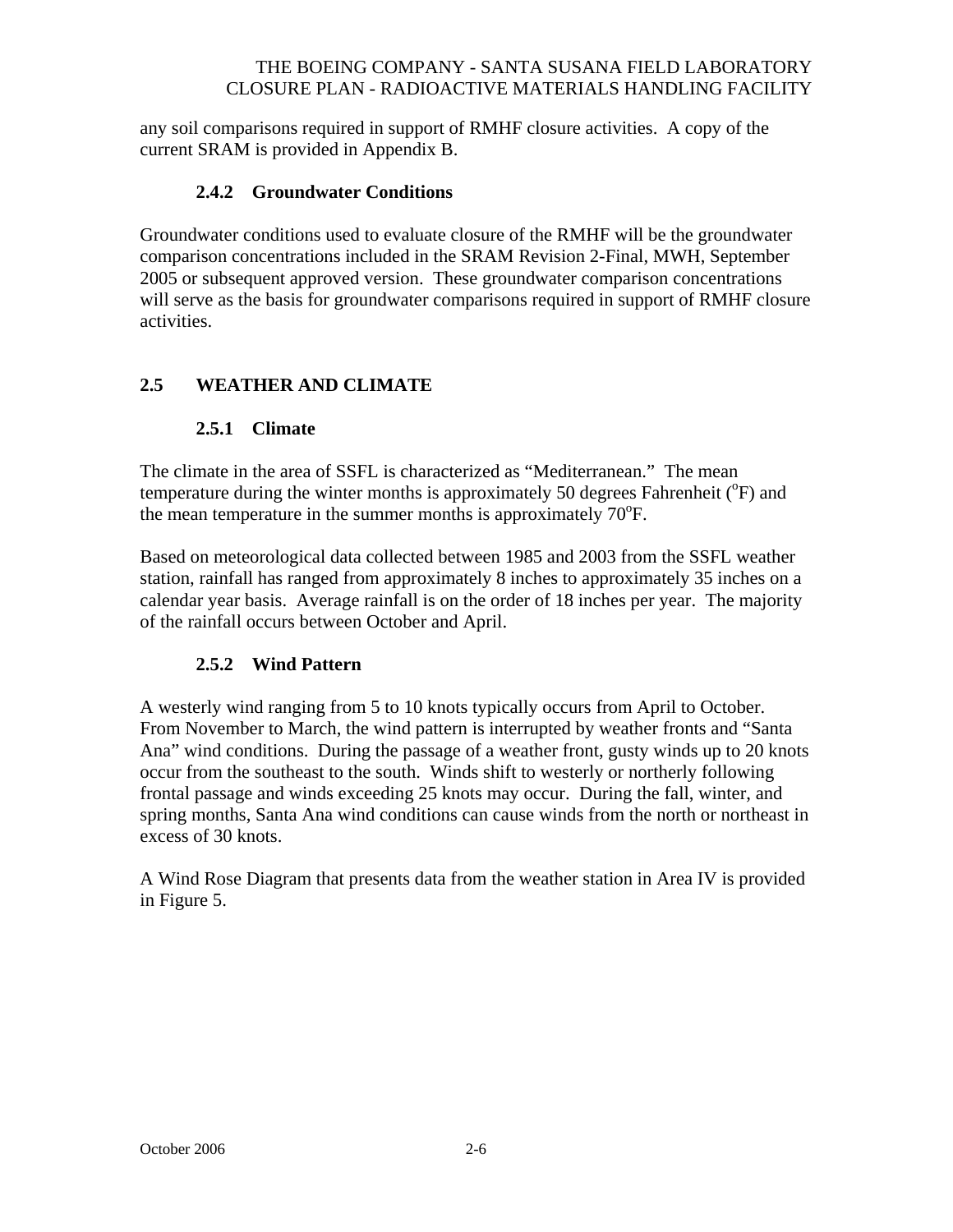any soil comparisons required in support of RMHF closure activities. A copy of the current SRAM is provided in Appendix B.

### 2.4.2 Groundwater Conditions

Groundwater conditions used to evaluate closure of the RMHF will be the groundwater comparison concentrations included in the SRAM Revision 2-Final, MWH, September 2005 or subsequent approved version. These groundwater comparison concentrations will serve as the basis for groundwater comparisons required in support of RMHF closure activities.

## 2.5 WEATHER AND CLIMATE

### 2.5.1 Climate

The climate in the area of SSFL is characterized as "Mediterranean." The mean temperature during the winter months is approximately 50 degrees Fahrenheit ($^{o}$F) and the mean temperature in the summer months is approximately 70$^{o}$F.

Based on meteorological data collected between 1985 and 2003 from the SSFL weather station, rainfall has ranged from approximately 8 inches to approximately 35 inches on a calendar year basis. Average rainfall is on the order of 18 inches per year. The majority of the rainfall occurs between October and April.

### 2.5.2 Wind Pattern

A westerly wind ranging from 5 to 10 knots typically occurs from April to October. From November to March, the wind pattern is interrupted by weather fronts and "Santa Ana" wind conditions. During the passage of a weather front, gusty winds up to 20 knots occur from the southeast to the south. Winds shift to westerly or northerly following frontal passage and winds exceeding 25 knots may occur. During the fall, winter, and spring months, Santa Ana wind conditions can cause winds from the north or northeast in excess of 30 knots.

A Wind Rose Diagram that presents data from the weather station in Area IV is provided in Figure 5.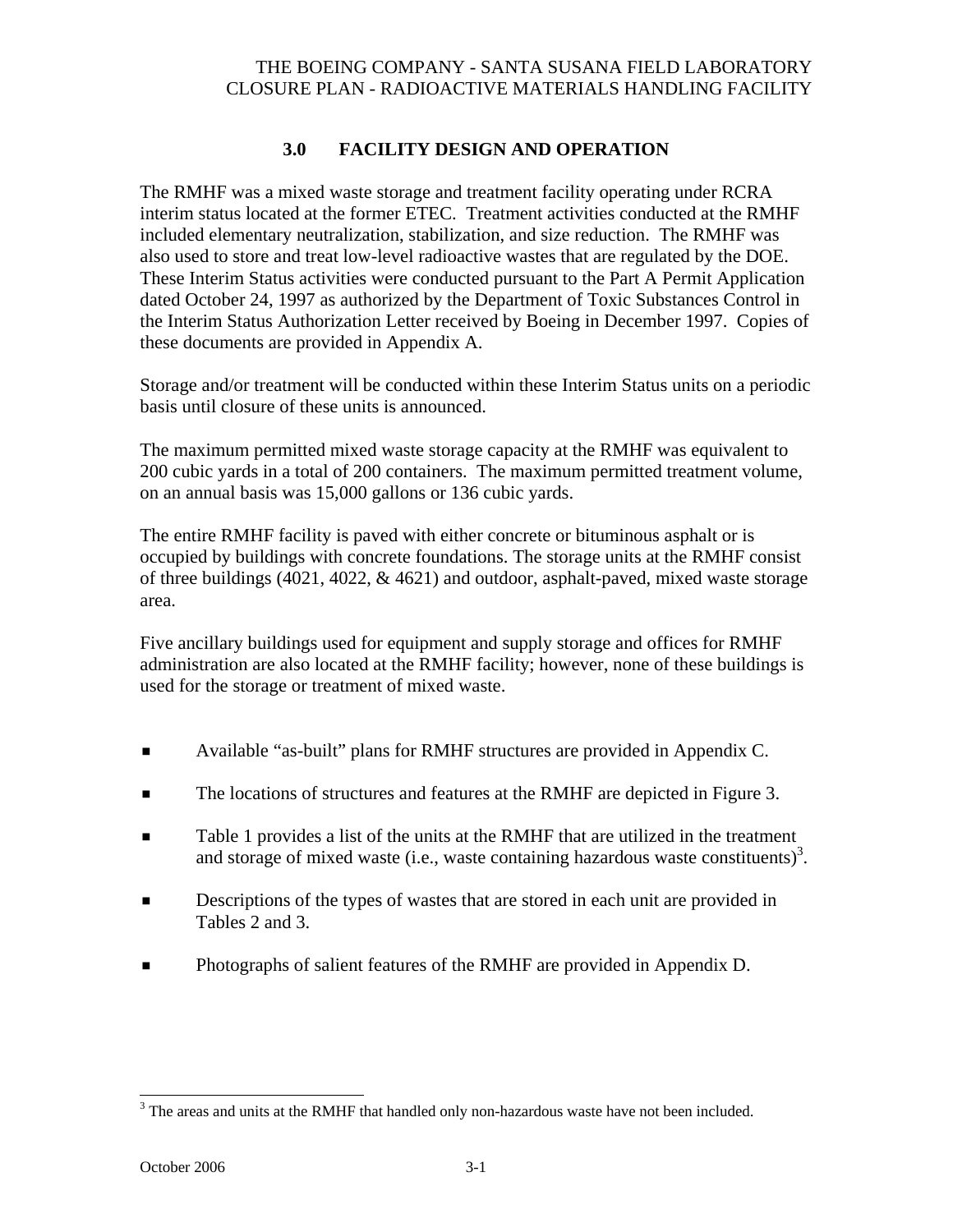## 3.0 FACILITY DESIGN AND OPERATION

The RMHF was a mixed waste storage and treatment facility operating under RCRA interim status located at the former ETEC. Treatment activities conducted at the RMHF included elementary neutralization, stabilization, and size reduction. The RMHF was also used to store and treat low-level radioactive wastes that are regulated by the DOE. These Interim Status activities were conducted pursuant to the Part A Permit Application dated October 24, 1997 as authorized by the Department of Toxic Substances Control in the Interim Status Authorization Letter received by Boeing in December 1997. Copies of these documents are provided in Appendix A.

Storage and/or treatment will be conducted within these Interim Status units on a periodic basis until closure of these units is announced.

The maximum permitted mixed waste storage capacity at the RMHF was equivalent to 200 cubic yards in a total of 200 containers. The maximum permitted treatment volume, on an annual basis was 15,000 gallons or 136 cubic yards.

The entire RMHF facility is paved with either concrete or bituminous asphalt or is occupied by buildings with concrete foundations. The storage units at the RMHF consist of three buildings (4021, 4022, & 4621) and outdoor, asphalt-paved, mixed waste storage area.

Five ancillary buildings used for equipment and supply storage and offices for RMHF administration are also located at the RMHF facility; however, none of these buildings is used for the storage or treatment of mixed waste.

- Available "as-built" plans for RMHF structures are provided in Appendix C.
- The locations of structures and features at the RMHF are depicted in Figure 3.
- Table 1 provides a list of the units at the RMHF that are utilized in the treatment and storage of mixed waste (i.e., waste containing hazardous waste constituents)[3].
- Descriptions of the types of wastes that are stored in each unit are provided in Tables 2 and 3.
- Photographs of salient features of the RMHF are provided in Appendix D.

[3] The areas and units at the RMHF that handled only non-hazardous waste have not been included.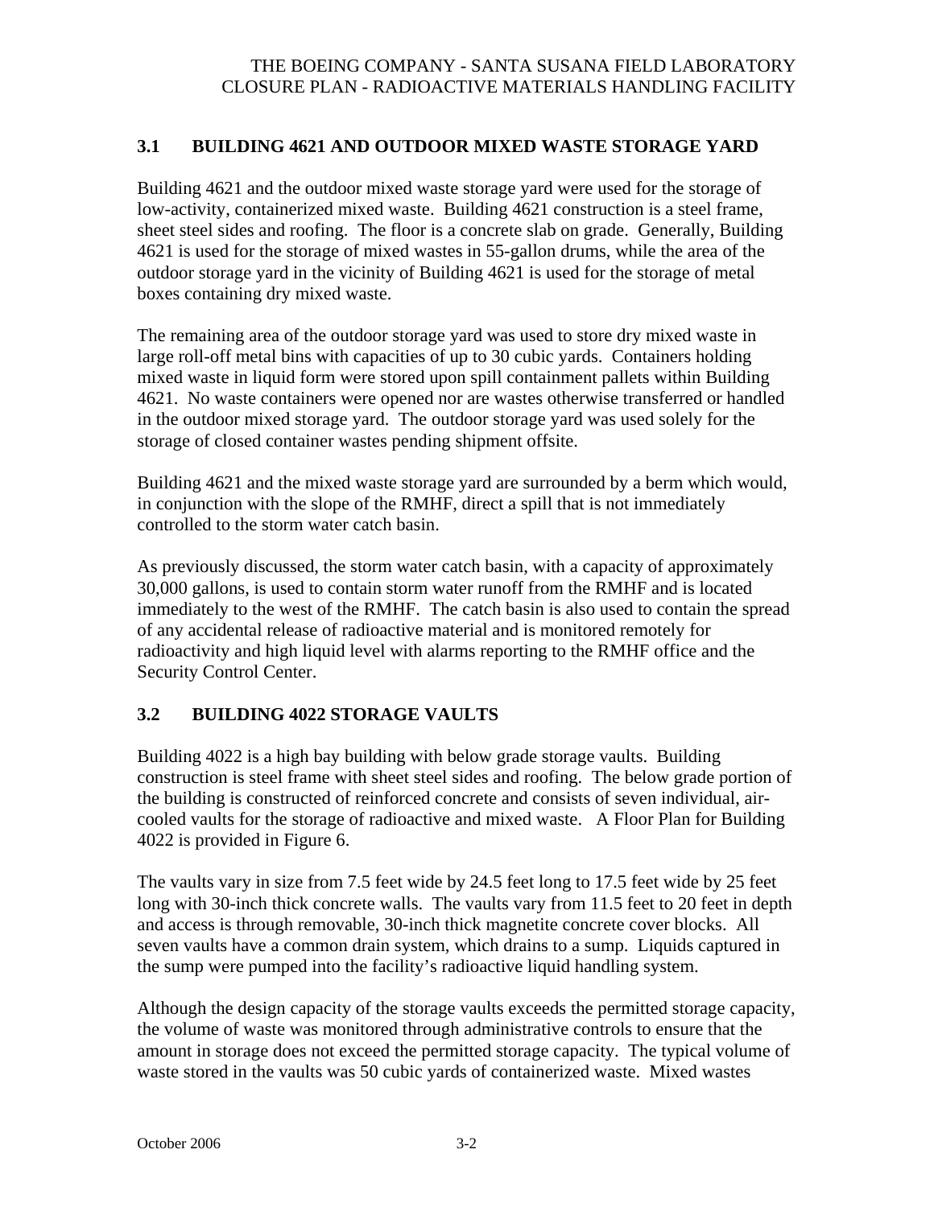### 3.1 BUILDING 4621 AND OUTDOOR MIXED WASTE STORAGE YARD

Building 4621 and the outdoor mixed waste storage yard were used for the storage of low-activity, containerized mixed waste. Building 4621 construction is a steel frame, sheet steel sides and roofing. The floor is a concrete slab on grade. Generally, Building 4621 is used for the storage of mixed wastes in 55-gallon drums, while the area of the outdoor storage yard in the vicinity of Building 4621 is used for the storage of metal boxes containing dry mixed waste.

The remaining area of the outdoor storage yard was used to store dry mixed waste in large roll-off metal bins with capacities of up to 30 cubic yards. Containers holding mixed waste in liquid form were stored upon spill containment pallets within Building 4621. No waste containers were opened nor are wastes otherwise transferred or handled in the outdoor mixed storage yard. The outdoor storage yard was used solely for the storage of closed container wastes pending shipment offsite.

Building 4621 and the mixed waste storage yard are surrounded by a berm which would, in conjunction with the slope of the RMHF, direct a spill that is not immediately controlled to the storm water catch basin.

As previously discussed, the storm water catch basin, with a capacity of approximately 30,000 gallons, is used to contain storm water runoff from the RMHF and is located immediately to the west of the RMHF. The catch basin is also used to contain the spread of any accidental release of radioactive material and is monitored remotely for radioactivity and high liquid level with alarms reporting to the RMHF office and the Security Control Center.

### 3.2 BUILDING 4022 STORAGE VAULTS

Building 4022 is a high bay building with below grade storage vaults. Building construction is steel frame with sheet steel sides and roofing. The below grade portion of the building is constructed of reinforced concrete and consists of seven individual, air-cooled vaults for the storage of radioactive and mixed waste. A Floor Plan for Building 4022 is provided in Figure 6.

The vaults vary in size from 7.5 feet wide by 24.5 feet long to 17.5 feet wide by 25 feet long with 30-inch thick concrete walls. The vaults vary from 11.5 feet to 20 feet in depth and access is through removable, 30-inch thick magnetite concrete cover blocks. All seven vaults have a common drain system, which drains to a sump. Liquids captured in the sump were pumped into the facility's radioactive liquid handling system.

Although the design capacity of the storage vaults exceeds the permitted storage capacity, the volume of waste was monitored through administrative controls to ensure that the amount in storage does not exceed the permitted storage capacity. The typical volume of waste stored in the vaults was 50 cubic yards of containerized waste. Mixed wastes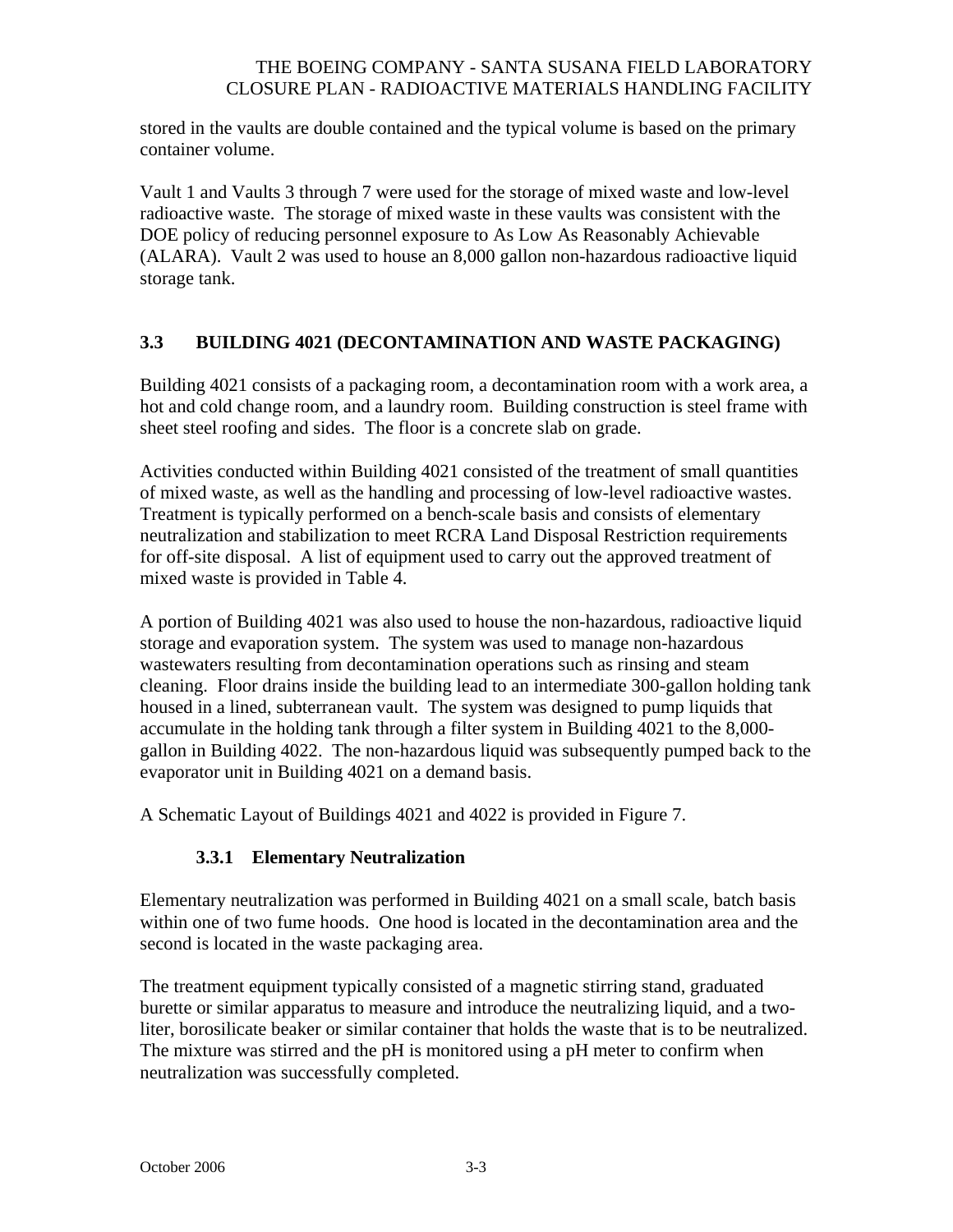stored in the vaults are double contained and the typical volume is based on the primary container volume.

Vault 1 and Vaults 3 through 7 were used for the storage of mixed waste and low-level radioactive waste. The storage of mixed waste in these vaults was consistent with the DOE policy of reducing personnel exposure to As Low As Reasonably Achievable (ALARA). Vault 2 was used to house an 8,000 gallon non-hazardous radioactive liquid storage tank.

## 3.3 BUILDING 4021 (DECONTAMINATION AND WASTE PACKAGING)

Building 4021 consists of a packaging room, a decontamination room with a work area, a hot and cold change room, and a laundry room. Building construction is steel frame with sheet steel roofing and sides. The floor is a concrete slab on grade.

Activities conducted within Building 4021 consisted of the treatment of small quantities of mixed waste, as well as the handling and processing of low-level radioactive wastes. Treatment is typically performed on a bench-scale basis and consists of elementary neutralization and stabilization to meet RCRA Land Disposal Restriction requirements for off-site disposal. A list of equipment used to carry out the approved treatment of mixed waste is provided in Table 4.

A portion of Building 4021 was also used to house the non-hazardous, radioactive liquid storage and evaporation system. The system was used to manage non-hazardous wastewaters resulting from decontamination operations such as rinsing and steam cleaning. Floor drains inside the building lead to an intermediate 300-gallon holding tank housed in a lined, subterranean vault. The system was designed to pump liquids that accumulate in the holding tank through a filter system in Building 4021 to the 8,000-gallon in Building 4022. The non-hazardous liquid was subsequently pumped back to the evaporator unit in Building 4021 on a demand basis.

A Schematic Layout of Buildings 4021 and 4022 is provided in Figure 7.

### 3.3.1 Elementary Neutralization

Elementary neutralization was performed in Building 4021 on a small scale, batch basis within one of two fume hoods. One hood is located in the decontamination area and the second is located in the waste packaging area.

The treatment equipment typically consisted of a magnetic stirring stand, graduated burette or similar apparatus to measure and introduce the neutralizing liquid, and a two-liter, borosilicate beaker or similar container that holds the waste that is to be neutralized. The mixture was stirred and the pH is monitored using a pH meter to confirm when neutralization was successfully completed.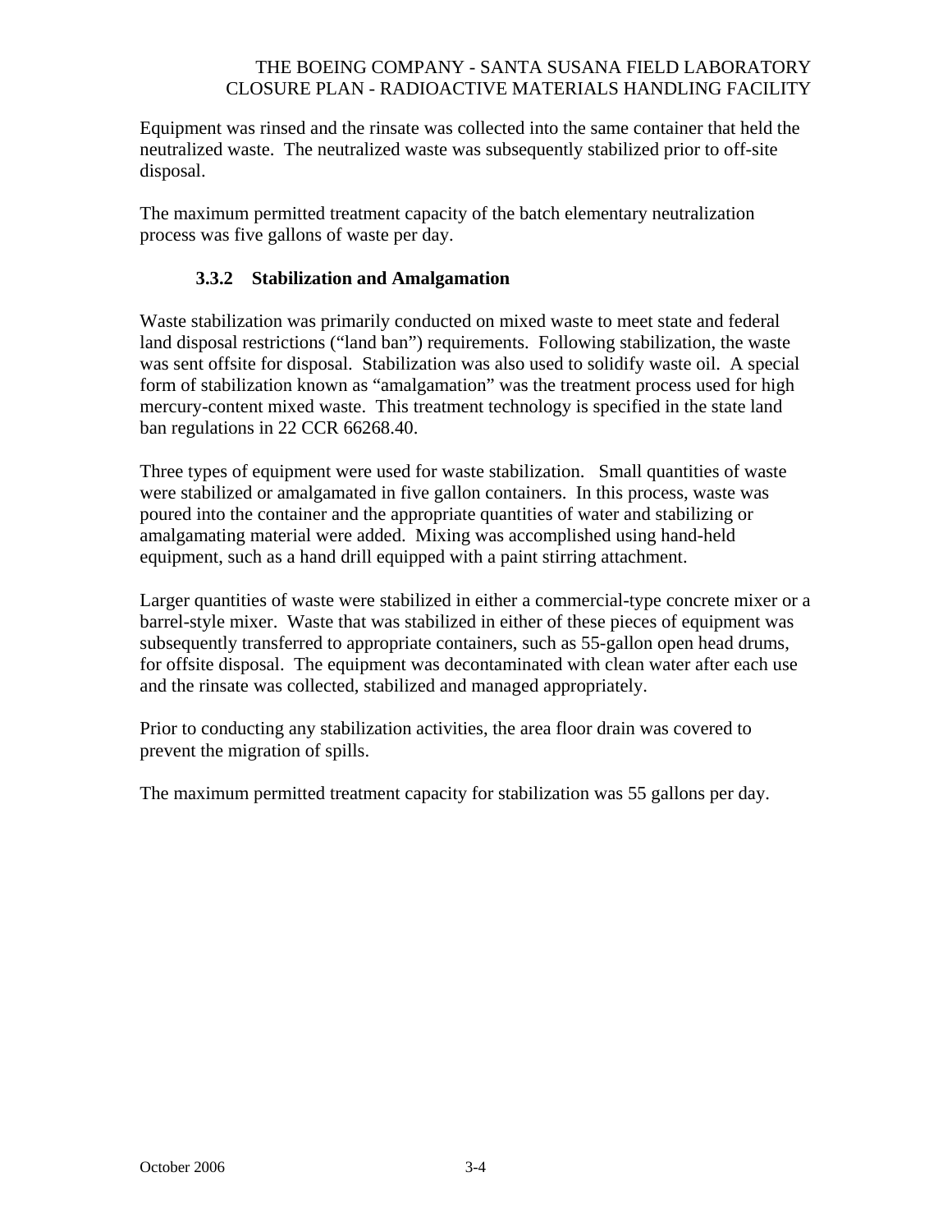Equipment was rinsed and the rinsate was collected into the same container that held the neutralized waste. The neutralized waste was subsequently stabilized prior to off-site disposal.

The maximum permitted treatment capacity of the batch elementary neutralization process was five gallons of waste per day.

### 3.3.2 Stabilization and Amalgamation

Waste stabilization was primarily conducted on mixed waste to meet state and federal land disposal restrictions ("land ban") requirements. Following stabilization, the waste was sent offsite for disposal. Stabilization was also used to solidify waste oil. A special form of stabilization known as "amalgamation" was the treatment process used for high mercury-content mixed waste. This treatment technology is specified in the state land ban regulations in 22 CCR 66268.40.

Three types of equipment were used for waste stabilization. Small quantities of waste were stabilized or amalgamated in five gallon containers. In this process, waste was poured into the container and the appropriate quantities of water and stabilizing or amalgamating material were added. Mixing was accomplished using hand-held equipment, such as a hand drill equipped with a paint stirring attachment.

Larger quantities of waste were stabilized in either a commercial-type concrete mixer or a barrel-style mixer. Waste that was stabilized in either of these pieces of equipment was subsequently transferred to appropriate containers, such as 55-gallon open head drums, for offsite disposal. The equipment was decontaminated with clean water after each use and the rinsate was collected, stabilized and managed appropriately.

Prior to conducting any stabilization activities, the area floor drain was covered to prevent the migration of spills.

The maximum permitted treatment capacity for stabilization was 55 gallons per day.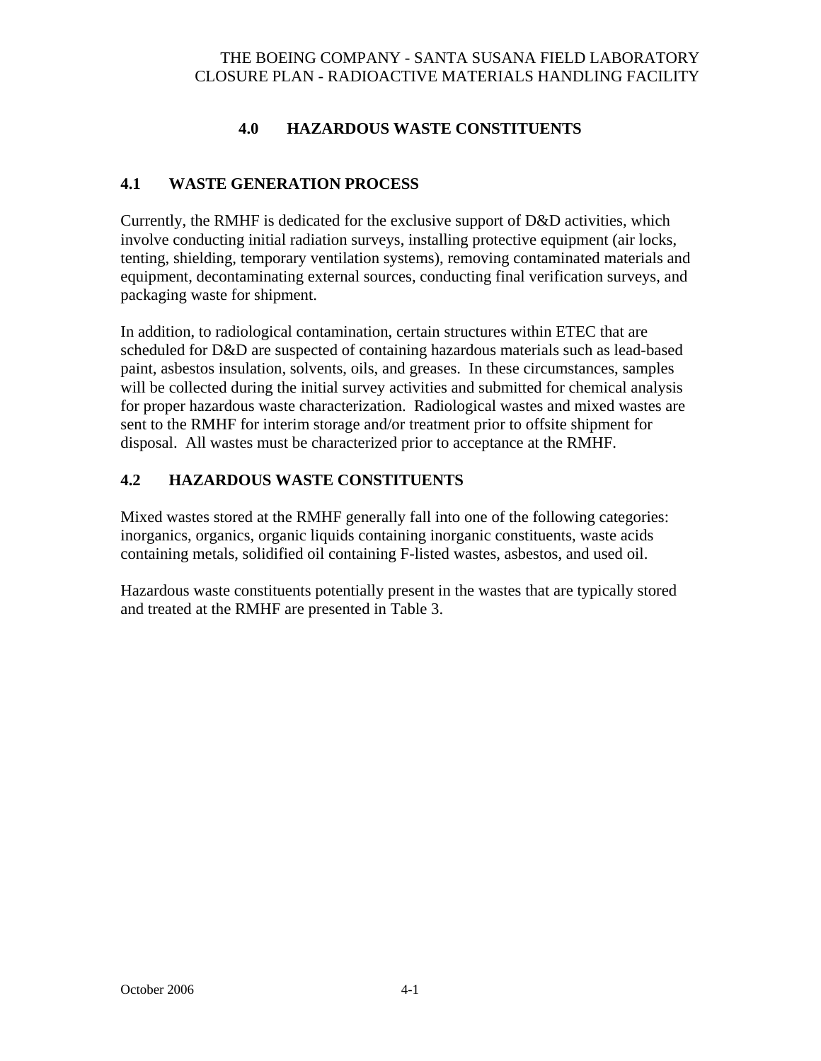# 4.0 HAZARDOUS WASTE CONSTITUENTS

## 4.1 WASTE GENERATION PROCESS

Currently, the RMHF is dedicated for the exclusive support of D&D activities, which involve conducting initial radiation surveys, installing protective equipment (air locks, tenting, shielding, temporary ventilation systems), removing contaminated materials and equipment, decontaminating external sources, conducting final verification surveys, and packaging waste for shipment.

In addition, to radiological contamination, certain structures within ETEC that are scheduled for D&D are suspected of containing hazardous materials such as lead-based paint, asbestos insulation, solvents, oils, and greases. In these circumstances, samples will be collected during the initial survey activities and submitted for chemical analysis for proper hazardous waste characterization. Radiological wastes and mixed wastes are sent to the RMHF for interim storage and/or treatment prior to offsite shipment for disposal. All wastes must be characterized prior to acceptance at the RMHF.

## 4.2 HAZARDOUS WASTE CONSTITUENTS

Mixed wastes stored at the RMHF generally fall into one of the following categories: inorganics, organics, organic liquids containing inorganic constituents, waste acids containing metals, solidified oil containing F-listed wastes, asbestos, and used oil.

Hazardous waste constituents potentially present in the wastes that are typically stored and treated at the RMHF are presented in Table 3.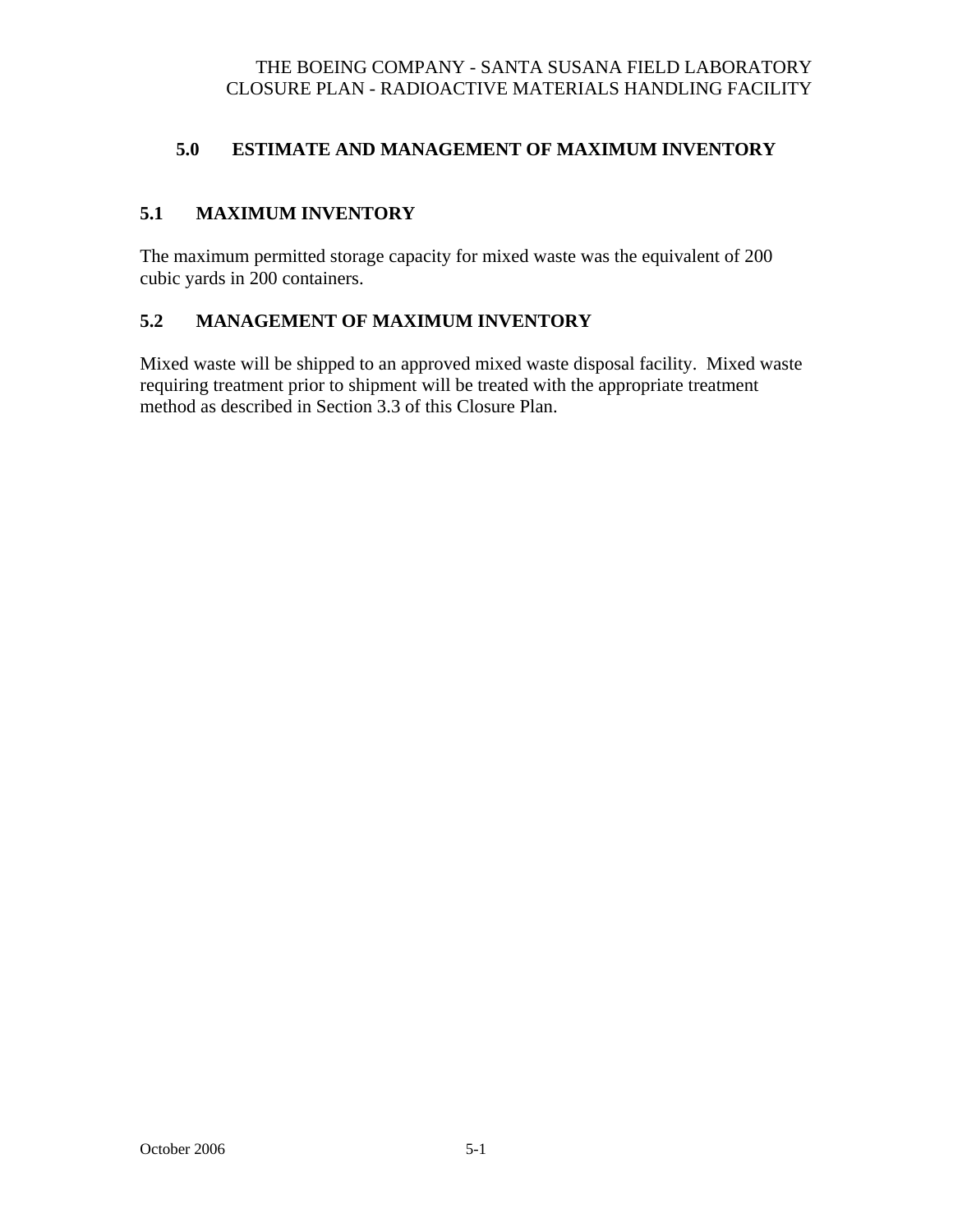# 5.0 ESTIMATE AND MANAGEMENT OF MAXIMUM INVENTORY

## 5.1 MAXIMUM INVENTORY

The maximum permitted storage capacity for mixed waste was the equivalent of 200 cubic yards in 200 containers.

## 5.2 MANAGEMENT OF MAXIMUM INVENTORY

Mixed waste will be shipped to an approved mixed waste disposal facility. Mixed waste requiring treatment prior to shipment will be treated with the appropriate treatment method as described in Section 3.3 of this Closure Plan.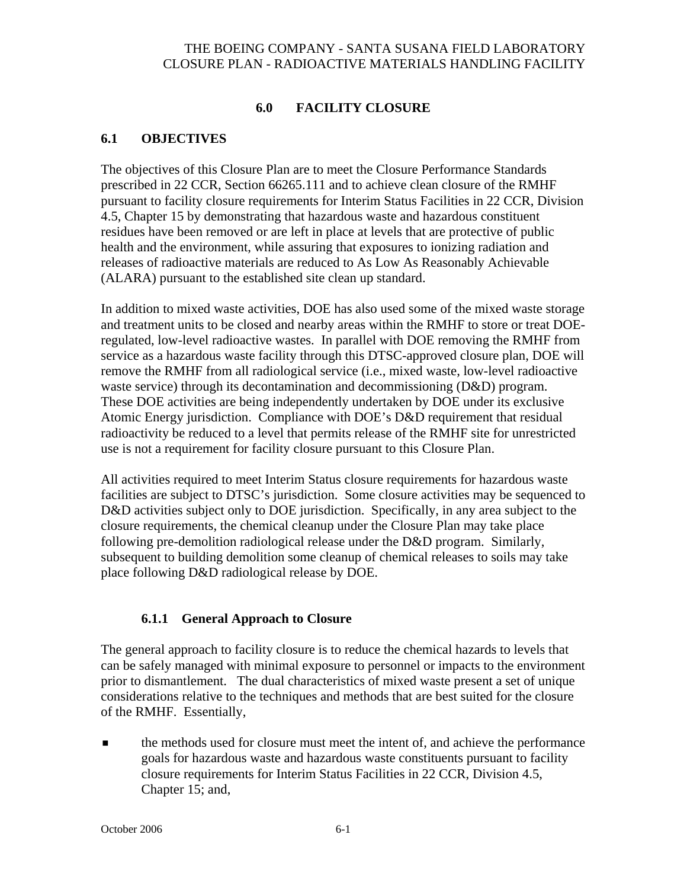# 6.0 FACILITY CLOSURE

## 6.1 OBJECTIVES

The objectives of this Closure Plan are to meet the Closure Performance Standards prescribed in 22 CCR, Section 66265.111 and to achieve clean closure of the RMHF pursuant to facility closure requirements for Interim Status Facilities in 22 CCR, Division 4.5, Chapter 15 by demonstrating that hazardous waste and hazardous constituent residues have been removed or are left in place at levels that are protective of public health and the environment, while assuring that exposures to ionizing radiation and releases of radioactive materials are reduced to As Low As Reasonably Achievable (ALARA) pursuant to the established site clean up standard.

In addition to mixed waste activities, DOE has also used some of the mixed waste storage and treatment units to be closed and nearby areas within the RMHF to store or treat DOE-regulated, low-level radioactive wastes. In parallel with DOE removing the RMHF from service as a hazardous waste facility through this DTSC-approved closure plan, DOE will remove the RMHF from all radiological service (i.e., mixed waste, low-level radioactive waste service) through its decontamination and decommissioning (D&D) program. These DOE activities are being independently undertaken by DOE under its exclusive Atomic Energy jurisdiction. Compliance with DOE's D&D requirement that residual radioactivity be reduced to a level that permits release of the RMHF site for unrestricted use is not a requirement for facility closure pursuant to this Closure Plan.

All activities required to meet Interim Status closure requirements for hazardous waste facilities are subject to DTSC's jurisdiction. Some closure activities may be sequenced to D&D activities subject only to DOE jurisdiction. Specifically, in any area subject to the closure requirements, the chemical cleanup under the Closure Plan may take place following pre-demolition radiological release under the D&D program. Similarly, subsequent to building demolition some cleanup of chemical releases to soils may take place following D&D radiological release by DOE.

### 6.1.1 General Approach to Closure

The general approach to facility closure is to reduce the chemical hazards to levels that can be safely managed with minimal exposure to personnel or impacts to the environment prior to dismantlement. The dual characteristics of mixed waste present a set of unique considerations relative to the techniques and methods that are best suited for the closure of the RMHF. Essentially,

- the methods used for closure must meet the intent of, and achieve the performance goals for hazardous waste and hazardous waste constituents pursuant to facility closure requirements for Interim Status Facilities in 22 CCR, Division 4.5, Chapter 15; and,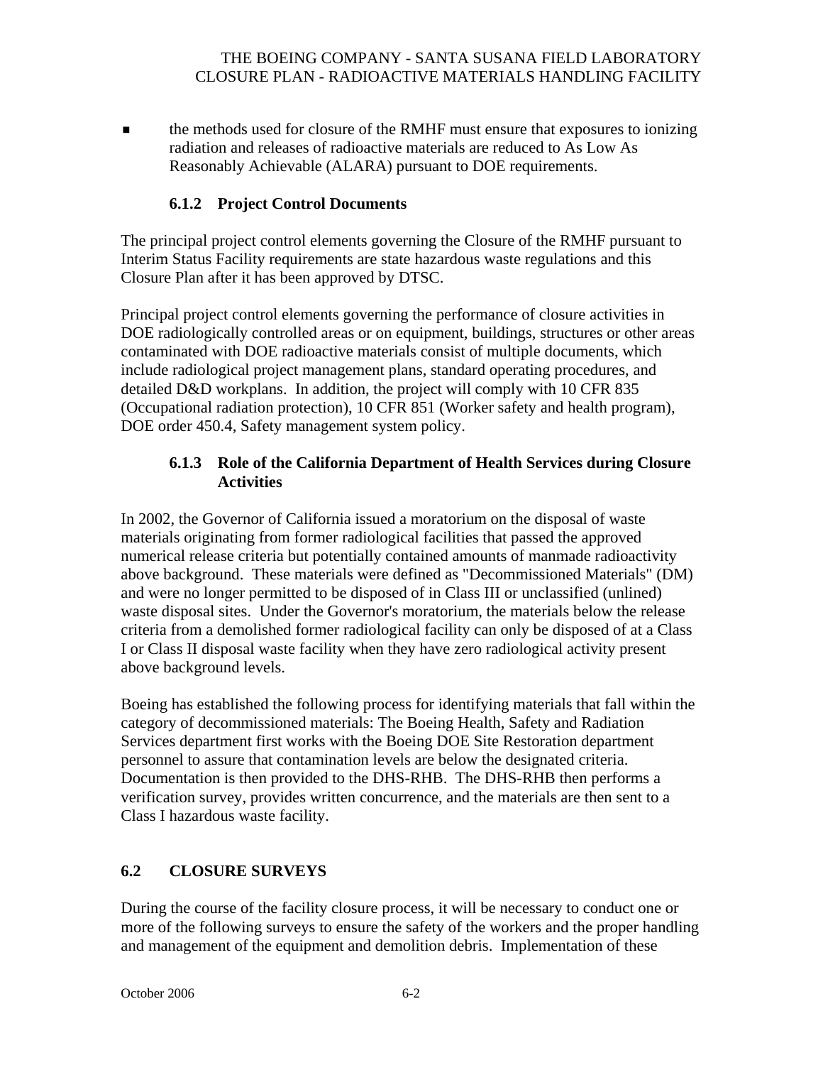- the methods used for closure of the RMHF must ensure that exposures to ionizing radiation and releases of radioactive materials are reduced to As Low As Reasonably Achievable (ALARA) pursuant to DOE requirements.

### 6.1.2 Project Control Documents

The principal project control elements governing the Closure of the RMHF pursuant to Interim Status Facility requirements are state hazardous waste regulations and this Closure Plan after it has been approved by DTSC.

Principal project control elements governing the performance of closure activities in DOE radiologically controlled areas or on equipment, buildings, structures or other areas contaminated with DOE radioactive materials consist of multiple documents, which include radiological project management plans, standard operating procedures, and detailed D&D workplans. In addition, the project will comply with 10 CFR 835 (Occupational radiation protection), 10 CFR 851 (Worker safety and health program), DOE order 450.4, Safety management system policy.

### 6.1.3 Role of the California Department of Health Services during Closure Activities

In 2002, the Governor of California issued a moratorium on the disposal of waste materials originating from former radiological facilities that passed the approved numerical release criteria but potentially contained amounts of manmade radioactivity above background. These materials were defined as "Decommissioned Materials" (DM) and were no longer permitted to be disposed of in Class III or unclassified (unlined) waste disposal sites. Under the Governor's moratorium, the materials below the release criteria from a demolished former radiological facility can only be disposed of at a Class I or Class II disposal waste facility when they have zero radiological activity present above background levels.

Boeing has established the following process for identifying materials that fall within the category of decommissioned materials: The Boeing Health, Safety and Radiation Services department first works with the Boeing DOE Site Restoration department personnel to assure that contamination levels are below the designated criteria. Documentation is then provided to the DHS-RHB. The DHS-RHB then performs a verification survey, provides written concurrence, and the materials are then sent to a Class I hazardous waste facility.

## 6.2 CLOSURE SURVEYS

During the course of the facility closure process, it will be necessary to conduct one or more of the following surveys to ensure the safety of the workers and the proper handling and management of the equipment and demolition debris. Implementation of these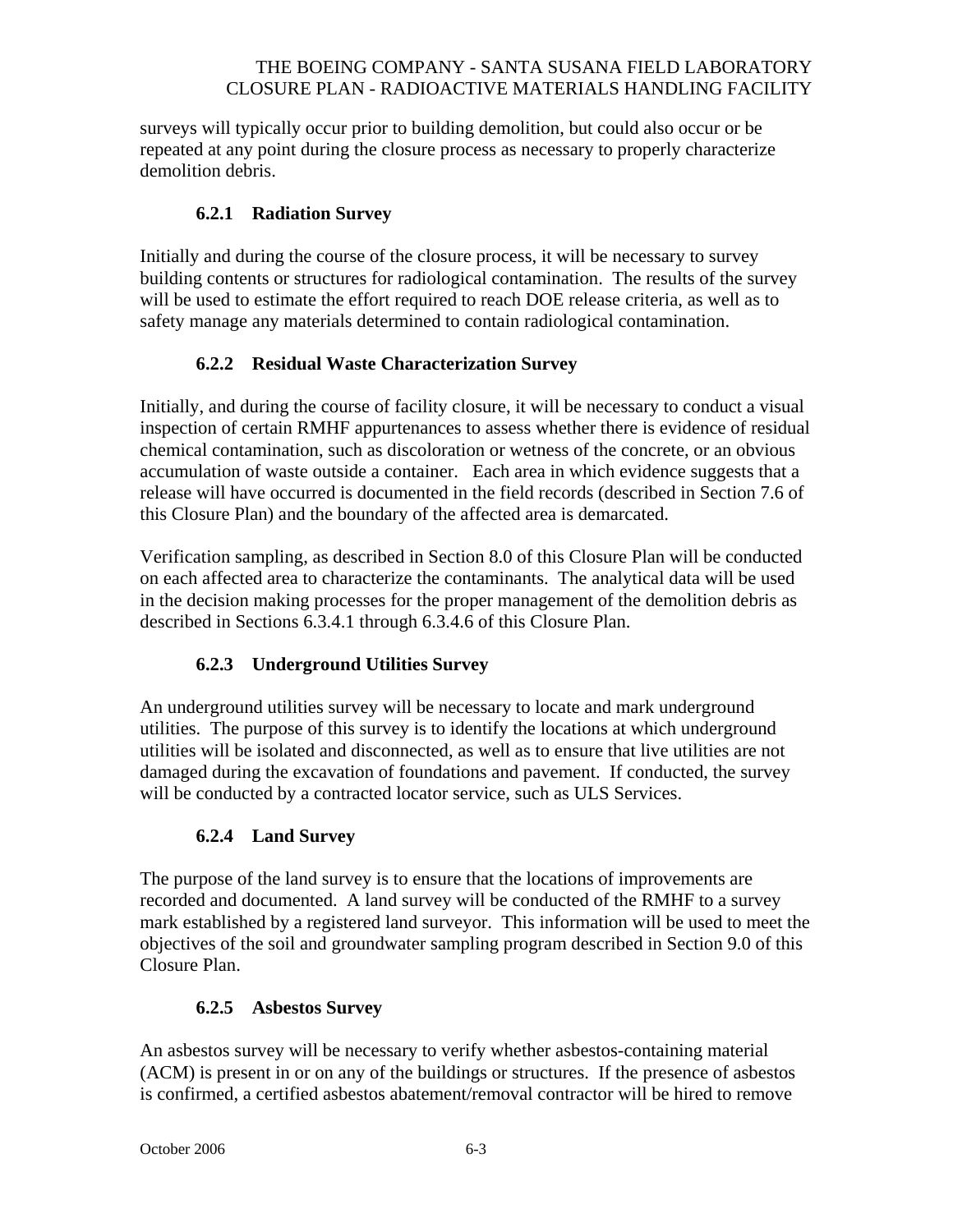surveys will typically occur prior to building demolition, but could also occur or be repeated at any point during the closure process as necessary to properly characterize demolition debris.

### 6.2.1 Radiation Survey

Initially and during the course of the closure process, it will be necessary to survey building contents or structures for radiological contamination. The results of the survey will be used to estimate the effort required to reach DOE release criteria, as well as to safety manage any materials determined to contain radiological contamination.

### 6.2.2 Residual Waste Characterization Survey

Initially, and during the course of facility closure, it will be necessary to conduct a visual inspection of certain RMHF appurtenances to assess whether there is evidence of residual chemical contamination, such as discoloration or wetness of the concrete, or an obvious accumulation of waste outside a container. Each area in which evidence suggests that a release will have occurred is documented in the field records (described in Section 7.6 of this Closure Plan) and the boundary of the affected area is demarcated.

Verification sampling, as described in Section 8.0 of this Closure Plan will be conducted on each affected area to characterize the contaminants. The analytical data will be used in the decision making processes for the proper management of the demolition debris as described in Sections 6.3.4.1 through 6.3.4.6 of this Closure Plan.

### 6.2.3 Underground Utilities Survey

An underground utilities survey will be necessary to locate and mark underground utilities. The purpose of this survey is to identify the locations at which underground utilities will be isolated and disconnected, as well as to ensure that live utilities are not damaged during the excavation of foundations and pavement. If conducted, the survey will be conducted by a contracted locator service, such as ULS Services.

### 6.2.4 Land Survey

The purpose of the land survey is to ensure that the locations of improvements are recorded and documented. A land survey will be conducted of the RMHF to a survey mark established by a registered land surveyor. This information will be used to meet the objectives of the soil and groundwater sampling program described in Section 9.0 of this Closure Plan.

### 6.2.5 Asbestos Survey

An asbestos survey will be necessary to verify whether asbestos-containing material (ACM) is present in or on any of the buildings or structures. If the presence of asbestos is confirmed, a certified asbestos abatement/removal contractor will be hired to remove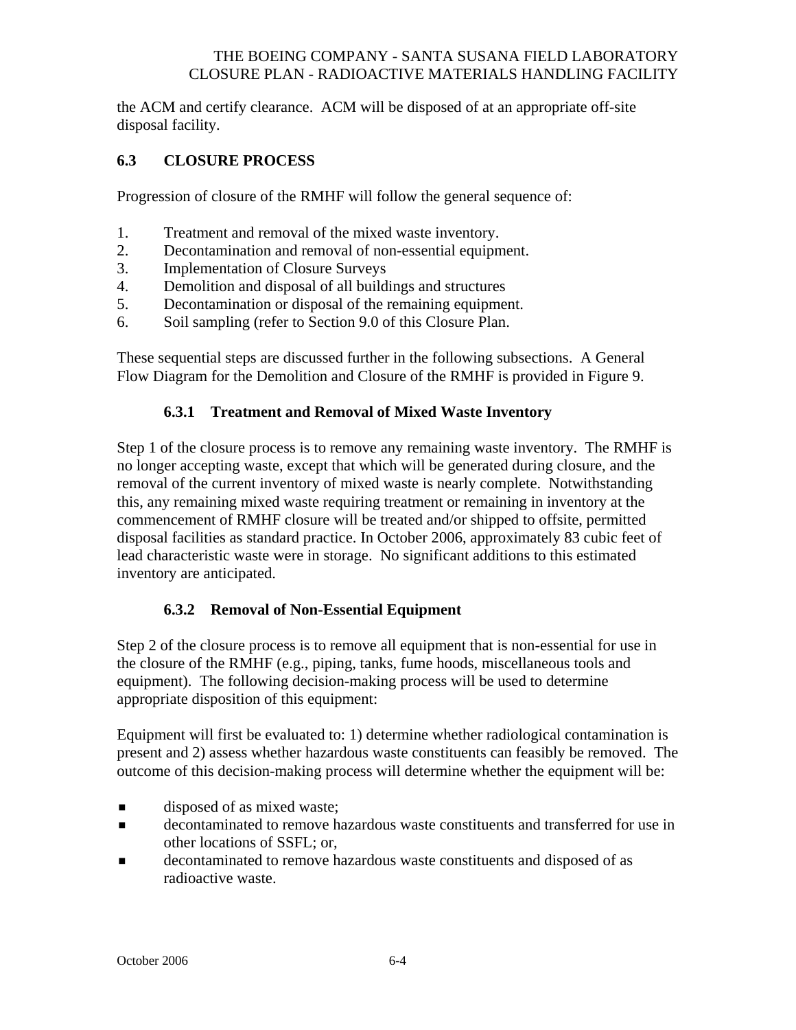the ACM and certify clearance. ACM will be disposed of at an appropriate off-site disposal facility.

## 6.3 CLOSURE PROCESS

Progression of closure of the RMHF will follow the general sequence of:

1. Treatment and removal of the mixed waste inventory.
2. Decontamination and removal of non-essential equipment.
3. Implementation of Closure Surveys
4. Demolition and disposal of all buildings and structures
5. Decontamination or disposal of the remaining equipment.
6. Soil sampling (refer to Section 9.0 of this Closure Plan.

These sequential steps are discussed further in the following subsections. A General Flow Diagram for the Demolition and Closure of the RMHF is provided in Figure 9.

### 6.3.1 Treatment and Removal of Mixed Waste Inventory

Step 1 of the closure process is to remove any remaining waste inventory. The RMHF is no longer accepting waste, except that which will be generated during closure, and the removal of the current inventory of mixed waste is nearly complete. Notwithstanding this, any remaining mixed waste requiring treatment or remaining in inventory at the commencement of RMHF closure will be treated and/or shipped to offsite, permitted disposal facilities as standard practice. In October 2006, approximately 83 cubic feet of lead characteristic waste were in storage. No significant additions to this estimated inventory are anticipated.

### 6.3.2 Removal of Non-Essential Equipment

Step 2 of the closure process is to remove all equipment that is non-essential for use in the closure of the RMHF (e.g., piping, tanks, fume hoods, miscellaneous tools and equipment). The following decision-making process will be used to determine appropriate disposition of this equipment:

Equipment will first be evaluated to: 1) determine whether radiological contamination is present and 2) assess whether hazardous waste constituents can feasibly be removed. The outcome of this decision-making process will determine whether the equipment will be:

- disposed of as mixed waste;
- decontaminated to remove hazardous waste constituents and transferred for use in other locations of SSFL; or,
- decontaminated to remove hazardous waste constituents and disposed of as radioactive waste.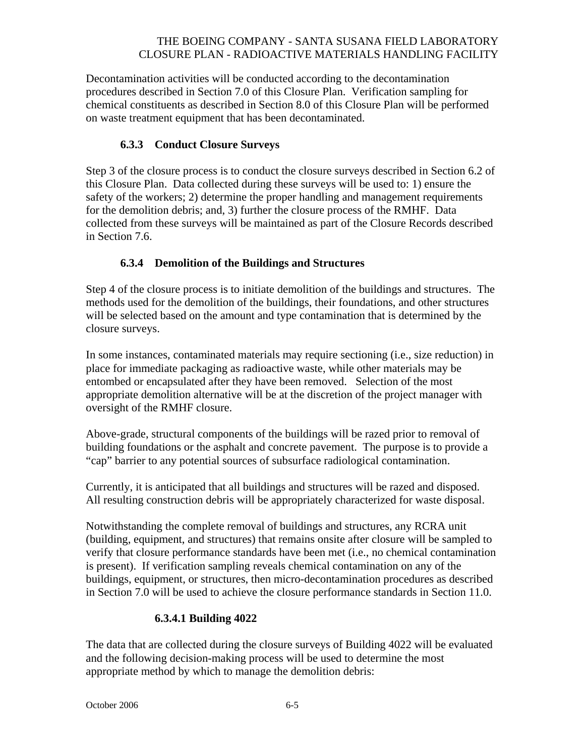Decontamination activities will be conducted according to the decontamination procedures described in Section 7.0 of this Closure Plan. Verification sampling for chemical constituents as described in Section 8.0 of this Closure Plan will be performed on waste treatment equipment that has been decontaminated.

### 6.3.3 Conduct Closure Surveys

Step 3 of the closure process is to conduct the closure surveys described in Section 6.2 of this Closure Plan. Data collected during these surveys will be used to: 1) ensure the safety of the workers; 2) determine the proper handling and management requirements for the demolition debris; and, 3) further the closure process of the RMHF. Data collected from these surveys will be maintained as part of the Closure Records described in Section 7.6.

### 6.3.4 Demolition of the Buildings and Structures

Step 4 of the closure process is to initiate demolition of the buildings and structures. The methods used for the demolition of the buildings, their foundations, and other structures will be selected based on the amount and type contamination that is determined by the closure surveys.

In some instances, contaminated materials may require sectioning (i.e., size reduction) in place for immediate packaging as radioactive waste, while other materials may be entombed or encapsulated after they have been removed. Selection of the most appropriate demolition alternative will be at the discretion of the project manager with oversight of the RMHF closure.

Above-grade, structural components of the buildings will be razed prior to removal of building foundations or the asphalt and concrete pavement. The purpose is to provide a "cap" barrier to any potential sources of subsurface radiological contamination.

Currently, it is anticipated that all buildings and structures will be razed and disposed. All resulting construction debris will be appropriately characterized for waste disposal.

Notwithstanding the complete removal of buildings and structures, any RCRA unit (building, equipment, and structures) that remains onsite after closure will be sampled to verify that closure performance standards have been met (i.e., no chemical contamination is present). If verification sampling reveals chemical contamination on any of the buildings, equipment, or structures, then micro-decontamination procedures as described in Section 7.0 will be used to achieve the closure performance standards in Section 11.0.

#### 6.3.4.1 Building 4022

The data that are collected during the closure surveys of Building 4022 will be evaluated and the following decision-making process will be used to determine the most appropriate method by which to manage the demolition debris: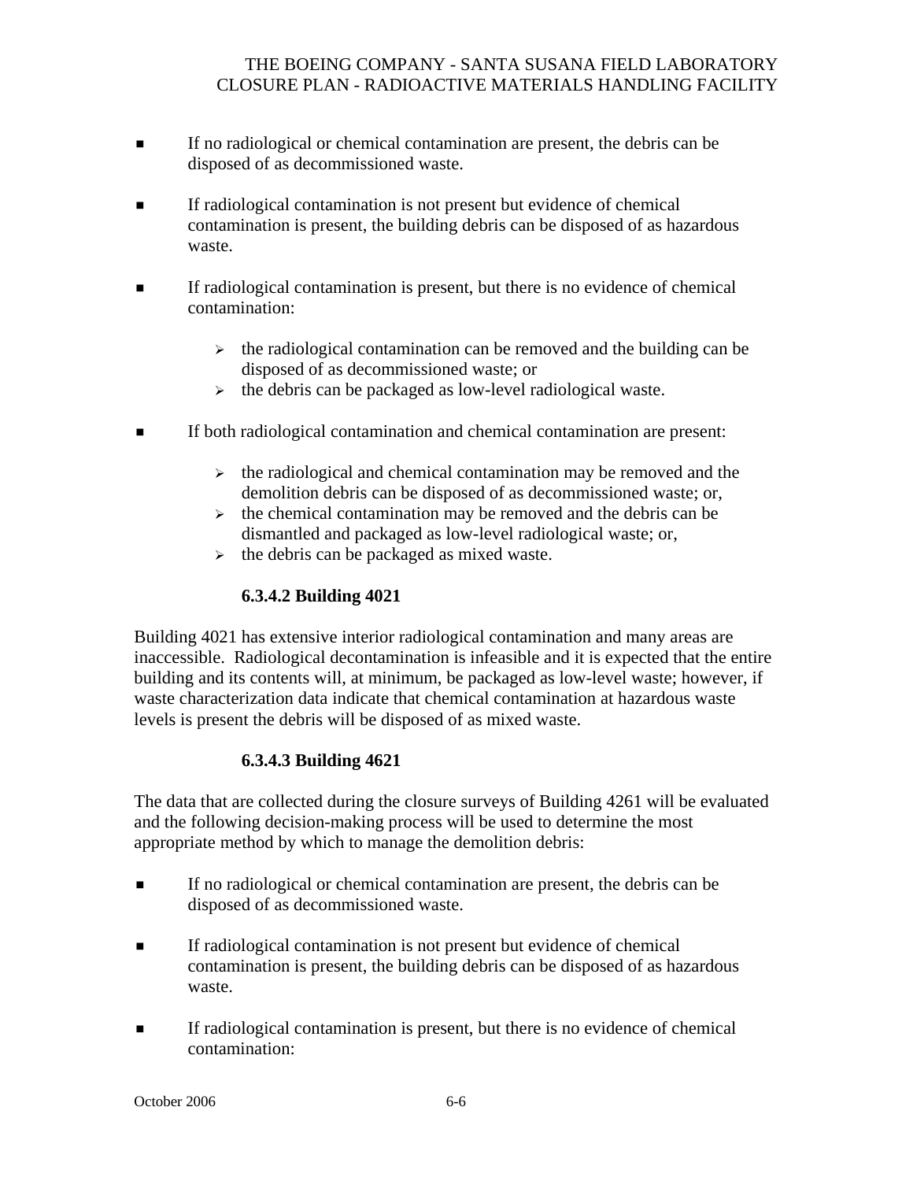- If no radiological or chemical contamination are present, the debris can be disposed of as decommissioned waste.

- If radiological contamination is not present but evidence of chemical contamination is present, the building debris can be disposed of as hazardous waste.

- If radiological contamination is present, but there is no evidence of chemical contamination:

  - the radiological contamination can be removed and the building can be disposed of as decommissioned waste; or
  - the debris can be packaged as low-level radiological waste.

- If both radiological contamination and chemical contamination are present:

  - the radiological and chemical contamination may be removed and the demolition debris can be disposed of as decommissioned waste; or,
  - the chemical contamination may be removed and the debris can be dismantled and packaged as low-level radiological waste; or,
  - the debris can be packaged as mixed waste.

#### 6.3.4.2 Building 4021

Building 4021 has extensive interior radiological contamination and many areas are inaccessible. Radiological decontamination is infeasible and it is expected that the entire building and its contents will, at minimum, be packaged as low-level waste; however, if waste characterization data indicate that chemical contamination at hazardous waste levels is present the debris will be disposed of as mixed waste.

#### 6.3.4.3 Building 4621

The data that are collected during the closure surveys of Building 4261 will be evaluated and the following decision-making process will be used to determine the most appropriate method by which to manage the demolition debris:

- If no radiological or chemical contamination are present, the debris can be disposed of as decommissioned waste.

- If radiological contamination is not present but evidence of chemical contamination is present, the building debris can be disposed of as hazardous waste.

- If radiological contamination is present, but there is no evidence of chemical contamination: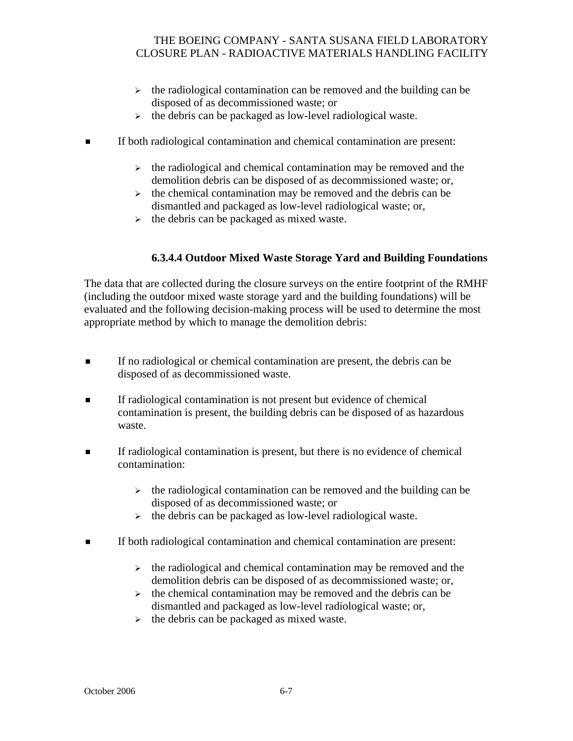- the radiological contamination can be removed and the building can be disposed of as decommissioned waste; or
- the debris can be packaged as low-level radiological waste.

- If both radiological contamination and chemical contamination are present:

  - the radiological and chemical contamination may be removed and the demolition debris can be disposed of as decommissioned waste; or,
  - the chemical contamination may be removed and the debris can be dismantled and packaged as low-level radiological waste; or,
  - the debris can be packaged as mixed waste.

#### 6.3.4.4 Outdoor Mixed Waste Storage Yard and Building Foundations

The data that are collected during the closure surveys on the entire footprint of the RMHF (including the outdoor mixed waste storage yard and the building foundations) will be evaluated and the following decision-making process will be used to determine the most appropriate method by which to manage the demolition debris:

- If no radiological or chemical contamination are present, the debris can be disposed of as decommissioned waste.

- If radiological contamination is not present but evidence of chemical contamination is present, the building debris can be disposed of as hazardous waste.

- If radiological contamination is present, but there is no evidence of chemical contamination:

  - the radiological contamination can be removed and the building can be disposed of as decommissioned waste; or
  - the debris can be packaged as low-level radiological waste.

- If both radiological contamination and chemical contamination are present:

  - the radiological and chemical contamination may be removed and the demolition debris can be disposed of as decommissioned waste; or,
  - the chemical contamination may be removed and the debris can be dismantled and packaged as low-level radiological waste; or,
  - the debris can be packaged as mixed waste.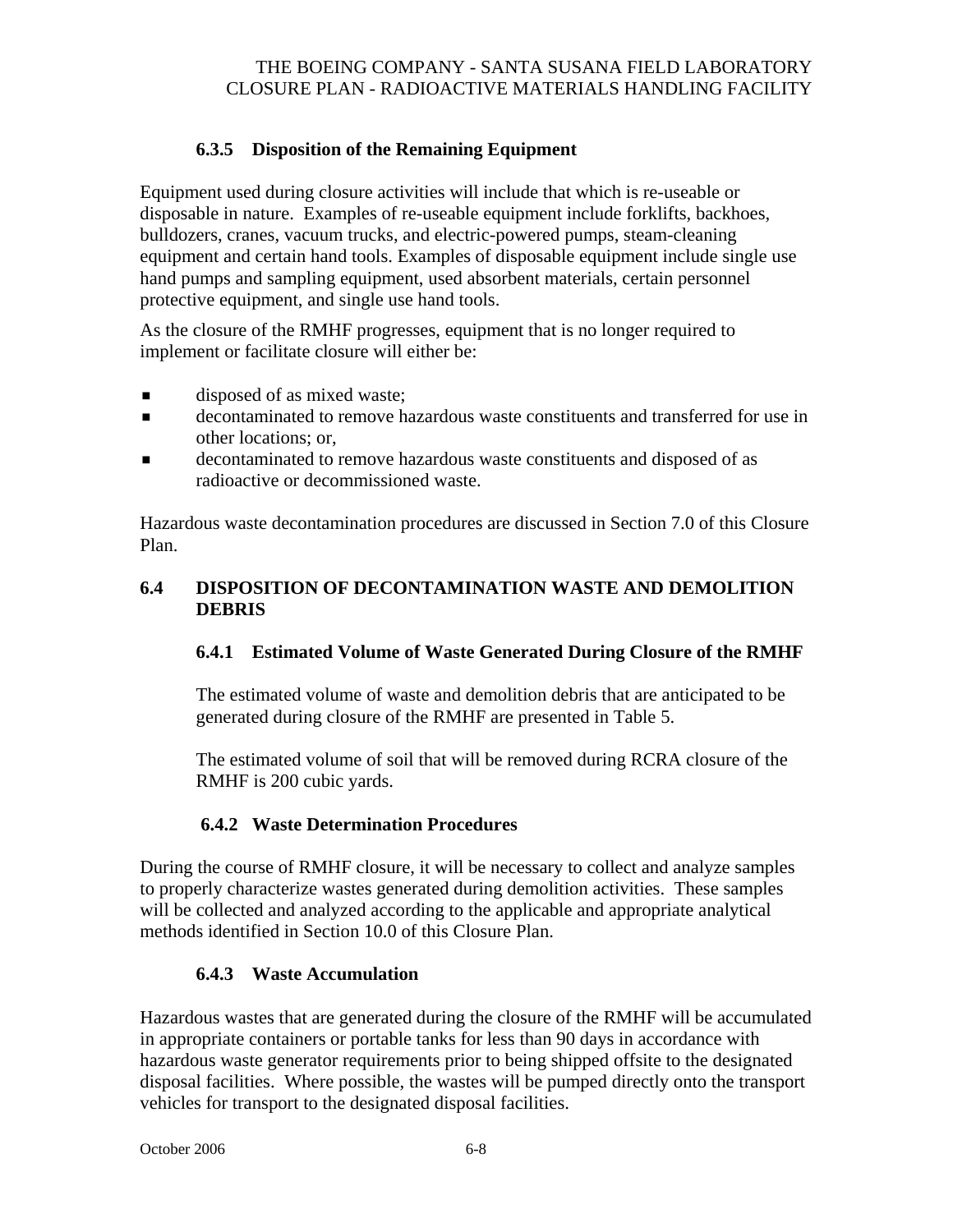### 6.3.5 Disposition of the Remaining Equipment

Equipment used during closure activities will include that which is re-useable or disposable in nature. Examples of re-useable equipment include forklifts, backhoes, bulldozers, cranes, vacuum trucks, and electric-powered pumps, steam-cleaning equipment and certain hand tools. Examples of disposable equipment include single use hand pumps and sampling equipment, used absorbent materials, certain personnel protective equipment, and single use hand tools.

As the closure of the RMHF progresses, equipment that is no longer required to implement or facilitate closure will either be:

- disposed of as mixed waste;
- decontaminated to remove hazardous waste constituents and transferred for use in other locations; or,
- decontaminated to remove hazardous waste constituents and disposed of as radioactive or decommissioned waste.

Hazardous waste decontamination procedures are discussed in Section 7.0 of this Closure Plan.

## 6.4 DISPOSITION OF DECONTAMINATION WASTE AND DEMOLITION DEBRIS

### 6.4.1 Estimated Volume of Waste Generated During Closure of the RMHF

The estimated volume of waste and demolition debris that are anticipated to be generated during closure of the RMHF are presented in Table 5.

The estimated volume of soil that will be removed during RCRA closure of the RMHF is 200 cubic yards.

### 6.4.2 Waste Determination Procedures

During the course of RMHF closure, it will be necessary to collect and analyze samples to properly characterize wastes generated during demolition activities. These samples will be collected and analyzed according to the applicable and appropriate analytical methods identified in Section 10.0 of this Closure Plan.

### 6.4.3 Waste Accumulation

Hazardous wastes that are generated during the closure of the RMHF will be accumulated in appropriate containers or portable tanks for less than 90 days in accordance with hazardous waste generator requirements prior to being shipped offsite to the designated disposal facilities. Where possible, the wastes will be pumped directly onto the transport vehicles for transport to the designated disposal facilities.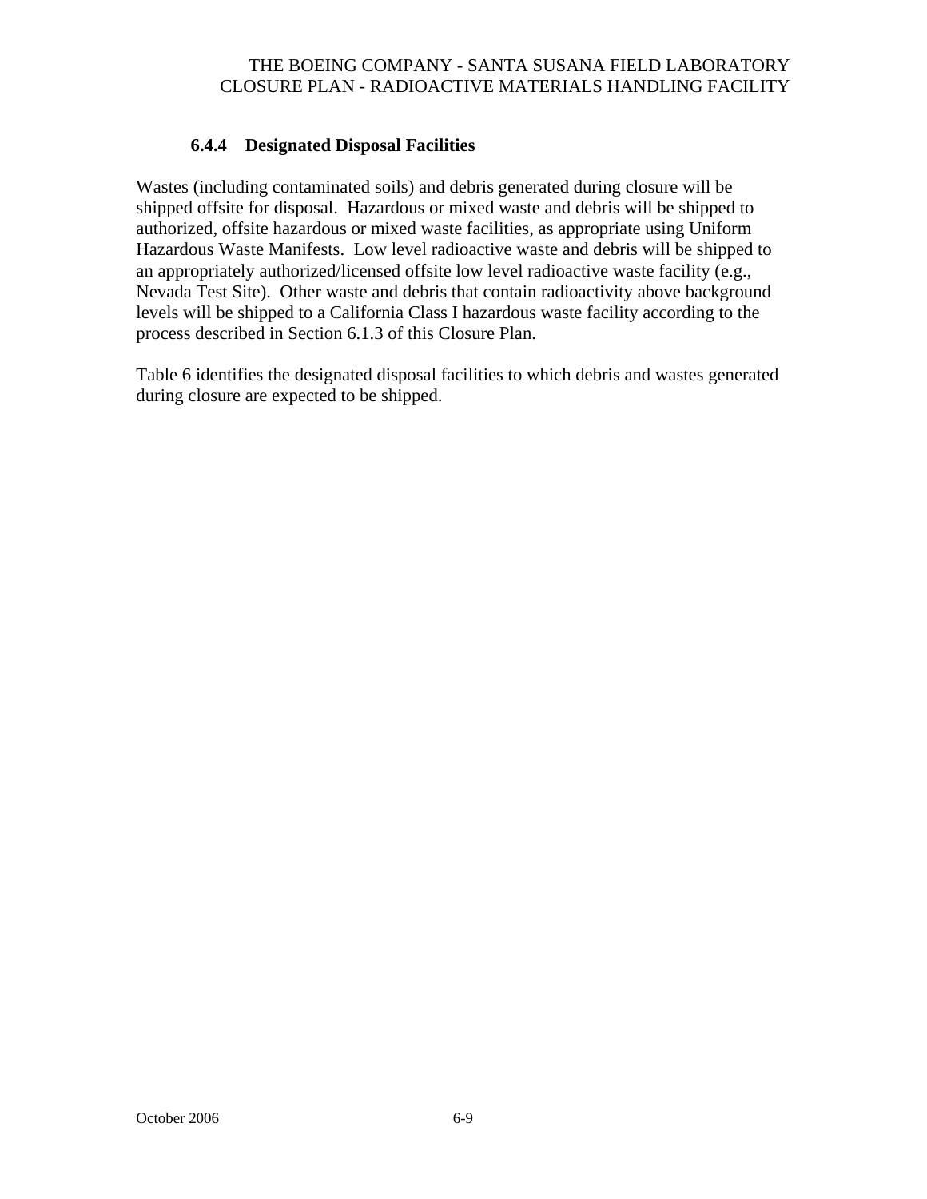### 6.4.4 Designated Disposal Facilities

Wastes (including contaminated soils) and debris generated during closure will be shipped offsite for disposal. Hazardous or mixed waste and debris will be shipped to authorized, offsite hazardous or mixed waste facilities, as appropriate using Uniform Hazardous Waste Manifests. Low level radioactive waste and debris will be shipped to an appropriately authorized/licensed offsite low level radioactive waste facility (e.g., Nevada Test Site). Other waste and debris that contain radioactivity above background levels will be shipped to a California Class I hazardous waste facility according to the process described in Section 6.1.3 of this Closure Plan.

Table 6 identifies the designated disposal facilities to which debris and wastes generated during closure are expected to be shipped.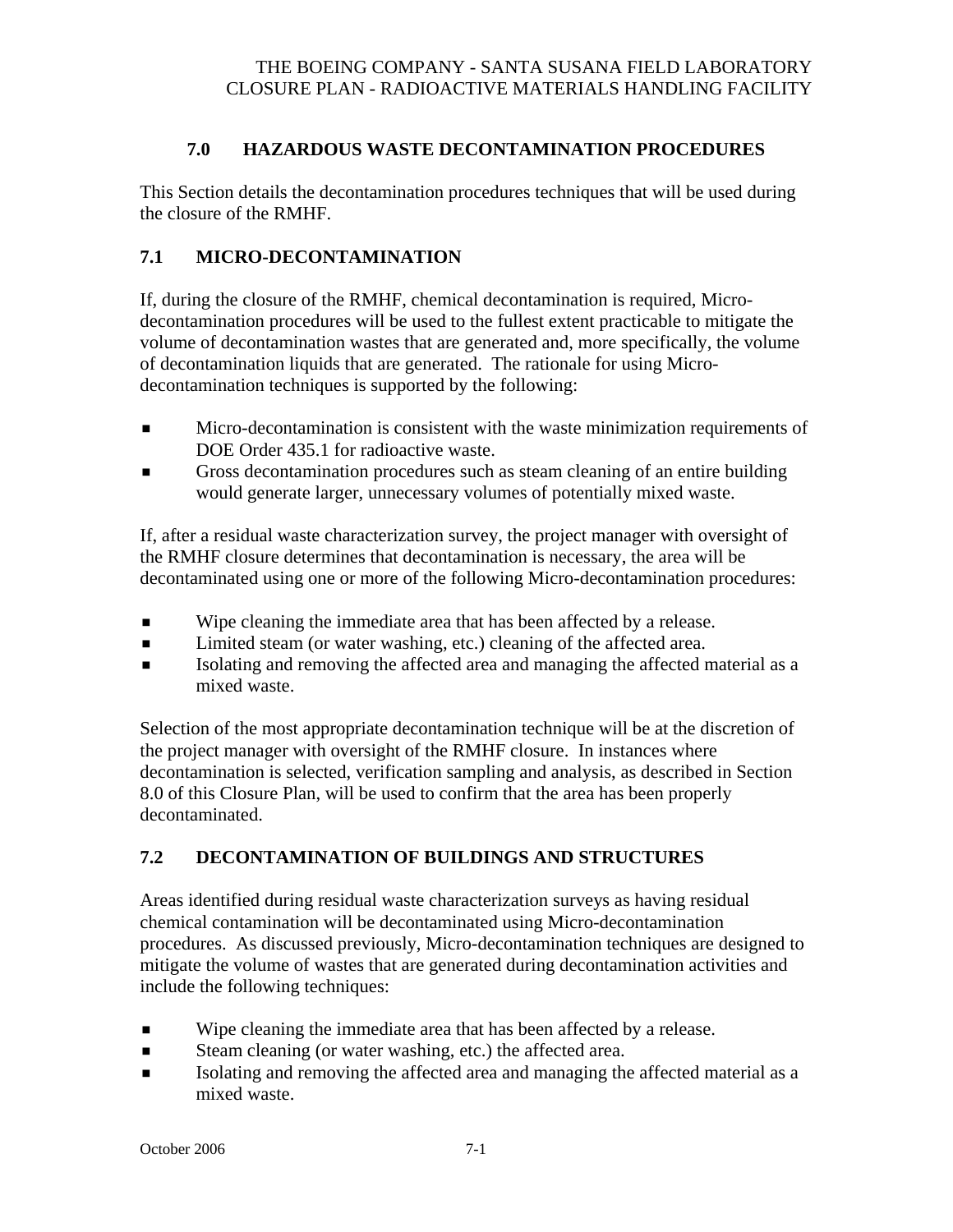## 7.0 HAZARDOUS WASTE DECONTAMINATION PROCEDURES

This Section details the decontamination procedures techniques that will be used during the closure of the RMHF.

### 7.1 MICRO-DECONTAMINATION

If, during the closure of the RMHF, chemical decontamination is required, Micro-decontamination procedures will be used to the fullest extent practicable to mitigate the volume of decontamination wastes that are generated and, more specifically, the volume of decontamination liquids that are generated. The rationale for using Micro-decontamination techniques is supported by the following:

- Micro-decontamination is consistent with the waste minimization requirements of DOE Order 435.1 for radioactive waste.
- Gross decontamination procedures such as steam cleaning of an entire building would generate larger, unnecessary volumes of potentially mixed waste.

If, after a residual waste characterization survey, the project manager with oversight of the RMHF closure determines that decontamination is necessary, the area will be decontaminated using one or more of the following Micro-decontamination procedures:

- Wipe cleaning the immediate area that has been affected by a release.
- Limited steam (or water washing, etc.) cleaning of the affected area.
- Isolating and removing the affected area and managing the affected material as a mixed waste.

Selection of the most appropriate decontamination technique will be at the discretion of the project manager with oversight of the RMHF closure. In instances where decontamination is selected, verification sampling and analysis, as described in Section 8.0 of this Closure Plan, will be used to confirm that the area has been properly decontaminated.

### 7.2 DECONTAMINATION OF BUILDINGS AND STRUCTURES

Areas identified during residual waste characterization surveys as having residual chemical contamination will be decontaminated using Micro-decontamination procedures. As discussed previously, Micro-decontamination techniques are designed to mitigate the volume of wastes that are generated during decontamination activities and include the following techniques:

- Wipe cleaning the immediate area that has been affected by a release.
- Steam cleaning (or water washing, etc.) the affected area.
- Isolating and removing the affected area and managing the affected material as a mixed waste.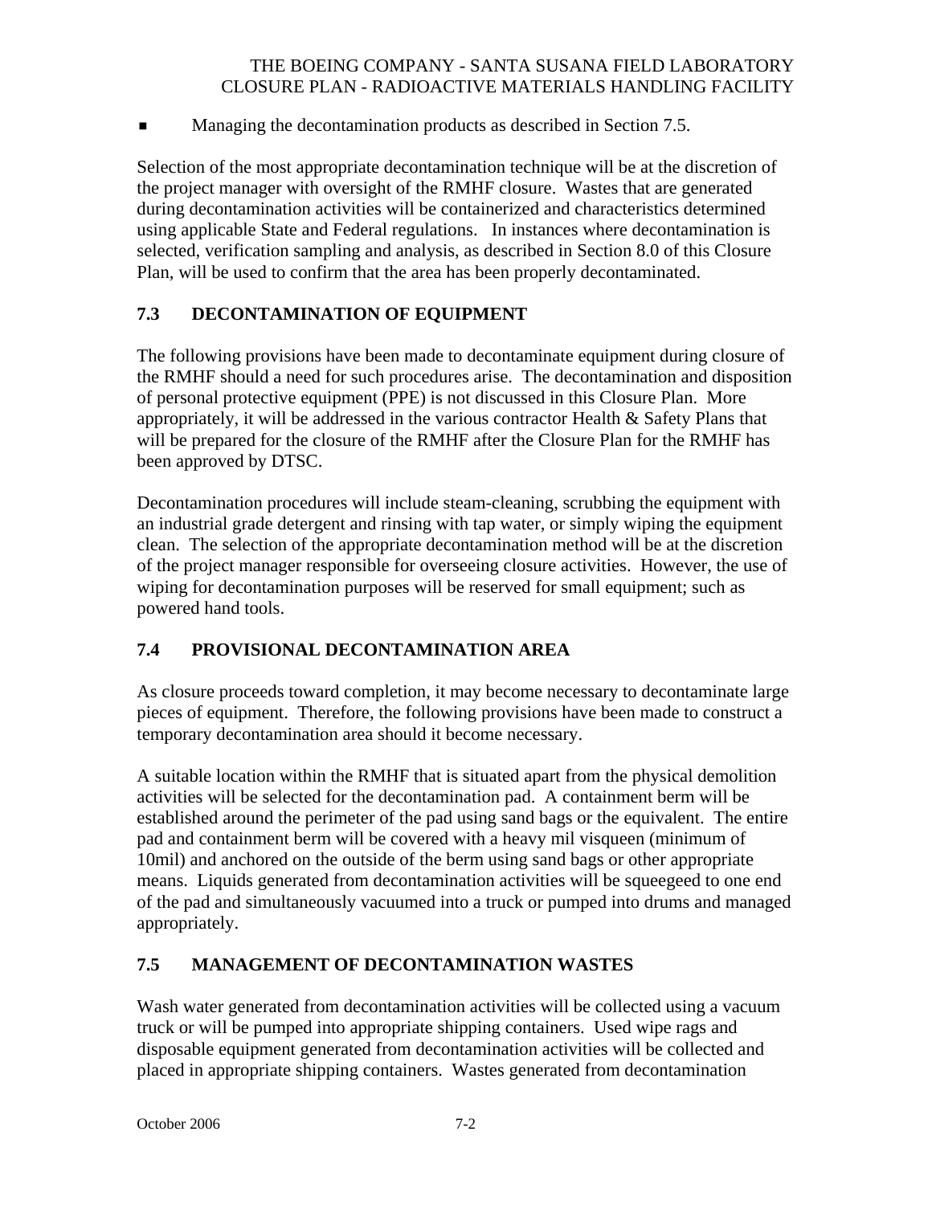- Managing the decontamination products as described in Section 7.5.

Selection of the most appropriate decontamination technique will be at the discretion of the project manager with oversight of the RMHF closure. Wastes that are generated during decontamination activities will be containerized and characteristics determined using applicable State and Federal regulations. In instances where decontamination is selected, verification sampling and analysis, as described in Section 8.0 of this Closure Plan, will be used to confirm that the area has been properly decontaminated.

## 7.3 DECONTAMINATION OF EQUIPMENT

The following provisions have been made to decontaminate equipment during closure of the RMHF should a need for such procedures arise. The decontamination and disposition of personal protective equipment (PPE) is not discussed in this Closure Plan. More appropriately, it will be addressed in the various contractor Health & Safety Plans that will be prepared for the closure of the RMHF after the Closure Plan for the RMHF has been approved by DTSC.

Decontamination procedures will include steam-cleaning, scrubbing the equipment with an industrial grade detergent and rinsing with tap water, or simply wiping the equipment clean. The selection of the appropriate decontamination method will be at the discretion of the project manager responsible for overseeing closure activities. However, the use of wiping for decontamination purposes will be reserved for small equipment; such as powered hand tools.

## 7.4 PROVISIONAL DECONTAMINATION AREA

As closure proceeds toward completion, it may become necessary to decontaminate large pieces of equipment. Therefore, the following provisions have been made to construct a temporary decontamination area should it become necessary.

A suitable location within the RMHF that is situated apart from the physical demolition activities will be selected for the decontamination pad. A containment berm will be established around the perimeter of the pad using sand bags or the equivalent. The entire pad and containment berm will be covered with a heavy mil visqueen (minimum of 10mil) and anchored on the outside of the berm using sand bags or other appropriate means. Liquids generated from decontamination activities will be squeegeed to one end of the pad and simultaneously vacuumed into a truck or pumped into drums and managed appropriately.

## 7.5 MANAGEMENT OF DECONTAMINATION WASTES

Wash water generated from decontamination activities will be collected using a vacuum truck or will be pumped into appropriate shipping containers. Used wipe rags and disposable equipment generated from decontamination activities will be collected and placed in appropriate shipping containers. Wastes generated from decontamination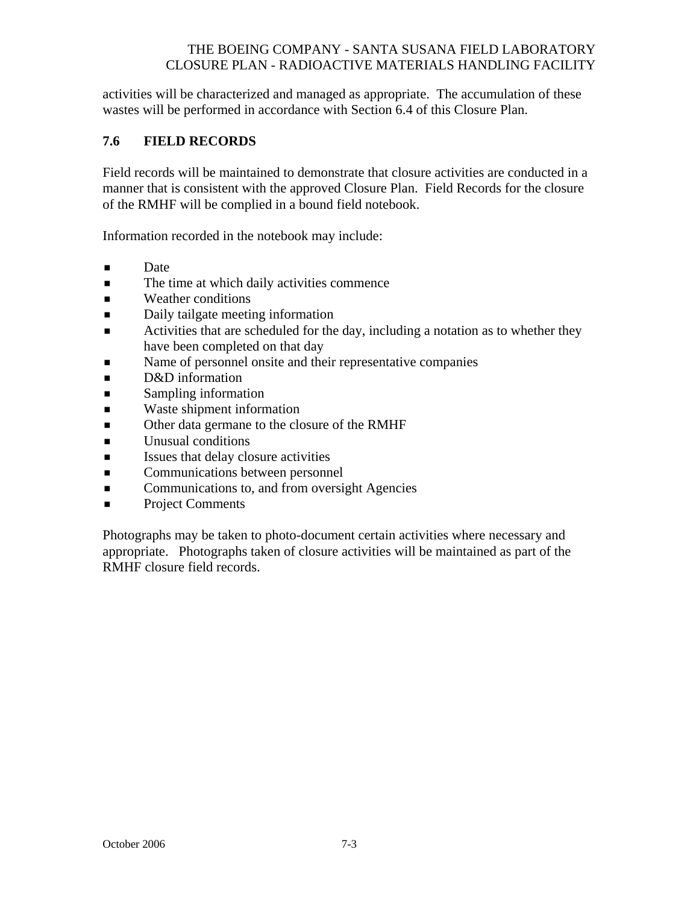activities will be characterized and managed as appropriate. The accumulation of these wastes will be performed in accordance with Section 6.4 of this Closure Plan.

## 7.6 FIELD RECORDS

Field records will be maintained to demonstrate that closure activities are conducted in a manner that is consistent with the approved Closure Plan. Field Records for the closure of the RMHF will be complied in a bound field notebook.

Information recorded in the notebook may include:

- Date
- The time at which daily activities commence
- Weather conditions
- Daily tailgate meeting information
- Activities that are scheduled for the day, including a notation as to whether they have been completed on that day
- Name of personnel onsite and their representative companies
- D&D information
- Sampling information
- Waste shipment information
- Other data germane to the closure of the RMHF
- Unusual conditions
- Issues that delay closure activities
- Communications between personnel
- Communications to, and from oversight Agencies
- Project Comments

Photographs may be taken to photo-document certain activities where necessary and appropriate. Photographs taken of closure activities will be maintained as part of the RMHF closure field records.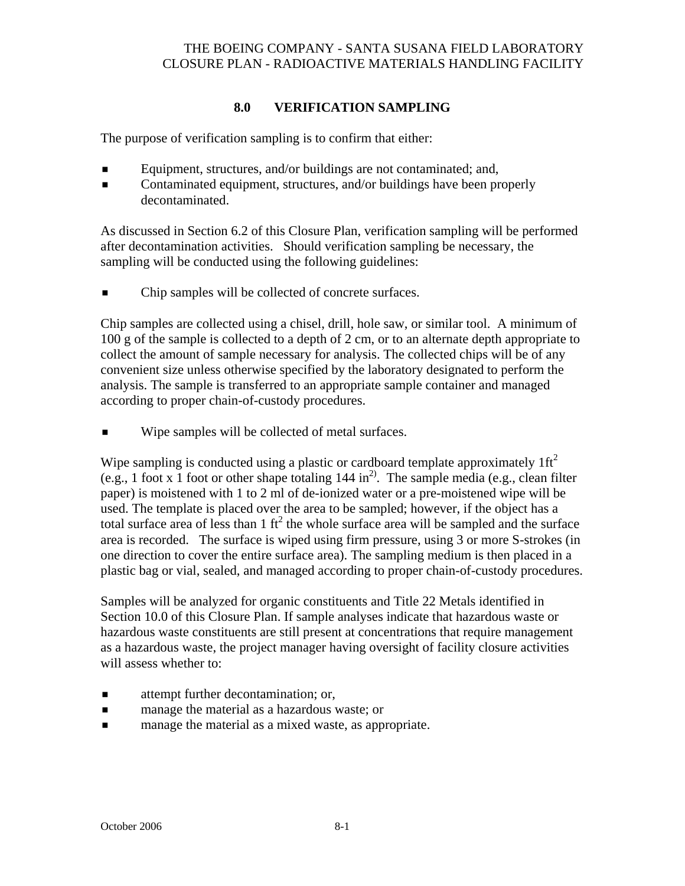# 8.0 VERIFICATION SAMPLING

The purpose of verification sampling is to confirm that either:

- Equipment, structures, and/or buildings are not contaminated; and,
- Contaminated equipment, structures, and/or buildings have been properly decontaminated.

As discussed in Section 6.2 of this Closure Plan, verification sampling will be performed after decontamination activities. Should verification sampling be necessary, the sampling will be conducted using the following guidelines:

- Chip samples will be collected of concrete surfaces.

Chip samples are collected using a chisel, drill, hole saw, or similar tool. A minimum of 100 g of the sample is collected to a depth of 2 cm, or to an alternate depth appropriate to collect the amount of sample necessary for analysis. The collected chips will be of any convenient size unless otherwise specified by the laboratory designated to perform the analysis. The sample is transferred to an appropriate sample container and managed according to proper chain-of-custody procedures.

- Wipe samples will be collected of metal surfaces.

Wipe sampling is conducted using a plastic or cardboard template approximately 1ft$^2$ (e.g., 1 foot x 1 foot or other shape totaling 144 in$^{2)}$. The sample media (e.g., clean filter paper) is moistened with 1 to 2 ml of de-ionized water or a pre-moistened wipe will be used. The template is placed over the area to be sampled; however, if the object has a total surface area of less than 1 ft$^2$ the whole surface area will be sampled and the surface area is recorded. The surface is wiped using firm pressure, using 3 or more S-strokes (in one direction to cover the entire surface area). The sampling medium is then placed in a plastic bag or vial, sealed, and managed according to proper chain-of-custody procedures.

Samples will be analyzed for organic constituents and Title 22 Metals identified in Section 10.0 of this Closure Plan. If sample analyses indicate that hazardous waste or hazardous waste constituents are still present at concentrations that require management as a hazardous waste, the project manager having oversight of facility closure activities will assess whether to:

- attempt further decontamination; or,
- manage the material as a hazardous waste; or
- manage the material as a mixed waste, as appropriate.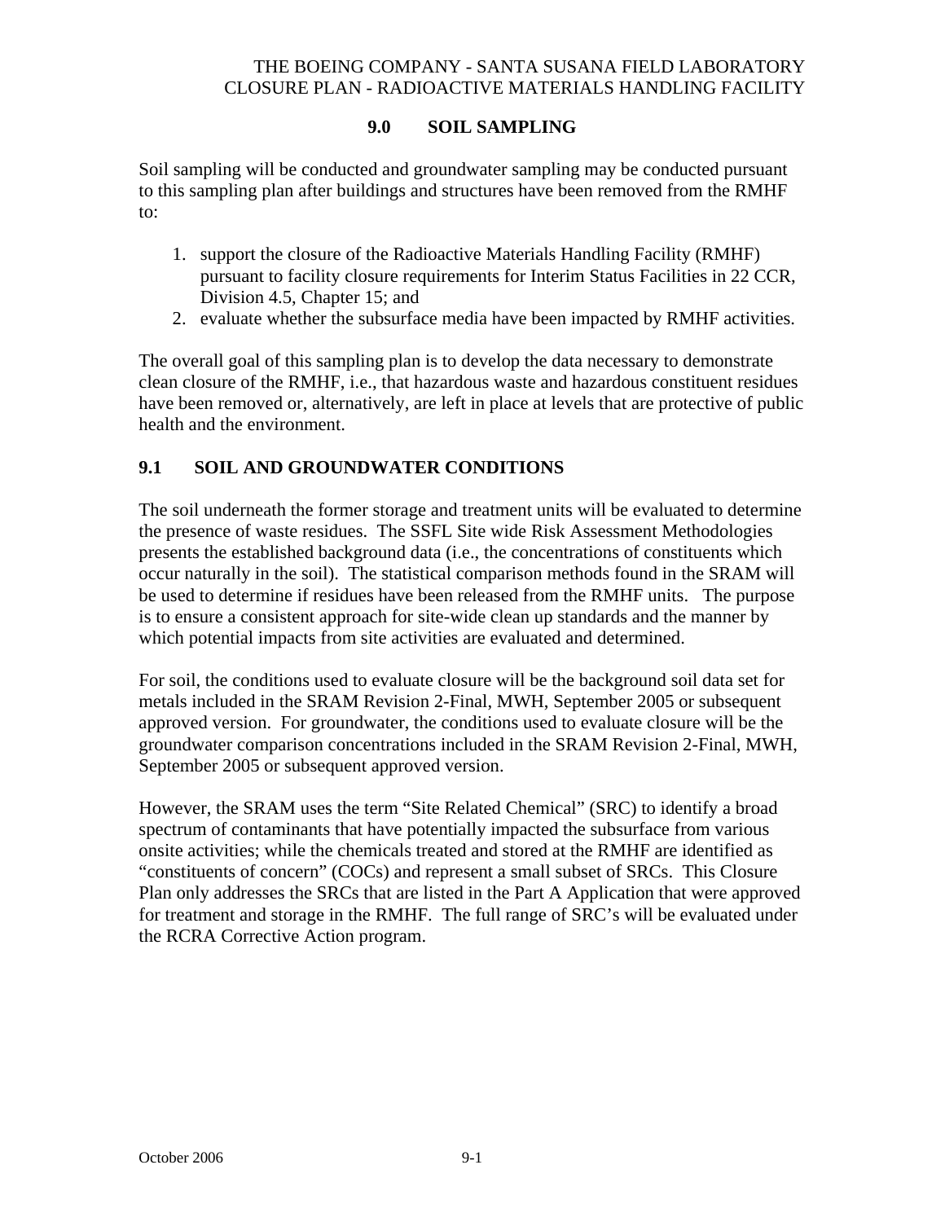## 9.0 SOIL SAMPLING

Soil sampling will be conducted and groundwater sampling may be conducted pursuant to this sampling plan after buildings and structures have been removed from the RMHF to:

1. support the closure of the Radioactive Materials Handling Facility (RMHF) pursuant to facility closure requirements for Interim Status Facilities in 22 CCR, Division 4.5, Chapter 15; and
2. evaluate whether the subsurface media have been impacted by RMHF activities.

The overall goal of this sampling plan is to develop the data necessary to demonstrate clean closure of the RMHF, i.e., that hazardous waste and hazardous constituent residues have been removed or, alternatively, are left in place at levels that are protective of public health and the environment.

### 9.1 SOIL AND GROUNDWATER CONDITIONS

The soil underneath the former storage and treatment units will be evaluated to determine the presence of waste residues. The SSFL Site wide Risk Assessment Methodologies presents the established background data (i.e., the concentrations of constituents which occur naturally in the soil). The statistical comparison methods found in the SRAM will be used to determine if residues have been released from the RMHF units. The purpose is to ensure a consistent approach for site-wide clean up standards and the manner by which potential impacts from site activities are evaluated and determined.

For soil, the conditions used to evaluate closure will be the background soil data set for metals included in the SRAM Revision 2-Final, MWH, September 2005 or subsequent approved version. For groundwater, the conditions used to evaluate closure will be the groundwater comparison concentrations included in the SRAM Revision 2-Final, MWH, September 2005 or subsequent approved version.

However, the SRAM uses the term “Site Related Chemical” (SRC) to identify a broad spectrum of contaminants that have potentially impacted the subsurface from various onsite activities; while the chemicals treated and stored at the RMHF are identified as “constituents of concern” (COCs) and represent a small subset of SRCs. This Closure Plan only addresses the SRCs that are listed in the Part A Application that were approved for treatment and storage in the RMHF. The full range of SRC’s will be evaluated under the RCRA Corrective Action program.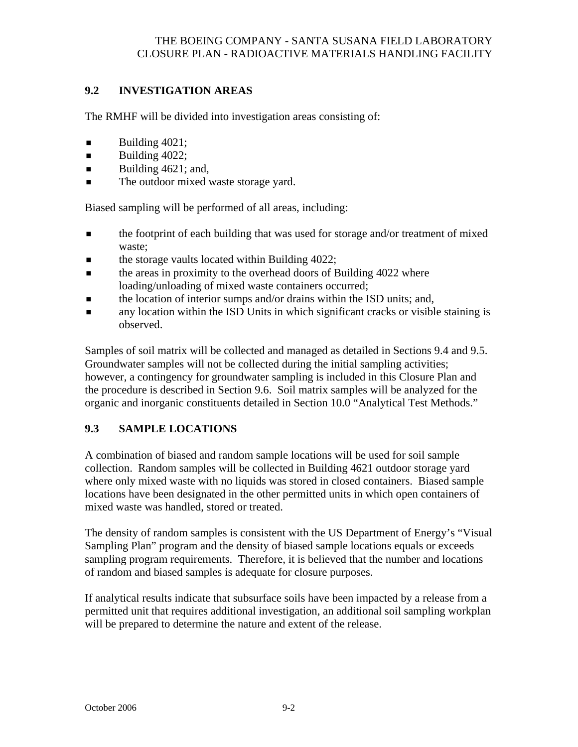## 9.2 INVESTIGATION AREAS

The RMHF will be divided into investigation areas consisting of:

- Building 4021;
- Building 4022;
- Building 4621; and,
- The outdoor mixed waste storage yard.

Biased sampling will be performed of all areas, including:

- the footprint of each building that was used for storage and/or treatment of mixed waste;
- the storage vaults located within Building 4022;
- the areas in proximity to the overhead doors of Building 4022 where loading/unloading of mixed waste containers occurred;
- the location of interior sumps and/or drains within the ISD units; and,
- any location within the ISD Units in which significant cracks or visible staining is observed.

Samples of soil matrix will be collected and managed as detailed in Sections 9.4 and 9.5. Groundwater samples will not be collected during the initial sampling activities; however, a contingency for groundwater sampling is included in this Closure Plan and the procedure is described in Section 9.6. Soil matrix samples will be analyzed for the organic and inorganic constituents detailed in Section 10.0 "Analytical Test Methods."

## 9.3 SAMPLE LOCATIONS

A combination of biased and random sample locations will be used for soil sample collection. Random samples will be collected in Building 4621 outdoor storage yard where only mixed waste with no liquids was stored in closed containers. Biased sample locations have been designated in the other permitted units in which open containers of mixed waste was handled, stored or treated.

The density of random samples is consistent with the US Department of Energy's "Visual Sampling Plan" program and the density of biased sample locations equals or exceeds sampling program requirements. Therefore, it is believed that the number and locations of random and biased samples is adequate for closure purposes.

If analytical results indicate that subsurface soils have been impacted by a release from a permitted unit that requires additional investigation, an additional soil sampling workplan will be prepared to determine the nature and extent of the release.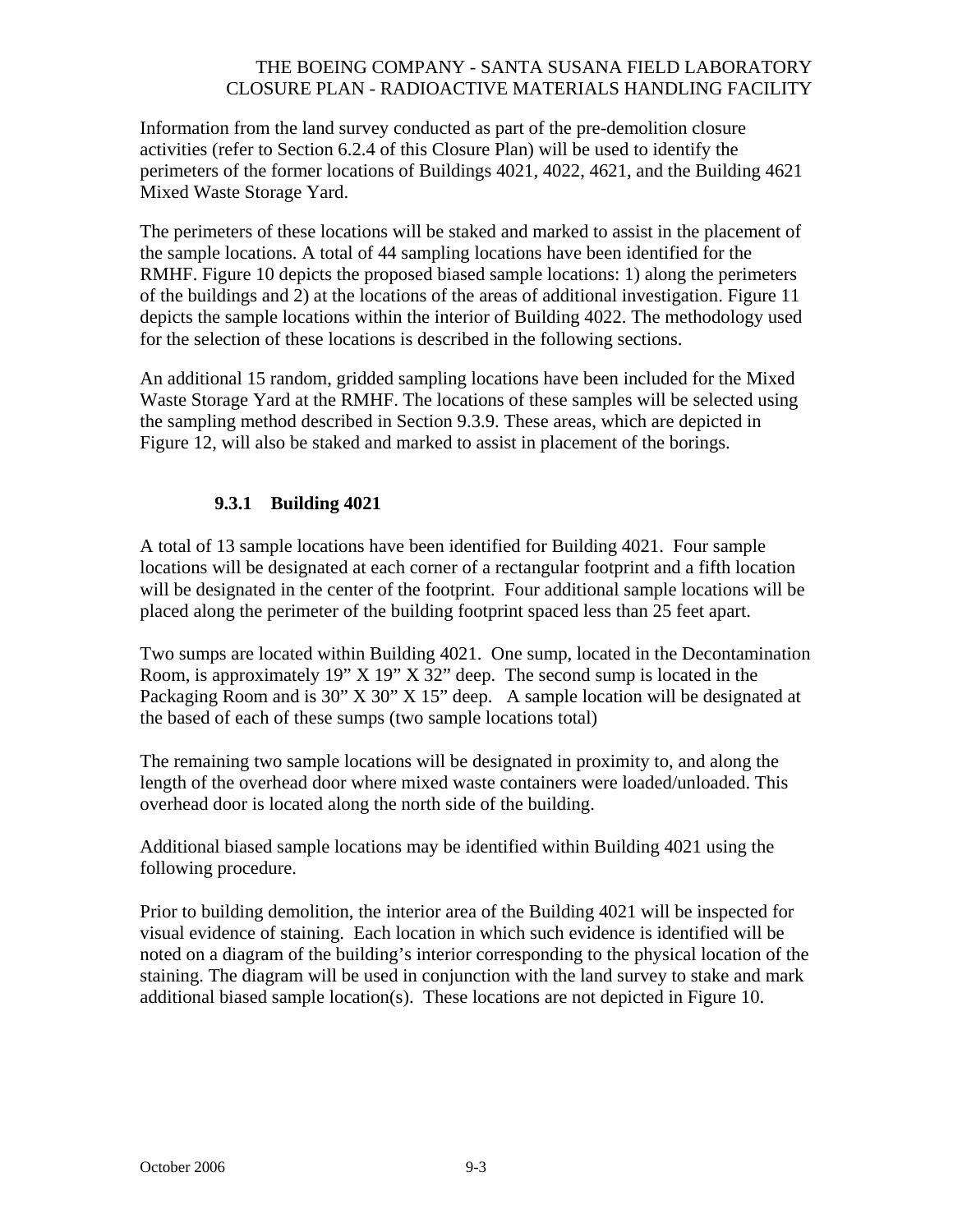Information from the land survey conducted as part of the pre-demolition closure activities (refer to Section 6.2.4 of this Closure Plan) will be used to identify the perimeters of the former locations of Buildings 4021, 4022, 4621, and the Building 4621 Mixed Waste Storage Yard.

The perimeters of these locations will be staked and marked to assist in the placement of the sample locations. A total of 44 sampling locations have been identified for the RMHF. Figure 10 depicts the proposed biased sample locations: 1) along the perimeters of the buildings and 2) at the locations of the areas of additional investigation. Figure 11 depicts the sample locations within the interior of Building 4022. The methodology used for the selection of these locations is described in the following sections.

An additional 15 random, gridded sampling locations have been included for the Mixed Waste Storage Yard at the RMHF. The locations of these samples will be selected using the sampling method described in Section 9.3.9. These areas, which are depicted in Figure 12, will also be staked and marked to assist in placement of the borings.

### 9.3.1 Building 4021

A total of 13 sample locations have been identified for Building 4021. Four sample locations will be designated at each corner of a rectangular footprint and a fifth location will be designated in the center of the footprint. Four additional sample locations will be placed along the perimeter of the building footprint spaced less than 25 feet apart.

Two sumps are located within Building 4021. One sump, located in the Decontamination Room, is approximately 19" X 19" X 32" deep. The second sump is located in the Packaging Room and is 30" X 30" X 15" deep. A sample location will be designated at the based of each of these sumps (two sample locations total)

The remaining two sample locations will be designated in proximity to, and along the length of the overhead door where mixed waste containers were loaded/unloaded. This overhead door is located along the north side of the building.

Additional biased sample locations may be identified within Building 4021 using the following procedure.

Prior to building demolition, the interior area of the Building 4021 will be inspected for visual evidence of staining. Each location in which such evidence is identified will be noted on a diagram of the building's interior corresponding to the physical location of the staining. The diagram will be used in conjunction with the land survey to stake and mark additional biased sample location(s). These locations are not depicted in Figure 10.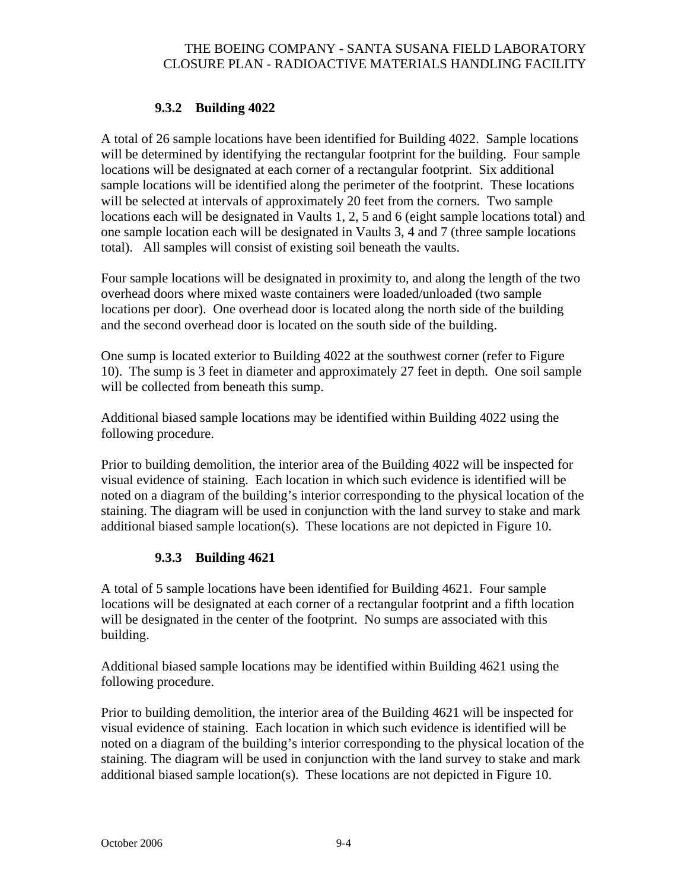### 9.3.2 Building 4022

A total of 26 sample locations have been identified for Building 4022. Sample locations will be determined by identifying the rectangular footprint for the building. Four sample locations will be designated at each corner of a rectangular footprint. Six additional sample locations will be identified along the perimeter of the footprint. These locations will be selected at intervals of approximately 20 feet from the corners. Two sample locations each will be designated in Vaults 1, 2, 5 and 6 (eight sample locations total) and one sample location each will be designated in Vaults 3, 4 and 7 (three sample locations total). All samples will consist of existing soil beneath the vaults.

Four sample locations will be designated in proximity to, and along the length of the two overhead doors where mixed waste containers were loaded/unloaded (two sample locations per door). One overhead door is located along the north side of the building and the second overhead door is located on the south side of the building.

One sump is located exterior to Building 4022 at the southwest corner (refer to Figure 10). The sump is 3 feet in diameter and approximately 27 feet in depth. One soil sample will be collected from beneath this sump.

Additional biased sample locations may be identified within Building 4022 using the following procedure.

Prior to building demolition, the interior area of the Building 4022 will be inspected for visual evidence of staining. Each location in which such evidence is identified will be noted on a diagram of the building's interior corresponding to the physical location of the staining. The diagram will be used in conjunction with the land survey to stake and mark additional biased sample location(s). These locations are not depicted in Figure 10.

### 9.3.3 Building 4621

A total of 5 sample locations have been identified for Building 4621. Four sample locations will be designated at each corner of a rectangular footprint and a fifth location will be designated in the center of the footprint. No sumps are associated with this building.

Additional biased sample locations may be identified within Building 4621 using the following procedure.

Prior to building demolition, the interior area of the Building 4621 will be inspected for visual evidence of staining. Each location in which such evidence is identified will be noted on a diagram of the building's interior corresponding to the physical location of the staining. The diagram will be used in conjunction with the land survey to stake and mark additional biased sample location(s). These locations are not depicted in Figure 10.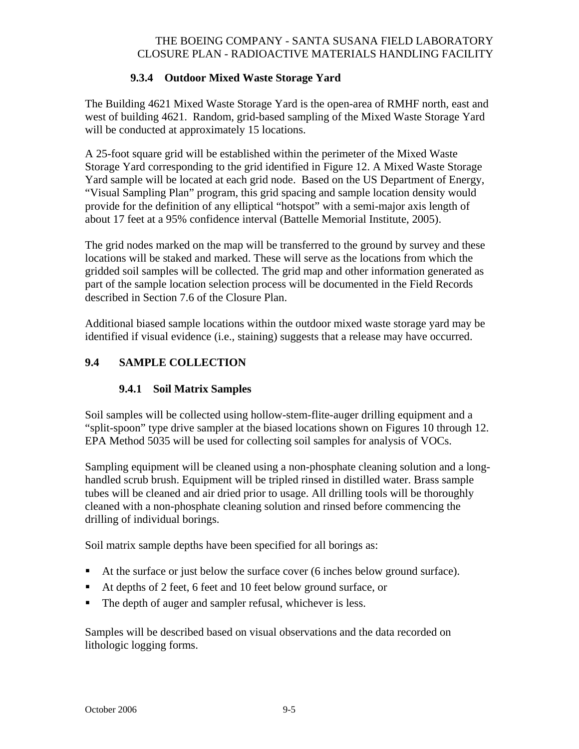### 9.3.4 Outdoor Mixed Waste Storage Yard

The Building 4621 Mixed Waste Storage Yard is the open-area of RMHF north, east and west of building 4621. Random, grid-based sampling of the Mixed Waste Storage Yard will be conducted at approximately 15 locations.

A 25-foot square grid will be established within the perimeter of the Mixed Waste Storage Yard corresponding to the grid identified in Figure 12. A Mixed Waste Storage Yard sample will be located at each grid node. Based on the US Department of Energy, "Visual Sampling Plan" program, this grid spacing and sample location density would provide for the definition of any elliptical "hotspot" with a semi-major axis length of about 17 feet at a 95% confidence interval (Battelle Memorial Institute, 2005).

The grid nodes marked on the map will be transferred to the ground by survey and these locations will be staked and marked. These will serve as the locations from which the gridded soil samples will be collected. The grid map and other information generated as part of the sample location selection process will be documented in the Field Records described in Section 7.6 of the Closure Plan.

Additional biased sample locations within the outdoor mixed waste storage yard may be identified if visual evidence (i.e., staining) suggests that a release may have occurred.

## 9.4 SAMPLE COLLECTION

### 9.4.1 Soil Matrix Samples

Soil samples will be collected using hollow-stem-flite-auger drilling equipment and a "split-spoon" type drive sampler at the biased locations shown on Figures 10 through 12. EPA Method 5035 will be used for collecting soil samples for analysis of VOCs.

Sampling equipment will be cleaned using a non-phosphate cleaning solution and a long-handled scrub brush. Equipment will be tripled rinsed in distilled water. Brass sample tubes will be cleaned and air dried prior to usage. All drilling tools will be thoroughly cleaned with a non-phosphate cleaning solution and rinsed before commencing the drilling of individual borings.

Soil matrix sample depths have been specified for all borings as:

- At the surface or just below the surface cover (6 inches below ground surface).
- At depths of 2 feet, 6 feet and 10 feet below ground surface, or
- The depth of auger and sampler refusal, whichever is less.

Samples will be described based on visual observations and the data recorded on lithologic logging forms.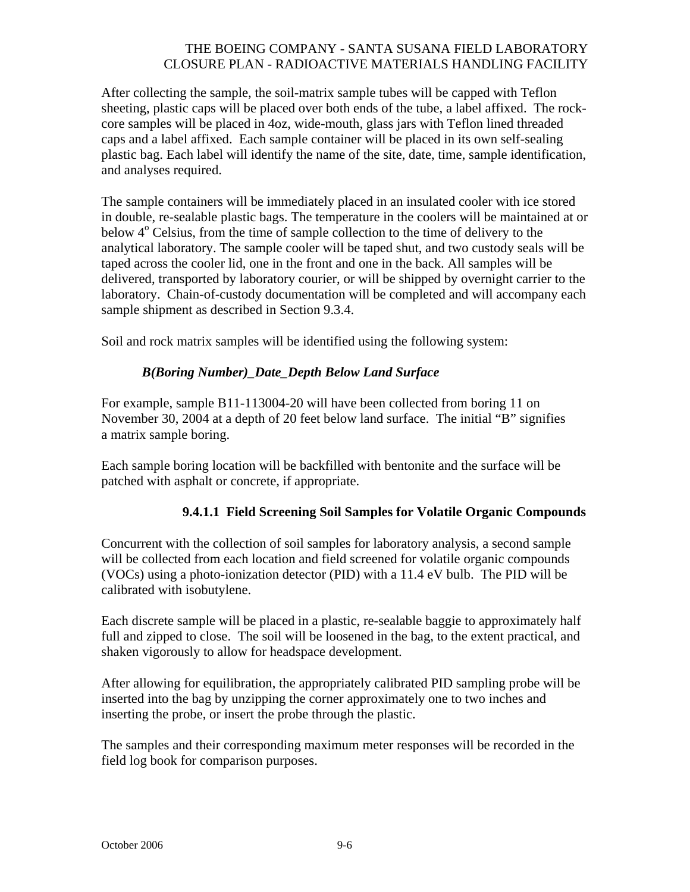After collecting the sample, the soil-matrix sample tubes will be capped with Teflon sheeting, plastic caps will be placed over both ends of the tube, a label affixed. The rock-core samples will be placed in 4oz, wide-mouth, glass jars with Teflon lined threaded caps and a label affixed. Each sample container will be placed in its own self-sealing plastic bag. Each label will identify the name of the site, date, time, sample identification, and analyses required.

The sample containers will be immediately placed in an insulated cooler with ice stored in double, re-sealable plastic bags. The temperature in the coolers will be maintained at or below $4^{o}$ Celsius, from the time of sample collection to the time of delivery to the analytical laboratory. The sample cooler will be taped shut, and two custody seals will be taped across the cooler lid, one in the front and one in the back. All samples will be delivered, transported by laboratory courier, or will be shipped by overnight carrier to the laboratory. Chain-of-custody documentation will be completed and will accompany each sample shipment as described in Section 9.3.4.

Soil and rock matrix samples will be identified using the following system:

***B(Boring Number)_Date_Depth Below Land Surface***

For example, sample B11-113004-20 will have been collected from boring 11 on November 30, 2004 at a depth of 20 feet below land surface. The initial "B" signifies a matrix sample boring.

Each sample boring location will be backfilled with bentonite and the surface will be patched with asphalt or concrete, if appropriate.

#### 9.4.1.1 Field Screening Soil Samples for Volatile Organic Compounds

Concurrent with the collection of soil samples for laboratory analysis, a second sample will be collected from each location and field screened for volatile organic compounds (VOCs) using a photo-ionization detector (PID) with a 11.4 eV bulb. The PID will be calibrated with isobutylene.

Each discrete sample will be placed in a plastic, re-sealable baggie to approximately half full and zipped to close. The soil will be loosened in the bag, to the extent practical, and shaken vigorously to allow for headspace development.

After allowing for equilibration, the appropriately calibrated PID sampling probe will be inserted into the bag by unzipping the corner approximately one to two inches and inserting the probe, or insert the probe through the plastic.

The samples and their corresponding maximum meter responses will be recorded in the field log book for comparison purposes.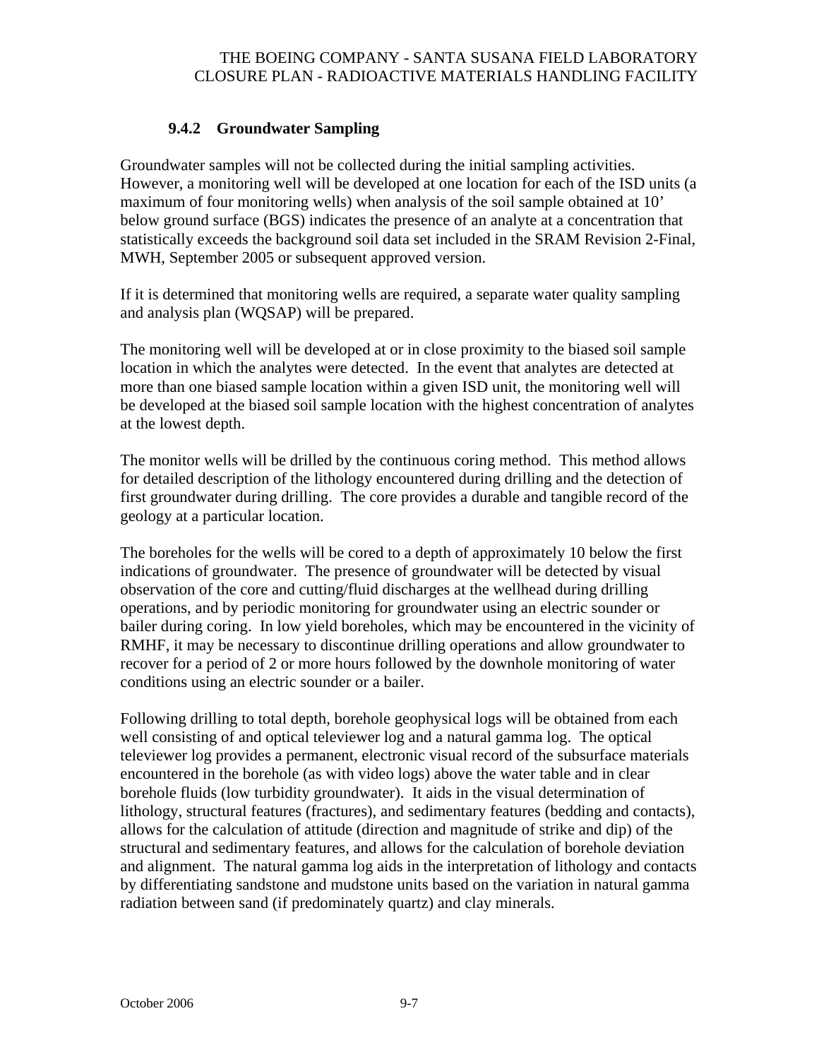### 9.4.2 Groundwater Sampling

Groundwater samples will not be collected during the initial sampling activities. However, a monitoring well will be developed at one location for each of the ISD units (a maximum of four monitoring wells) when analysis of the soil sample obtained at 10' below ground surface (BGS) indicates the presence of an analyte at a concentration that statistically exceeds the background soil data set included in the SRAM Revision 2-Final, MWH, September 2005 or subsequent approved version.

If it is determined that monitoring wells are required, a separate water quality sampling and analysis plan (WQSAP) will be prepared.

The monitoring well will be developed at or in close proximity to the biased soil sample location in which the analytes were detected. In the event that analytes are detected at more than one biased sample location within a given ISD unit, the monitoring well will be developed at the biased soil sample location with the highest concentration of analytes at the lowest depth.

The monitor wells will be drilled by the continuous coring method. This method allows for detailed description of the lithology encountered during drilling and the detection of first groundwater during drilling. The core provides a durable and tangible record of the geology at a particular location.

The boreholes for the wells will be cored to a depth of approximately 10 below the first indications of groundwater. The presence of groundwater will be detected by visual observation of the core and cutting/fluid discharges at the wellhead during drilling operations, and by periodic monitoring for groundwater using an electric sounder or bailer during coring. In low yield boreholes, which may be encountered in the vicinity of RMHF, it may be necessary to discontinue drilling operations and allow groundwater to recover for a period of 2 or more hours followed by the downhole monitoring of water conditions using an electric sounder or a bailer.

Following drilling to total depth, borehole geophysical logs will be obtained from each well consisting of and optical televiewer log and a natural gamma log. The optical televiewer log provides a permanent, electronic visual record of the subsurface materials encountered in the borehole (as with video logs) above the water table and in clear borehole fluids (low turbidity groundwater). It aids in the visual determination of lithology, structural features (fractures), and sedimentary features (bedding and contacts), allows for the calculation of attitude (direction and magnitude of strike and dip) of the structural and sedimentary features, and allows for the calculation of borehole deviation and alignment. The natural gamma log aids in the interpretation of lithology and contacts by differentiating sandstone and mudstone units based on the variation in natural gamma radiation between sand (if predominately quartz) and clay minerals.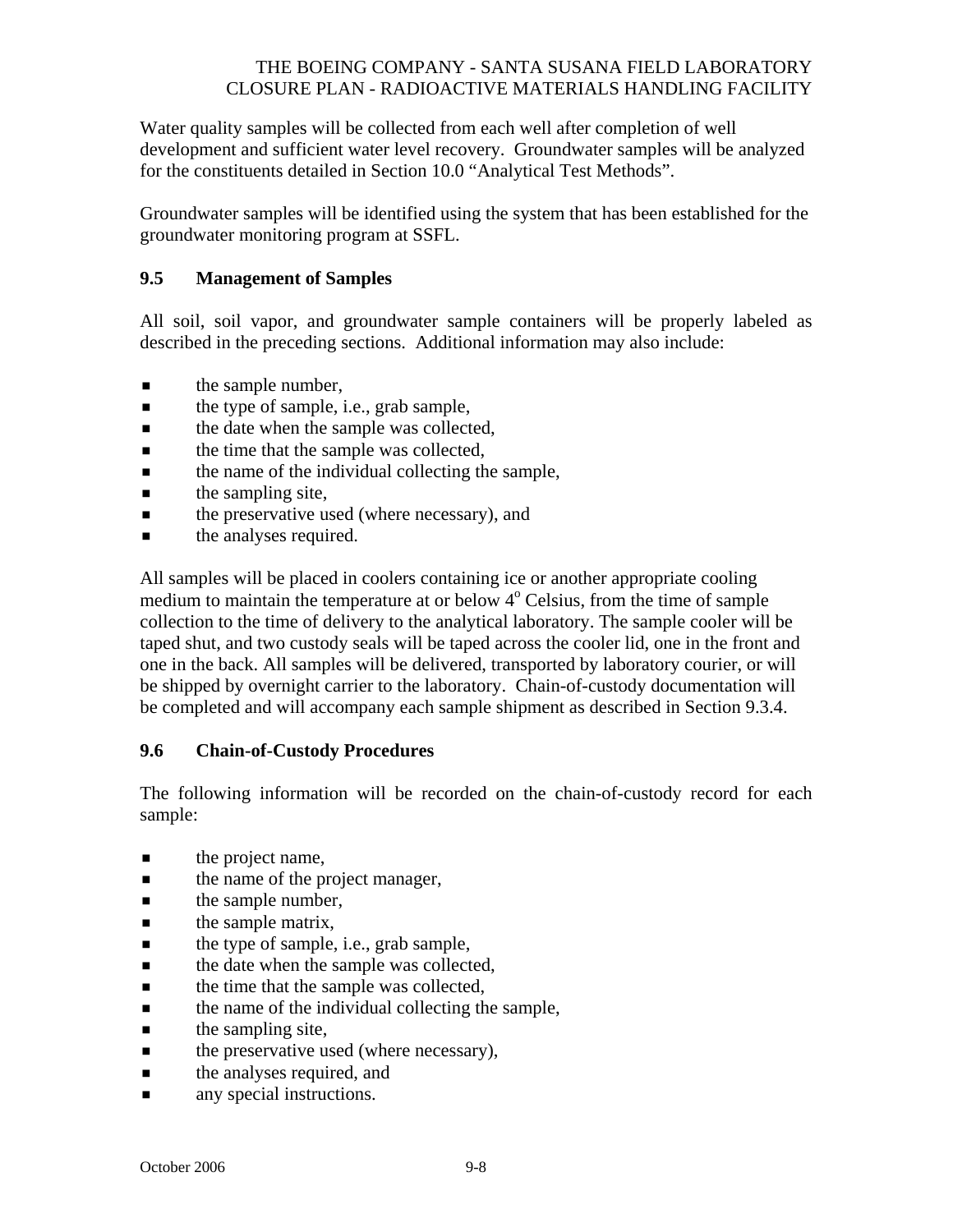Water quality samples will be collected from each well after completion of well development and sufficient water level recovery. Groundwater samples will be analyzed for the constituents detailed in Section 10.0 “Analytical Test Methods”.

Groundwater samples will be identified using the system that has been established for the groundwater monitoring program at SSFL.

### 9.5 Management of Samples

All soil, soil vapor, and groundwater sample containers will be properly labeled as described in the preceding sections. Additional information may also include:

- the sample number,
- the type of sample, i.e., grab sample,
- the date when the sample was collected,
- the time that the sample was collected,
- the name of the individual collecting the sample,
- the sampling site,
- the preservative used (where necessary), and
- the analyses required.

All samples will be placed in coolers containing ice or another appropriate cooling medium to maintain the temperature at or below $4^{o}$ Celsius, from the time of sample collection to the time of delivery to the analytical laboratory. The sample cooler will be taped shut, and two custody seals will be taped across the cooler lid, one in the front and one in the back. All samples will be delivered, transported by laboratory courier, or will be shipped by overnight carrier to the laboratory. Chain-of-custody documentation will be completed and will accompany each sample shipment as described in Section 9.3.4.

### 9.6 Chain-of-Custody Procedures

The following information will be recorded on the chain-of-custody record for each sample:

- the project name,
- the name of the project manager,
- the sample number,
- the sample matrix,
- the type of sample, i.e., grab sample,
- the date when the sample was collected,
- the time that the sample was collected,
- the name of the individual collecting the sample,
- the sampling site,
- the preservative used (where necessary),
- the analyses required, and
- any special instructions.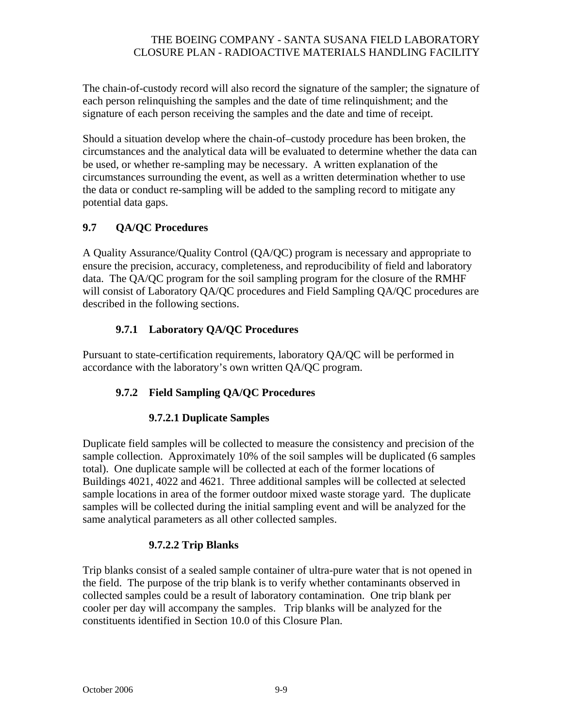The chain-of-custody record will also record the signature of the sampler; the signature of each person relinquishing the samples and the date of time relinquishment; and the signature of each person receiving the samples and the date and time of receipt.

Should a situation develop where the chain-of–custody procedure has been broken, the circumstances and the analytical data will be evaluated to determine whether the data can be used, or whether re-sampling may be necessary. A written explanation of the circumstances surrounding the event, as well as a written determination whether to use the data or conduct re-sampling will be added to the sampling record to mitigate any potential data gaps.

## 9.7 QA/QC Procedures

A Quality Assurance/Quality Control (QA/QC) program is necessary and appropriate to ensure the precision, accuracy, completeness, and reproducibility of field and laboratory data. The QA/QC program for the soil sampling program for the closure of the RMHF will consist of Laboratory QA/QC procedures and Field Sampling QA/QC procedures are described in the following sections.

### 9.7.1 Laboratory QA/QC Procedures

Pursuant to state-certification requirements, laboratory QA/QC will be performed in accordance with the laboratory's own written QA/QC program.

### 9.7.2 Field Sampling QA/QC Procedures

#### 9.7.2.1 Duplicate Samples

Duplicate field samples will be collected to measure the consistency and precision of the sample collection. Approximately 10% of the soil samples will be duplicated (6 samples total). One duplicate sample will be collected at each of the former locations of Buildings 4021, 4022 and 4621. Three additional samples will be collected at selected sample locations in area of the former outdoor mixed waste storage yard. The duplicate samples will be collected during the initial sampling event and will be analyzed for the same analytical parameters as all other collected samples.

#### 9.7.2.2 Trip Blanks

Trip blanks consist of a sealed sample container of ultra-pure water that is not opened in the field. The purpose of the trip blank is to verify whether contaminants observed in collected samples could be a result of laboratory contamination. One trip blank per cooler per day will accompany the samples. Trip blanks will be analyzed for the constituents identified in Section 10.0 of this Closure Plan.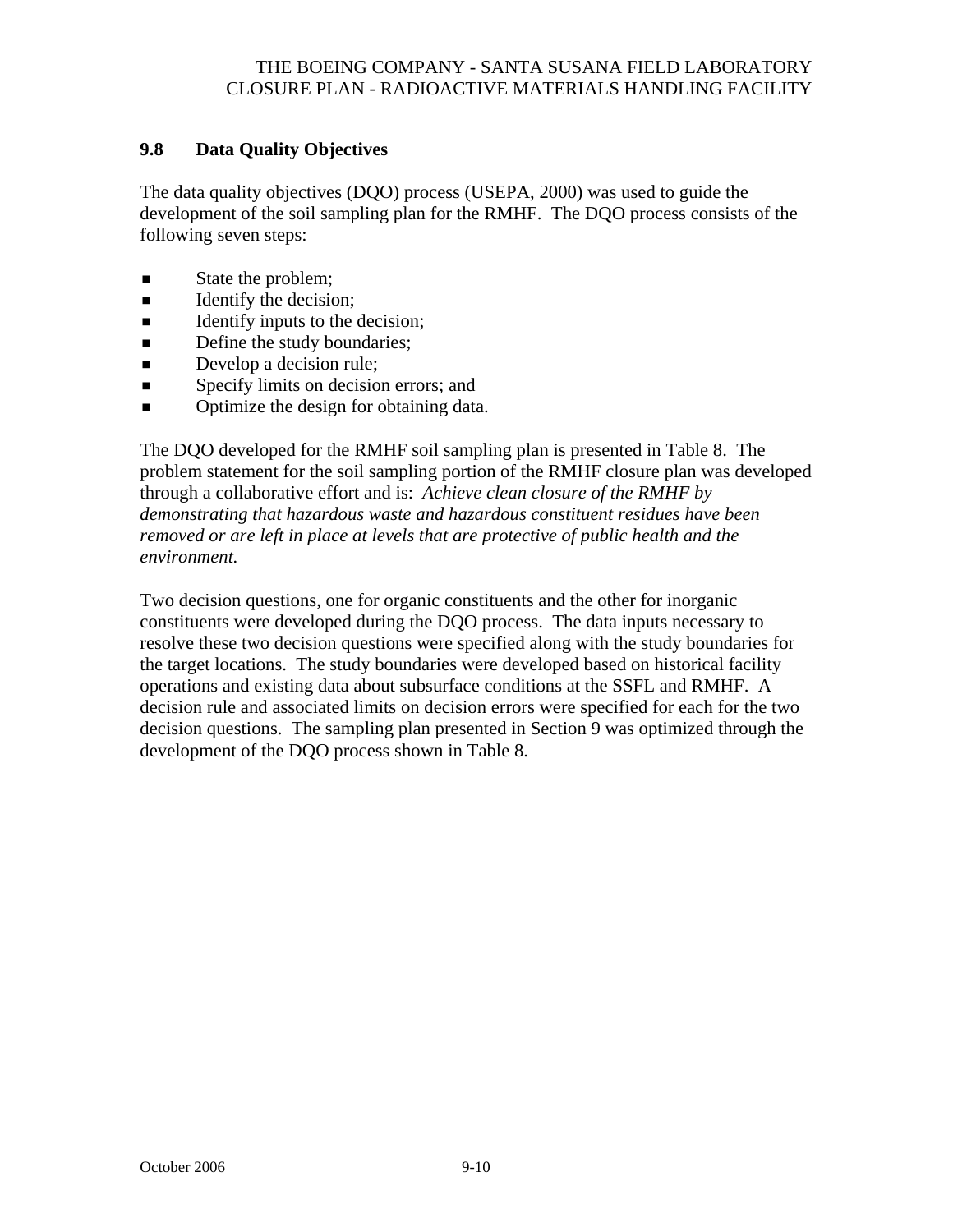## 9.8 Data Quality Objectives

The data quality objectives (DQO) process (USEPA, 2000) was used to guide the development of the soil sampling plan for the RMHF. The DQO process consists of the following seven steps:

- State the problem;
- Identify the decision;
- Identify inputs to the decision;
- Define the study boundaries;
- Develop a decision rule;
- Specify limits on decision errors; and
- Optimize the design for obtaining data.

The DQO developed for the RMHF soil sampling plan is presented in Table 8. The problem statement for the soil sampling portion of the RMHF closure plan was developed through a collaborative effort and is: *Achieve clean closure of the RMHF by demonstrating that hazardous waste and hazardous constituent residues have been removed or are left in place at levels that are protective of public health and the environment.*

Two decision questions, one for organic constituents and the other for inorganic constituents were developed during the DQO process. The data inputs necessary to resolve these two decision questions were specified along with the study boundaries for the target locations. The study boundaries were developed based on historical facility operations and existing data about subsurface conditions at the SSFL and RMHF. A decision rule and associated limits on decision errors were specified for each for the two decision questions. The sampling plan presented in Section 9 was optimized through the development of the DQO process shown in Table 8.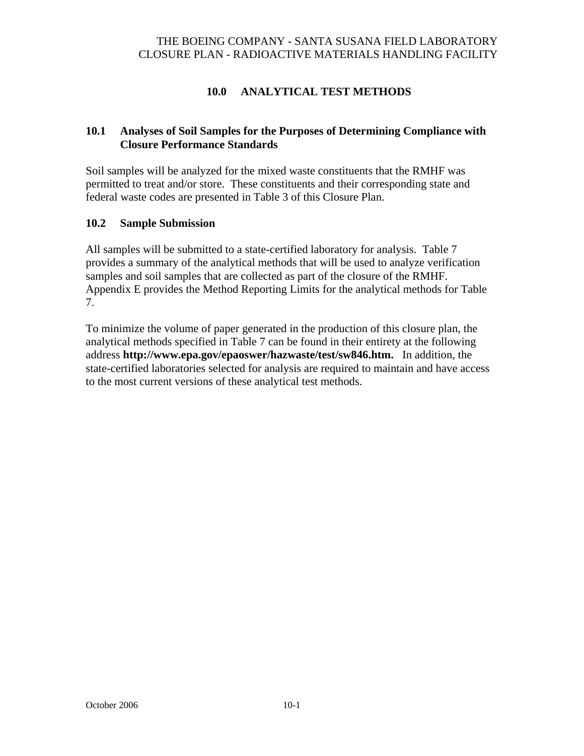# 10.0 ANALYTICAL TEST METHODS

## 10.1 Analyses of Soil Samples for the Purposes of Determining Compliance with Closure Performance Standards

Soil samples will be analyzed for the mixed waste constituents that the RMHF was permitted to treat and/or store. These constituents and their corresponding state and federal waste codes are presented in Table 3 of this Closure Plan.

## 10.2 Sample Submission

All samples will be submitted to a state-certified laboratory for analysis. Table 7 provides a summary of the analytical methods that will be used to analyze verification samples and soil samples that are collected as part of the closure of the RMHF. Appendix E provides the Method Reporting Limits for the analytical methods for Table 7.

To minimize the volume of paper generated in the production of this closure plan, the analytical methods specified in Table 7 can be found in their entirety at the following address **http://www.epa.gov/epaoswer/hazwaste/test/sw846.htm.** In addition, the state-certified laboratories selected for analysis are required to maintain and have access to the most current versions of these analytical test methods.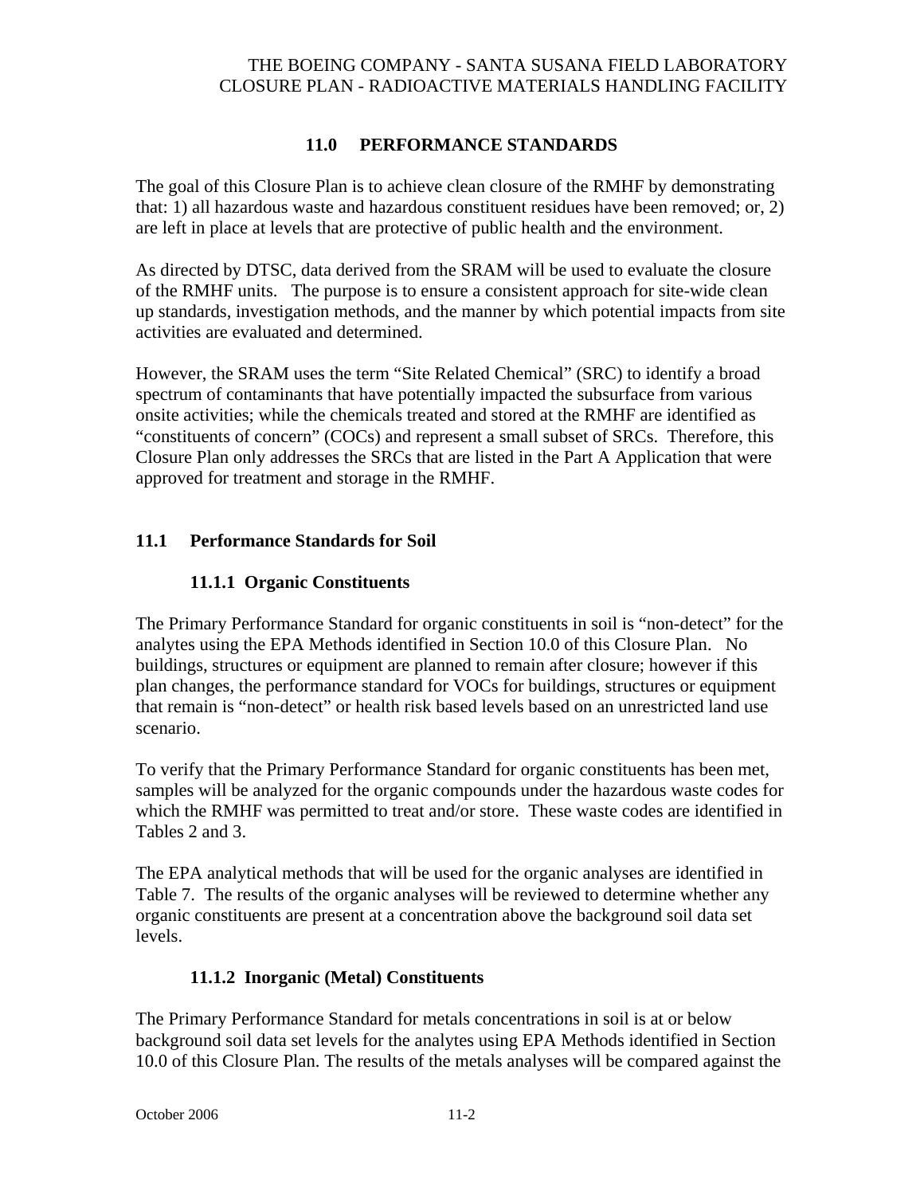## 11.0 PERFORMANCE STANDARDS

The goal of this Closure Plan is to achieve clean closure of the RMHF by demonstrating that: 1) all hazardous waste and hazardous constituent residues have been removed; or, 2) are left in place at levels that are protective of public health and the environment.

As directed by DTSC, data derived from the SRAM will be used to evaluate the closure of the RMHF units. The purpose is to ensure a consistent approach for site-wide clean up standards, investigation methods, and the manner by which potential impacts from site activities are evaluated and determined.

However, the SRAM uses the term "Site Related Chemical" (SRC) to identify a broad spectrum of contaminants that have potentially impacted the subsurface from various onsite activities; while the chemicals treated and stored at the RMHF are identified as "constituents of concern" (COCs) and represent a small subset of SRCs. Therefore, this Closure Plan only addresses the SRCs that are listed in the Part A Application that were approved for treatment and storage in the RMHF.

### 11.1 Performance Standards for Soil

#### 11.1.1 Organic Constituents

The Primary Performance Standard for organic constituents in soil is "non-detect" for the analytes using the EPA Methods identified in Section 10.0 of this Closure Plan. No buildings, structures or equipment are planned to remain after closure; however if this plan changes, the performance standard for VOCs for buildings, structures or equipment that remain is "non-detect" or health risk based levels based on an unrestricted land use scenario.

To verify that the Primary Performance Standard for organic constituents has been met, samples will be analyzed for the organic compounds under the hazardous waste codes for which the RMHF was permitted to treat and/or store. These waste codes are identified in Tables 2 and 3.

The EPA analytical methods that will be used for the organic analyses are identified in Table 7. The results of the organic analyses will be reviewed to determine whether any organic constituents are present at a concentration above the background soil data set levels.

#### 11.1.2 Inorganic (Metal) Constituents

The Primary Performance Standard for metals concentrations in soil is at or below background soil data set levels for the analytes using EPA Methods identified in Section 10.0 of this Closure Plan. The results of the metals analyses will be compared against the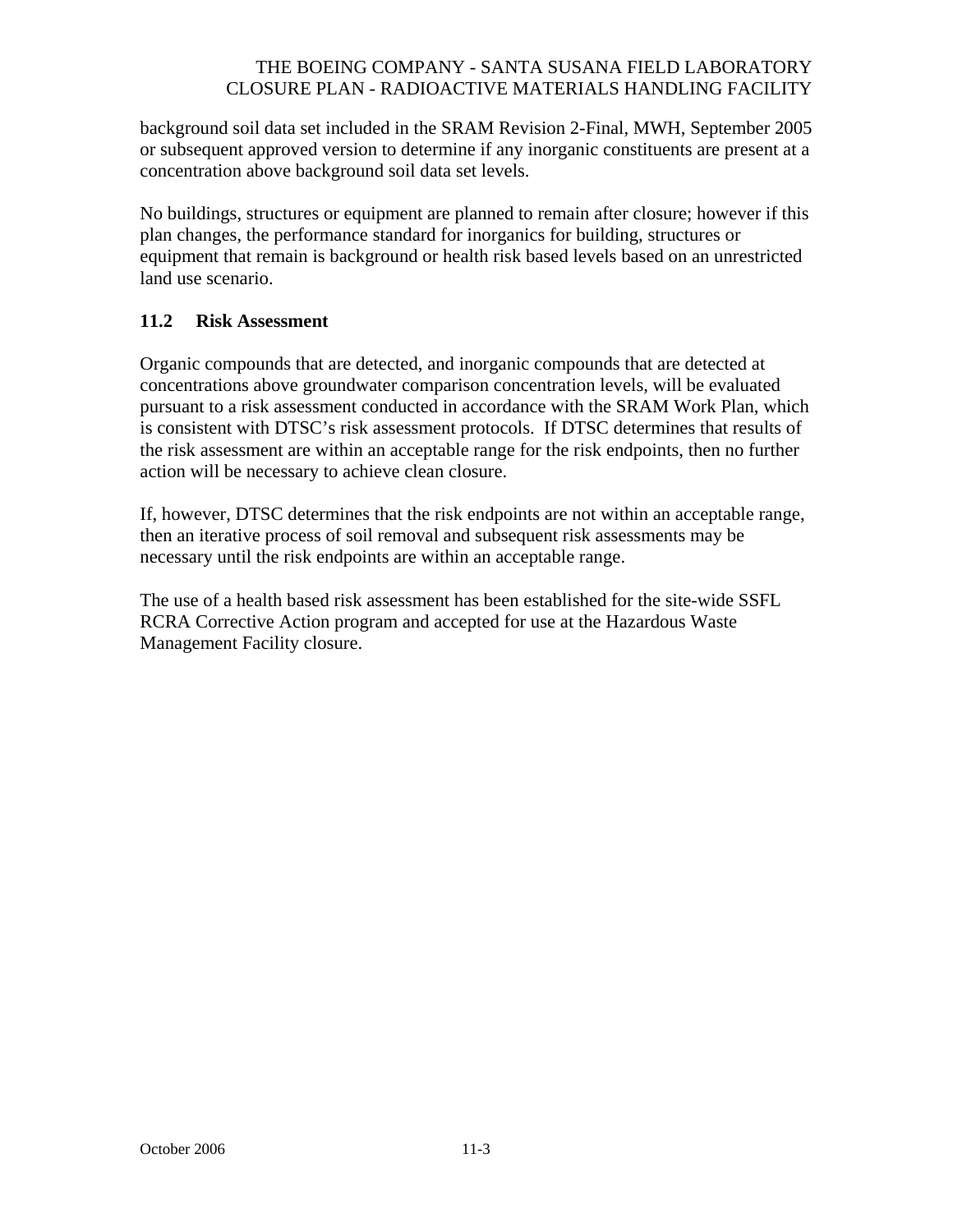background soil data set included in the SRAM Revision 2-Final, MWH, September 2005 or subsequent approved version to determine if any inorganic constituents are present at a concentration above background soil data set levels.

No buildings, structures or equipment are planned to remain after closure; however if this plan changes, the performance standard for inorganics for building, structures or equipment that remain is background or health risk based levels based on an unrestricted land use scenario.

## 11.2 Risk Assessment

Organic compounds that are detected, and inorganic compounds that are detected at concentrations above groundwater comparison concentration levels, will be evaluated pursuant to a risk assessment conducted in accordance with the SRAM Work Plan, which is consistent with DTSC's risk assessment protocols. If DTSC determines that results of the risk assessment are within an acceptable range for the risk endpoints, then no further action will be necessary to achieve clean closure.

If, however, DTSC determines that the risk endpoints are not within an acceptable range, then an iterative process of soil removal and subsequent risk assessments may be necessary until the risk endpoints are within an acceptable range.

The use of a health based risk assessment has been established for the site-wide SSFL RCRA Corrective Action program and accepted for use at the Hazardous Waste Management Facility closure.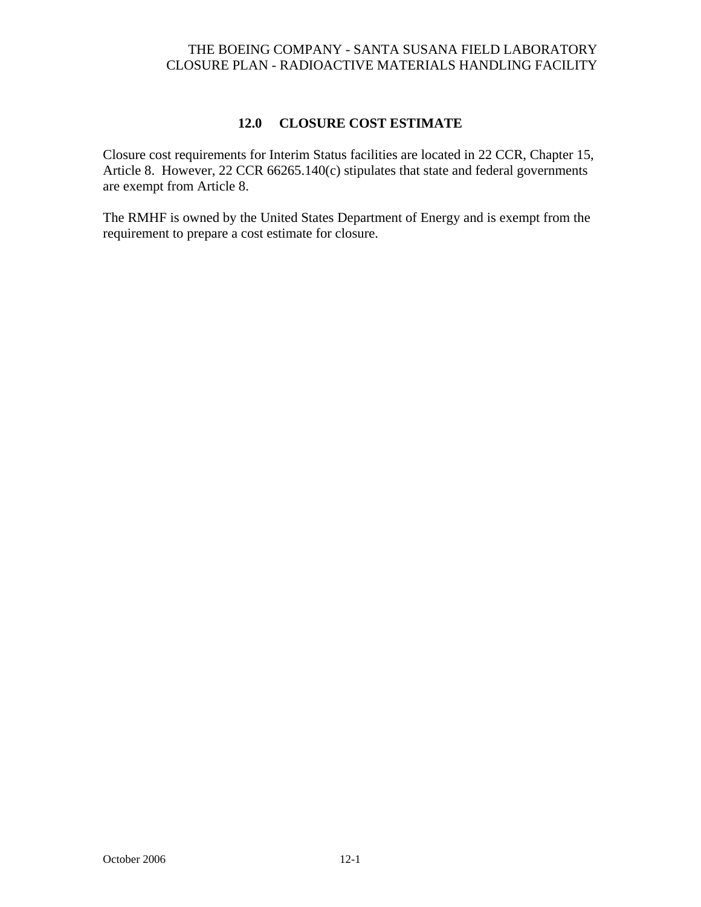## 12.0 CLOSURE COST ESTIMATE

Closure cost requirements for Interim Status facilities are located in 22 CCR, Chapter 15, Article 8. However, 22 CCR 66265.140(c) stipulates that state and federal governments are exempt from Article 8.

The RMHF is owned by the United States Department of Energy and is exempt from the requirement to prepare a cost estimate for closure.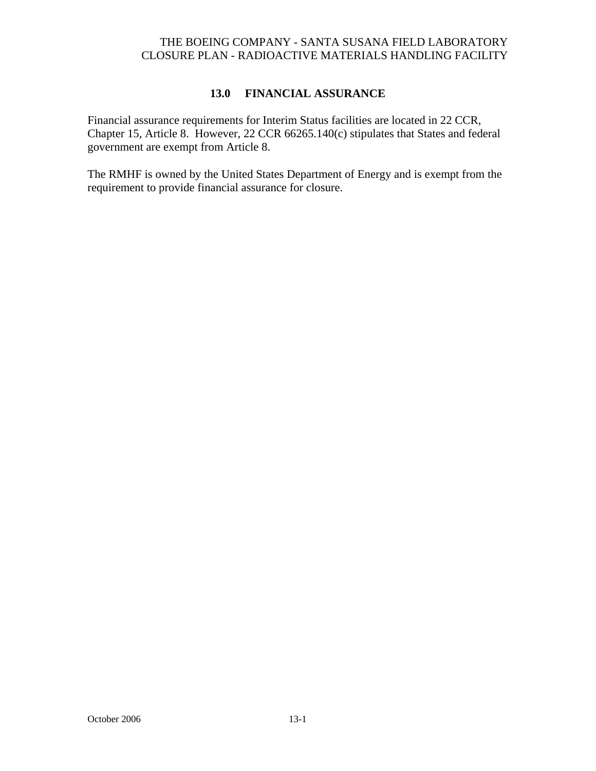# 13.0 FINANCIAL ASSURANCE

Financial assurance requirements for Interim Status facilities are located in 22 CCR, Chapter 15, Article 8. However, 22 CCR 66265.140(c) stipulates that States and federal government are exempt from Article 8.

The RMHF is owned by the United States Department of Energy and is exempt from the requirement to provide financial assurance for closure.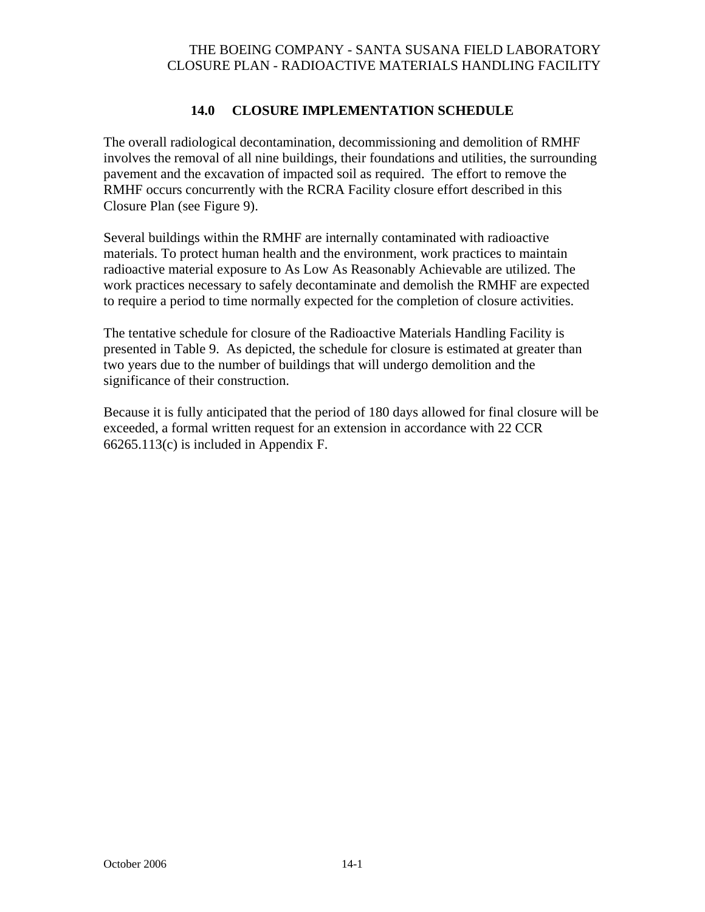## 14.0 CLOSURE IMPLEMENTATION SCHEDULE

The overall radiological decontamination, decommissioning and demolition of RMHF involves the removal of all nine buildings, their foundations and utilities, the surrounding pavement and the excavation of impacted soil as required. The effort to remove the RMHF occurs concurrently with the RCRA Facility closure effort described in this Closure Plan (see Figure 9).

Several buildings within the RMHF are internally contaminated with radioactive materials. To protect human health and the environment, work practices to maintain radioactive material exposure to As Low As Reasonably Achievable are utilized. The work practices necessary to safely decontaminate and demolish the RMHF are expected to require a period to time normally expected for the completion of closure activities.

The tentative schedule for closure of the Radioactive Materials Handling Facility is presented in Table 9. As depicted, the schedule for closure is estimated at greater than two years due to the number of buildings that will undergo demolition and the significance of their construction.

Because it is fully anticipated that the period of 180 days allowed for final closure will be exceeded, a formal written request for an extension in accordance with 22 CCR 66265.113(c) is included in Appendix F.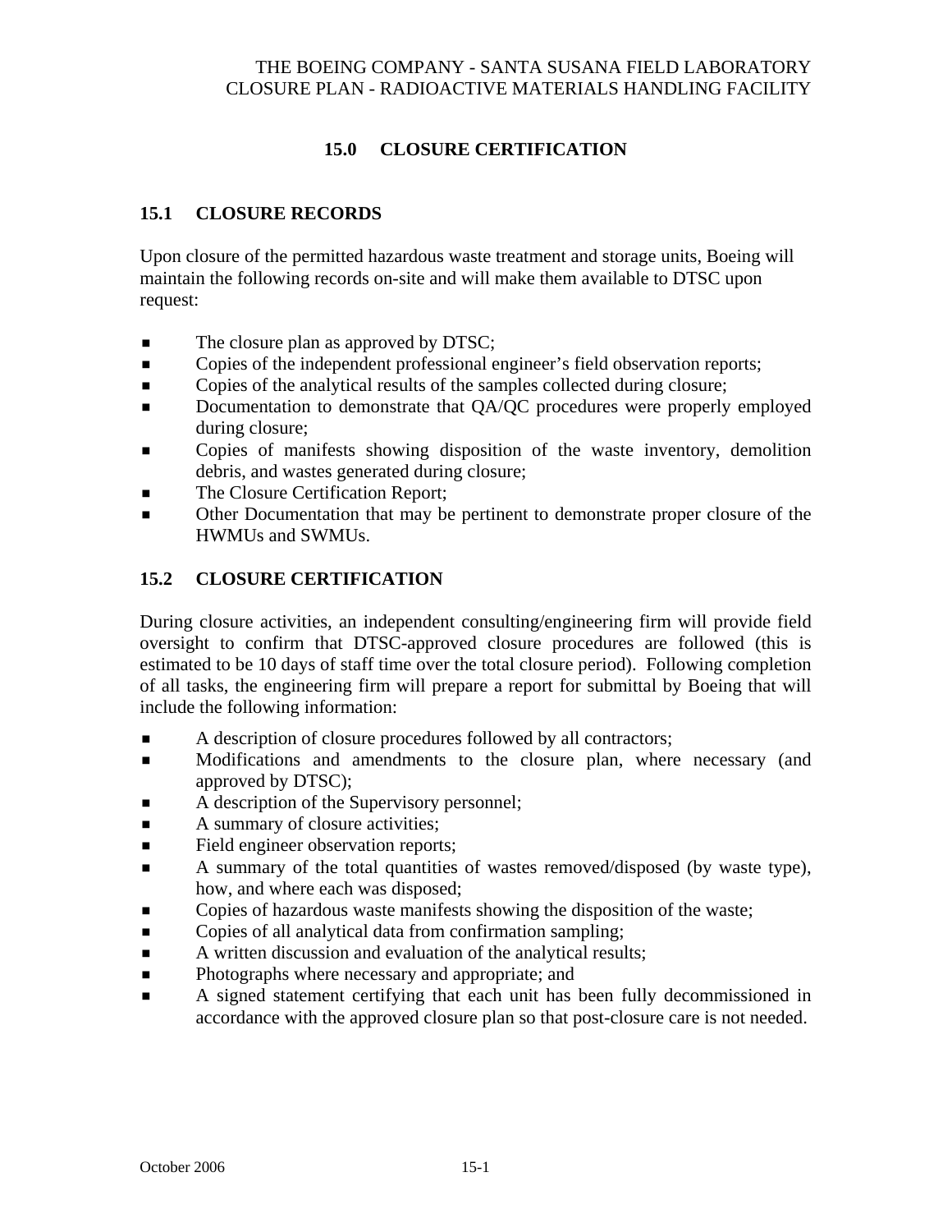# 15.0 CLOSURE CERTIFICATION

## 15.1 CLOSURE RECORDS

Upon closure of the permitted hazardous waste treatment and storage units, Boeing will maintain the following records on-site and will make them available to DTSC upon request:

- The closure plan as approved by DTSC;
- Copies of the independent professional engineer's field observation reports;
- Copies of the analytical results of the samples collected during closure;
- Documentation to demonstrate that QA/QC procedures were properly employed during closure;
- Copies of manifests showing disposition of the waste inventory, demolition debris, and wastes generated during closure;
- The Closure Certification Report;
- Other Documentation that may be pertinent to demonstrate proper closure of the HWMUs and SWMUs.

## 15.2 CLOSURE CERTIFICATION

During closure activities, an independent consulting/engineering firm will provide field oversight to confirm that DTSC-approved closure procedures are followed (this is estimated to be 10 days of staff time over the total closure period). Following completion of all tasks, the engineering firm will prepare a report for submittal by Boeing that will include the following information:

- A description of closure procedures followed by all contractors;
- Modifications and amendments to the closure plan, where necessary (and approved by DTSC);
- A description of the Supervisory personnel;
- A summary of closure activities;
- Field engineer observation reports;
- A summary of the total quantities of wastes removed/disposed (by waste type), how, and where each was disposed;
- Copies of hazardous waste manifests showing the disposition of the waste;
- Copies of all analytical data from confirmation sampling;
- A written discussion and evaluation of the analytical results;
- Photographs where necessary and appropriate; and
- A signed statement certifying that each unit has been fully decommissioned in accordance with the approved closure plan so that post-closure care is not needed.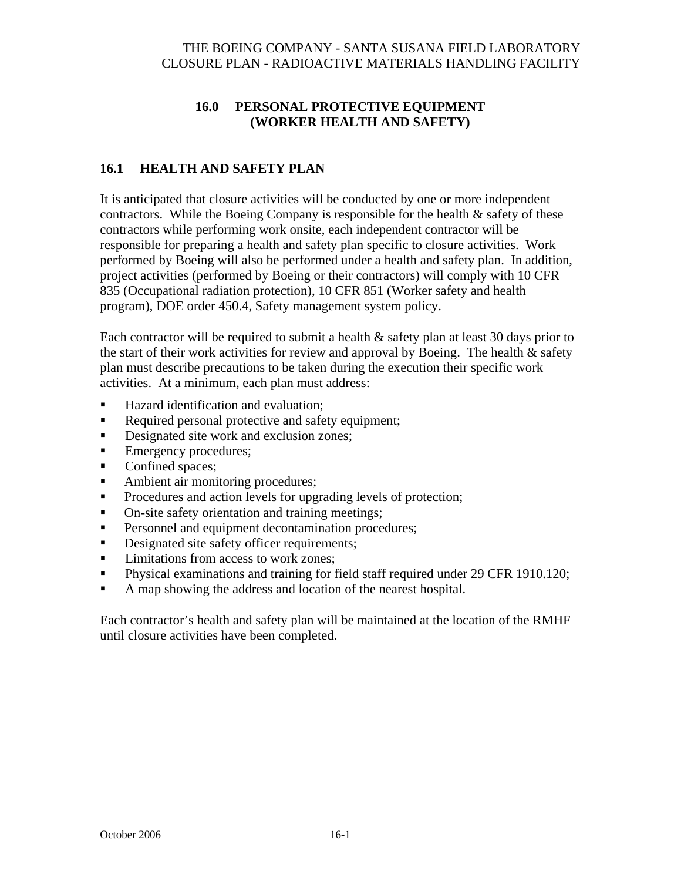# 16.0 PERSONAL PROTECTIVE EQUIPMENT (WORKER HEALTH AND SAFETY)

## 16.1 HEALTH AND SAFETY PLAN

It is anticipated that closure activities will be conducted by one or more independent contractors. While the Boeing Company is responsible for the health & safety of these contractors while performing work onsite, each independent contractor will be responsible for preparing a health and safety plan specific to closure activities. Work performed by Boeing will also be performed under a health and safety plan. In addition, project activities (performed by Boeing or their contractors) will comply with 10 CFR 835 (Occupational radiation protection), 10 CFR 851 (Worker safety and health program), DOE order 450.4, Safety management system policy.

Each contractor will be required to submit a health & safety plan at least 30 days prior to the start of their work activities for review and approval by Boeing. The health & safety plan must describe precautions to be taken during the execution their specific work activities. At a minimum, each plan must address:

- Hazard identification and evaluation;
- Required personal protective and safety equipment;
- Designated site work and exclusion zones;
- Emergency procedures;
- Confined spaces;
- Ambient air monitoring procedures;
- Procedures and action levels for upgrading levels of protection;
- On-site safety orientation and training meetings;
- Personnel and equipment decontamination procedures;
- Designated site safety officer requirements;
- Limitations from access to work zones;
- Physical examinations and training for field staff required under 29 CFR 1910.120;
- A map showing the address and location of the nearest hospital.

Each contractor's health and safety plan will be maintained at the location of the RMHF until closure activities have been completed.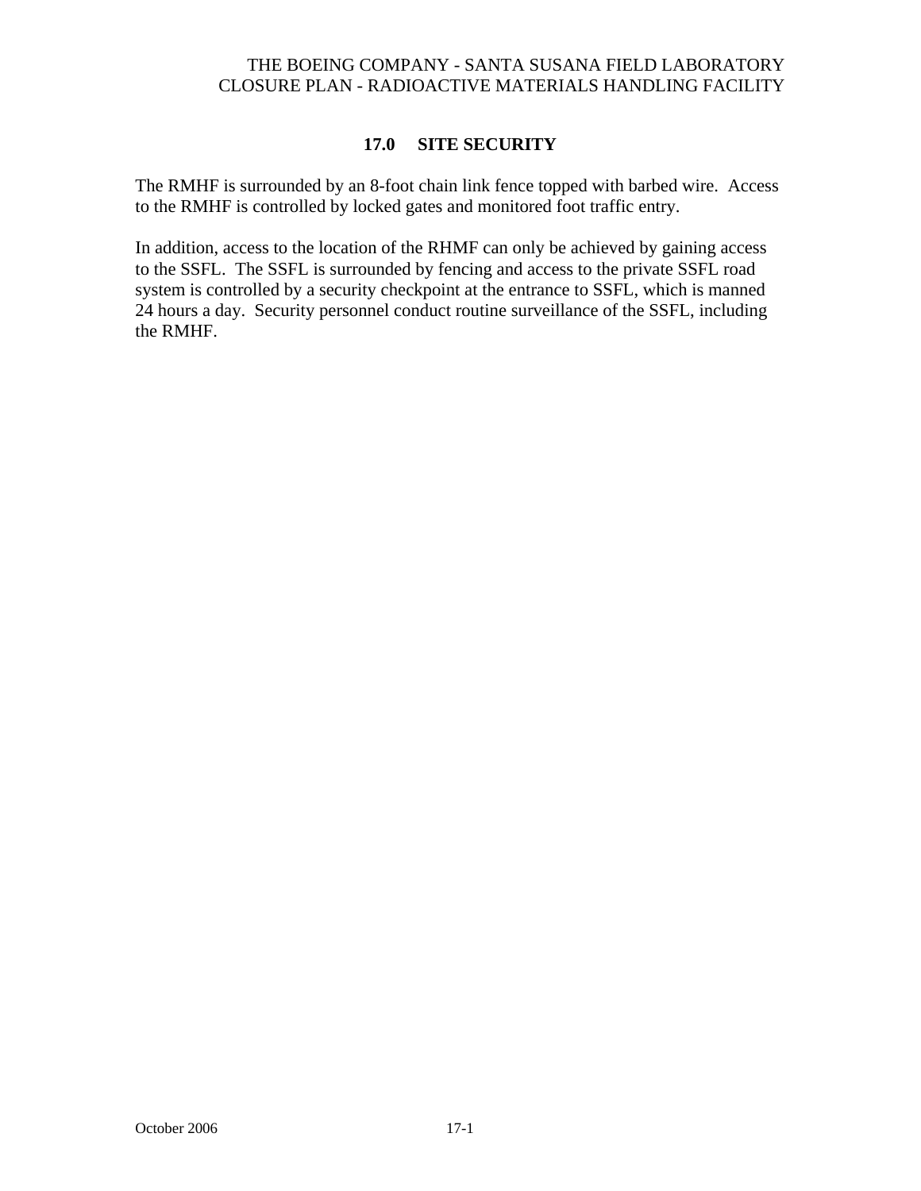## 17.0 SITE SECURITY

The RMHF is surrounded by an 8-foot chain link fence topped with barbed wire. Access to the RMHF is controlled by locked gates and monitored foot traffic entry.

In addition, access to the location of the RHMF can only be achieved by gaining access to the SSFL. The SSFL is surrounded by fencing and access to the private SSFL road system is controlled by a security checkpoint at the entrance to SSFL, which is manned 24 hours a day. Security personnel conduct routine surveillance of the SSFL, including the RMHF.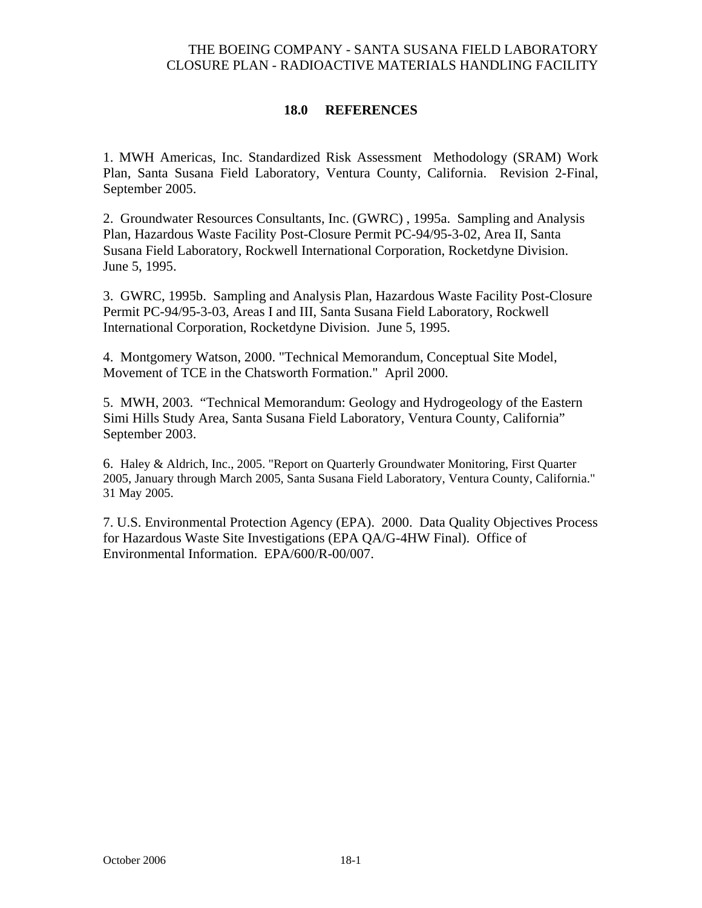## 18.0 REFERENCES

1. MWH Americas, Inc. Standardized Risk Assessment Methodology (SRAM) Work Plan, Santa Susana Field Laboratory, Ventura County, California. Revision 2-Final, September 2005.

2. Groundwater Resources Consultants, Inc. (GWRC) , 1995a. Sampling and Analysis Plan, Hazardous Waste Facility Post-Closure Permit PC-94/95-3-02, Area II, Santa Susana Field Laboratory, Rockwell International Corporation, Rocketdyne Division. June 5, 1995.

3. GWRC, 1995b. Sampling and Analysis Plan, Hazardous Waste Facility Post-Closure Permit PC-94/95-3-03, Areas I and III, Santa Susana Field Laboratory, Rockwell International Corporation, Rocketdyne Division. June 5, 1995.

4. Montgomery Watson, 2000. "Technical Memorandum, Conceptual Site Model, Movement of TCE in the Chatsworth Formation." April 2000.

5. MWH, 2003. "Technical Memorandum: Geology and Hydrogeology of the Eastern Simi Hills Study Area, Santa Susana Field Laboratory, Ventura County, California" September 2003.

6. Haley & Aldrich, Inc., 2005. "Report on Quarterly Groundwater Monitoring, First Quarter 2005, January through March 2005, Santa Susana Field Laboratory, Ventura County, California." 31 May 2005.

7. U.S. Environmental Protection Agency (EPA). 2000. Data Quality Objectives Process for Hazardous Waste Site Investigations (EPA QA/G-4HW Final). Office of Environmental Information. EPA/600/R-00/007.